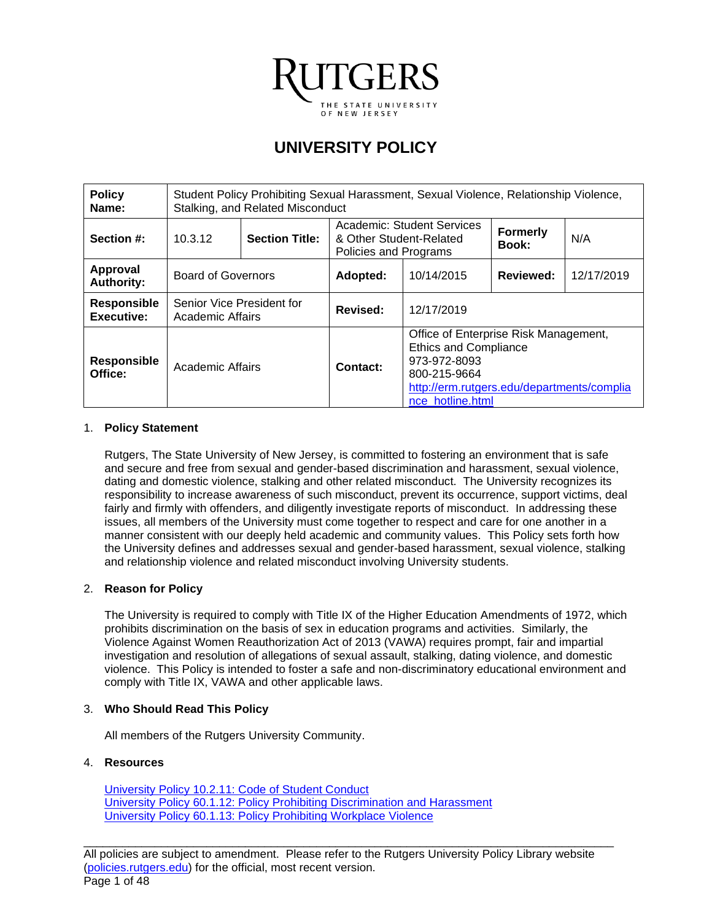RUTGERS
THE STATE UNIVERSITY OF NEW JERSEY

# UNIVERSITY POLICY

| **Policy Name:** | Student Policy Prohibiting Sexual Harassment, Sexual Violence, Relationship Violence, Stalking, and Related Misconduct | | | | |
|---|---|---|---|---|---|
| **Section #:** | 10.3.12 | **Section Title:** | Academic: Student Services & Other Student-Related Policies and Programs | **Formerly Book:** | N/A |
| **Approval Authority:** | Board of Governors | **Adopted:** | 10/14/2015 | **Reviewed:** | 12/17/2019 |
| **Responsible Executive:** | Senior Vice President for Academic Affairs | **Revised:** | 12/17/2019 | | |
| **Responsible Office:** | Academic Affairs | **Contact:** | Office of Enterprise Risk Management, Ethics and Compliance 973-972-8093 800-215-9664 http://erm.rutgers.edu/departments/compliance_hotline.html | | |

## 1. Policy Statement

Rutgers, The State University of New Jersey, is committed to fostering an environment that is safe and secure and free from sexual and gender-based discrimination and harassment, sexual violence, dating and domestic violence, stalking and other related misconduct. The University recognizes its responsibility to increase awareness of such misconduct, prevent its occurrence, support victims, deal fairly and firmly with offenders, and diligently investigate reports of misconduct. In addressing these issues, all members of the University must come together to respect and care for one another in a manner consistent with our deeply held academic and community values. This Policy sets forth how the University defines and addresses sexual and gender-based harassment, sexual violence, stalking and relationship violence and related misconduct involving University students.

## 2. Reason for Policy

The University is required to comply with Title IX of the Higher Education Amendments of 1972, which prohibits discrimination on the basis of sex in education programs and activities. Similarly, the Violence Against Women Reauthorization Act of 2013 (VAWA) requires prompt, fair and impartial investigation and resolution of allegations of sexual assault, stalking, dating violence, and domestic violence. This Policy is intended to foster a safe and non-discriminatory educational environment and comply with Title IX, VAWA and other applicable laws.

## 3. Who Should Read This Policy

All members of the Rutgers University Community.

## 4. Resources

University Policy 10.2.11: Code of Student Conduct
University Policy 60.1.12: Policy Prohibiting Discrimination and Harassment
University Policy 60.1.13: Policy Prohibiting Workplace Violence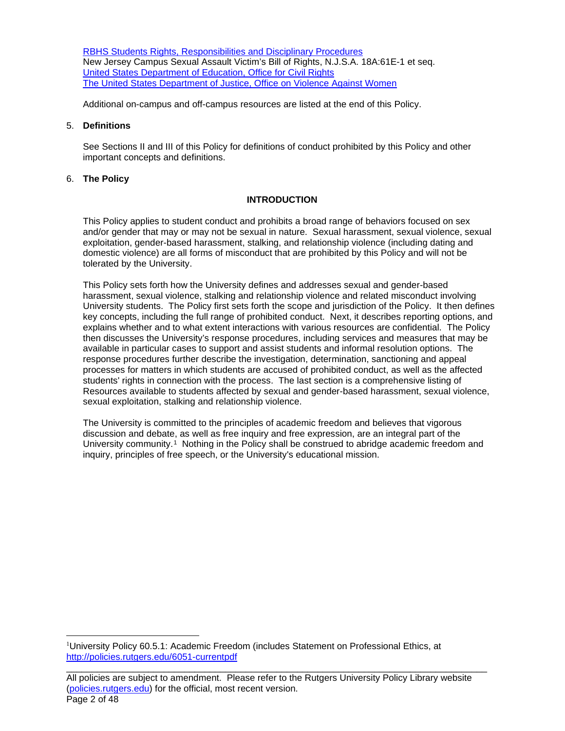[RBHS Students Rights, Responsibilities and Disciplinary Procedures](#)
New Jersey Campus Sexual Assault Victim's Bill of Rights, N.J.S.A. 18A:61E-1 et seq.
[United States Department of Education, Office for Civil Rights](#)
[The United States Department of Justice, Office on Violence Against Women](#)

Additional on-campus and off-campus resources are listed at the end of this Policy.

5. **Definitions**

See Sections II and III of this Policy for definitions of conduct prohibited by this Policy and other important concepts and definitions.

6. **The Policy**

## INTRODUCTION

This Policy applies to student conduct and prohibits a broad range of behaviors focused on sex and/or gender that may or may not be sexual in nature. Sexual harassment, sexual violence, sexual exploitation, gender-based harassment, stalking, and relationship violence (including dating and domestic violence) are all forms of misconduct that are prohibited by this Policy and will not be tolerated by the University.

This Policy sets forth how the University defines and addresses sexual and gender-based harassment, sexual violence, stalking and relationship violence and related misconduct involving University students. The Policy first sets forth the scope and jurisdiction of the Policy. It then defines key concepts, including the full range of prohibited conduct. Next, it describes reporting options, and explains whether and to what extent interactions with various resources are confidential. The Policy then discusses the University's response procedures, including services and measures that may be available in particular cases to support and assist students and informal resolution options. The response procedures further describe the investigation, determination, sanctioning and appeal processes for matters in which students are accused of prohibited conduct, as well as the affected students' rights in connection with the process. The last section is a comprehensive listing of Resources available to students affected by sexual and gender-based harassment, sexual violence, sexual exploitation, stalking and relationship violence.

The University is committed to the principles of academic freedom and believes that vigorous discussion and debate, as well as free inquiry and free expression, are an integral part of the University community.[1] Nothing in the Policy shall be construed to abridge academic freedom and inquiry, principles of free speech, or the University's educational mission.

---

[1] University Policy 60.5.1: Academic Freedom (includes Statement on Professional Ethics, at http://policies.rutgers.edu/6051-currentpdf

All policies are subject to amendment. Please refer to the Rutgers University Policy Library website (policies.rutgers.edu) for the official, most recent version.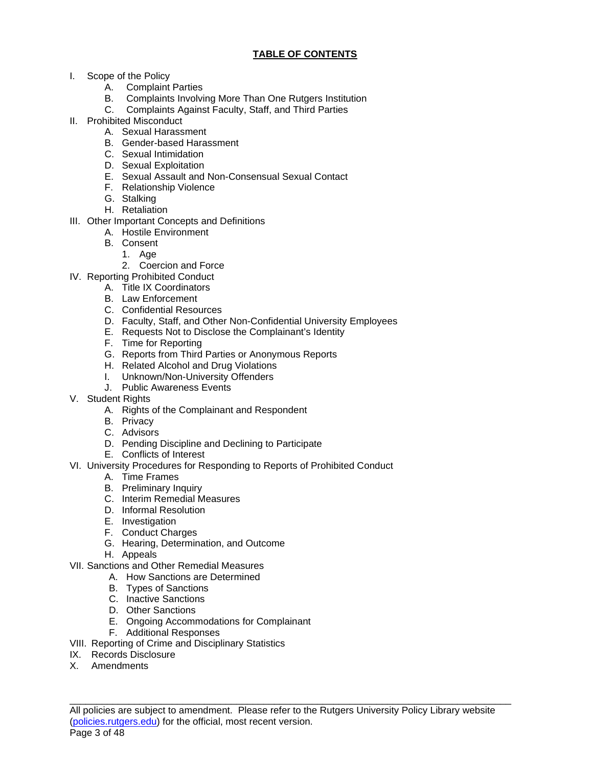## TABLE OF CONTENTS

- I. Scope of the Policy
  - A. Complaint Parties
  - B. Complaints Involving More Than One Rutgers Institution
  - C. Complaints Against Faculty, Staff, and Third Parties
- II. Prohibited Misconduct
  - A. Sexual Harassment
  - B. Gender-based Harassment
  - C. Sexual Intimidation
  - D. Sexual Exploitation
  - E. Sexual Assault and Non-Consensual Sexual Contact
  - F. Relationship Violence
  - G. Stalking
  - H. Retaliation
- III. Other Important Concepts and Definitions
  - A. Hostile Environment
  - B. Consent
    - 1. Age
    - 2. Coercion and Force
- IV. Reporting Prohibited Conduct
  - A. Title IX Coordinators
  - B. Law Enforcement
  - C. Confidential Resources
  - D. Faculty, Staff, and Other Non-Confidential University Employees
  - E. Requests Not to Disclose the Complainant's Identity
  - F. Time for Reporting
  - G. Reports from Third Parties or Anonymous Reports
  - H. Related Alcohol and Drug Violations
  - I. Unknown/Non-University Offenders
  - J. Public Awareness Events
- V. Student Rights
  - A. Rights of the Complainant and Respondent
  - B. Privacy
  - C. Advisors
  - D. Pending Discipline and Declining to Participate
  - E. Conflicts of Interest
- VI. University Procedures for Responding to Reports of Prohibited Conduct
  - A. Time Frames
  - B. Preliminary Inquiry
  - C. Interim Remedial Measures
  - D. Informal Resolution
  - E. Investigation
  - F. Conduct Charges
  - G. Hearing, Determination, and Outcome
  - H. Appeals
- VII. Sanctions and Other Remedial Measures
  - A. How Sanctions are Determined
  - B. Types of Sanctions
  - C. Inactive Sanctions
  - D. Other Sanctions
  - E. Ongoing Accommodations for Complainant
  - F. Additional Responses
- VIII. Reporting of Crime and Disciplinary Statistics
- IX. Records Disclosure
- X. Amendments

All policies are subject to amendment. Please refer to the Rutgers University Policy Library website ([policies.rutgers.edu](policies.rutgers.edu)) for the official, most recent version.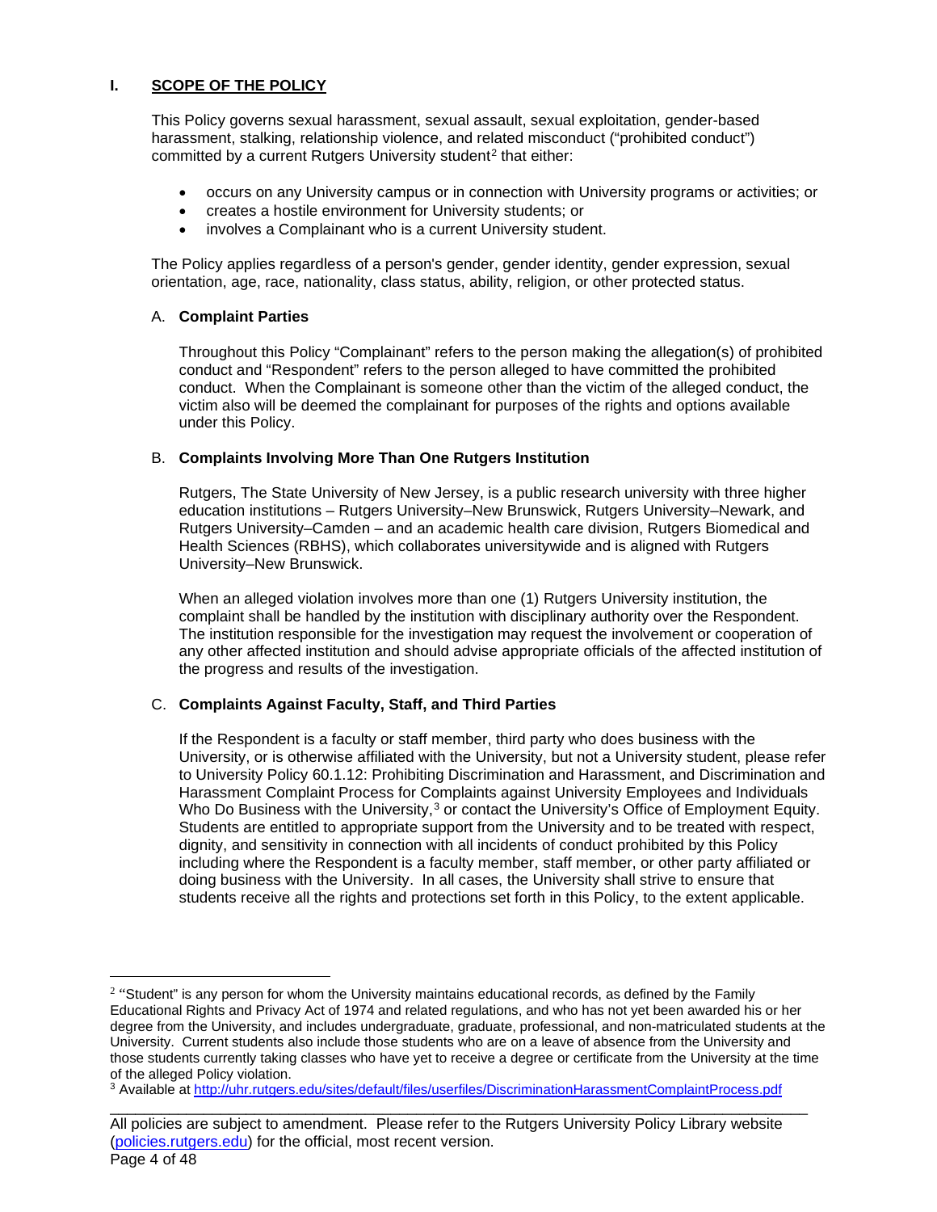## I. SCOPE OF THE POLICY

This Policy governs sexual harassment, sexual assault, sexual exploitation, gender-based harassment, stalking, relationship violence, and related misconduct ("prohibited conduct") committed by a current Rutgers University student[2] that either:

- occurs on any University campus or in connection with University programs or activities; or
- creates a hostile environment for University students; or
- involves a Complainant who is a current University student.

The Policy applies regardless of a person's gender, gender identity, gender expression, sexual orientation, age, race, nationality, class status, ability, religion, or other protected status.

### A. Complaint Parties

Throughout this Policy "Complainant" refers to the person making the allegation(s) of prohibited conduct and "Respondent" refers to the person alleged to have committed the prohibited conduct. When the Complainant is someone other than the victim of the alleged conduct, the victim also will be deemed the complainant for purposes of the rights and options available under this Policy.

### B. Complaints Involving More Than One Rutgers Institution

Rutgers, The State University of New Jersey, is a public research university with three higher education institutions – Rutgers University–New Brunswick, Rutgers University–Newark, and Rutgers University–Camden – and an academic health care division, Rutgers Biomedical and Health Sciences (RBHS), which collaborates universitywide and is aligned with Rutgers University–New Brunswick.

When an alleged violation involves more than one (1) Rutgers University institution, the complaint shall be handled by the institution with disciplinary authority over the Respondent. The institution responsible for the investigation may request the involvement or cooperation of any other affected institution and should advise appropriate officials of the affected institution of the progress and results of the investigation.

### C. Complaints Against Faculty, Staff, and Third Parties

If the Respondent is a faculty or staff member, third party who does business with the University, or is otherwise affiliated with the University, but not a University student, please refer to University Policy 60.1.12: Prohibiting Discrimination and Harassment, and Discrimination and Harassment Complaint Process for Complaints against University Employees and Individuals Who Do Business with the University,[3] or contact the University's Office of Employment Equity. Students are entitled to appropriate support from the University and to be treated with respect, dignity, and sensitivity in connection with all incidents of conduct prohibited by this Policy including where the Respondent is a faculty member, staff member, or other party affiliated or doing business with the University. In all cases, the University shall strive to ensure that students receive all the rights and protections set forth in this Policy, to the extent applicable.

---

[2] "Student" is any person for whom the University maintains educational records, as defined by the Family Educational Rights and Privacy Act of 1974 and related regulations, and who has not yet been awarded his or her degree from the University, and includes undergraduate, graduate, professional, and non-matriculated students at the University. Current students also include those students who are on a leave of absence from the University and those students currently taking classes who have yet to receive a degree or certificate from the University at the time of the alleged Policy violation.

[3] Available at http://uhr.rutgers.edu/sites/default/files/userfiles/DiscriminationHarassmentComplaintProcess.pdf

All policies are subject to amendment. Please refer to the Rutgers University Policy Library website (policies.rutgers.edu) for the official, most recent version.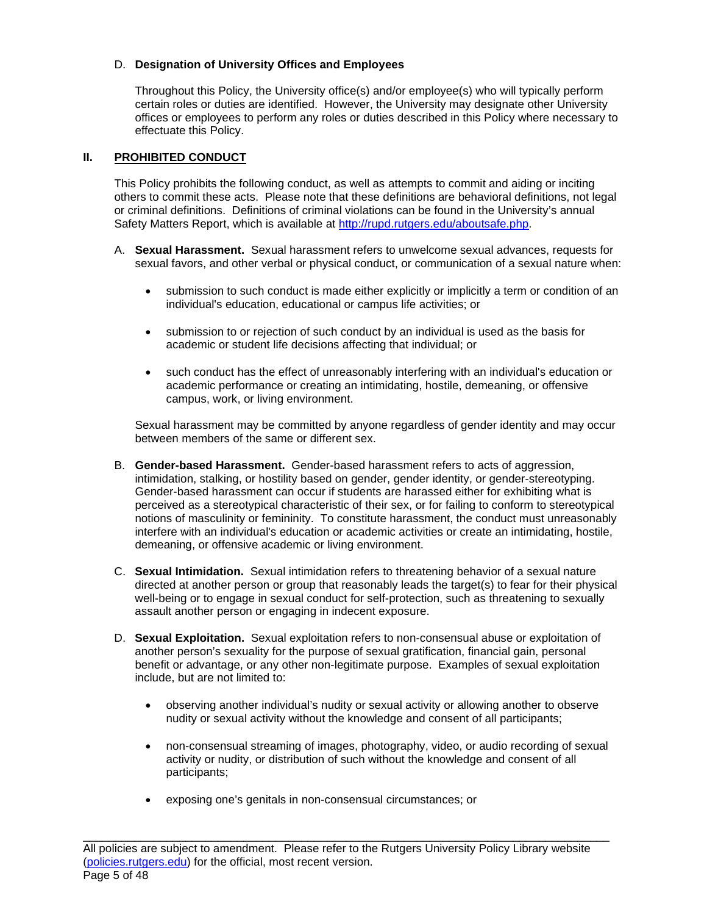D. **Designation of University Offices and Employees**

Throughout this Policy, the University office(s) and/or employee(s) who will typically perform certain roles or duties are identified. However, the University may designate other University offices or employees to perform any roles or duties described in this Policy where necessary to effectuate this Policy.

## II. PROHIBITED CONDUCT

This Policy prohibits the following conduct, as well as attempts to commit and aiding or inciting others to commit these acts. Please note that these definitions are behavioral definitions, not legal or criminal definitions. Definitions of criminal violations can be found in the University's annual Safety Matters Report, which is available at [http://rupd.rutgers.edu/aboutsafe.php](http://rupd.rutgers.edu/aboutsafe.php).

A. **Sexual Harassment.** Sexual harassment refers to unwelcome sexual advances, requests for sexual favors, and other verbal or physical conduct, or communication of a sexual nature when:

- submission to such conduct is made either explicitly or implicitly a term or condition of an individual's education, educational or campus life activities; or
- submission to or rejection of such conduct by an individual is used as the basis for academic or student life decisions affecting that individual; or
- such conduct has the effect of unreasonably interfering with an individual's education or academic performance or creating an intimidating, hostile, demeaning, or offensive campus, work, or living environment.

Sexual harassment may be committed by anyone regardless of gender identity and may occur between members of the same or different sex.

B. **Gender-based Harassment.** Gender-based harassment refers to acts of aggression, intimidation, stalking, or hostility based on gender, gender identity, or gender-stereotyping. Gender-based harassment can occur if students are harassed either for exhibiting what is perceived as a stereotypical characteristic of their sex, or for failing to conform to stereotypical notions of masculinity or femininity. To constitute harassment, the conduct must unreasonably interfere with an individual's education or academic activities or create an intimidating, hostile, demeaning, or offensive academic or living environment.

C. **Sexual Intimidation.** Sexual intimidation refers to threatening behavior of a sexual nature directed at another person or group that reasonably leads the target(s) to fear for their physical well-being or to engage in sexual conduct for self-protection, such as threatening to sexually assault another person or engaging in indecent exposure.

D. **Sexual Exploitation.** Sexual exploitation refers to non-consensual abuse or exploitation of another person's sexuality for the purpose of sexual gratification, financial gain, personal benefit or advantage, or any other non-legitimate purpose. Examples of sexual exploitation include, but are not limited to:

- observing another individual's nudity or sexual activity or allowing another to observe nudity or sexual activity without the knowledge and consent of all participants;
- non-consensual streaming of images, photography, video, or audio recording of sexual activity or nudity, or distribution of such without the knowledge and consent of all participants;
- exposing one's genitals in non-consensual circumstances; or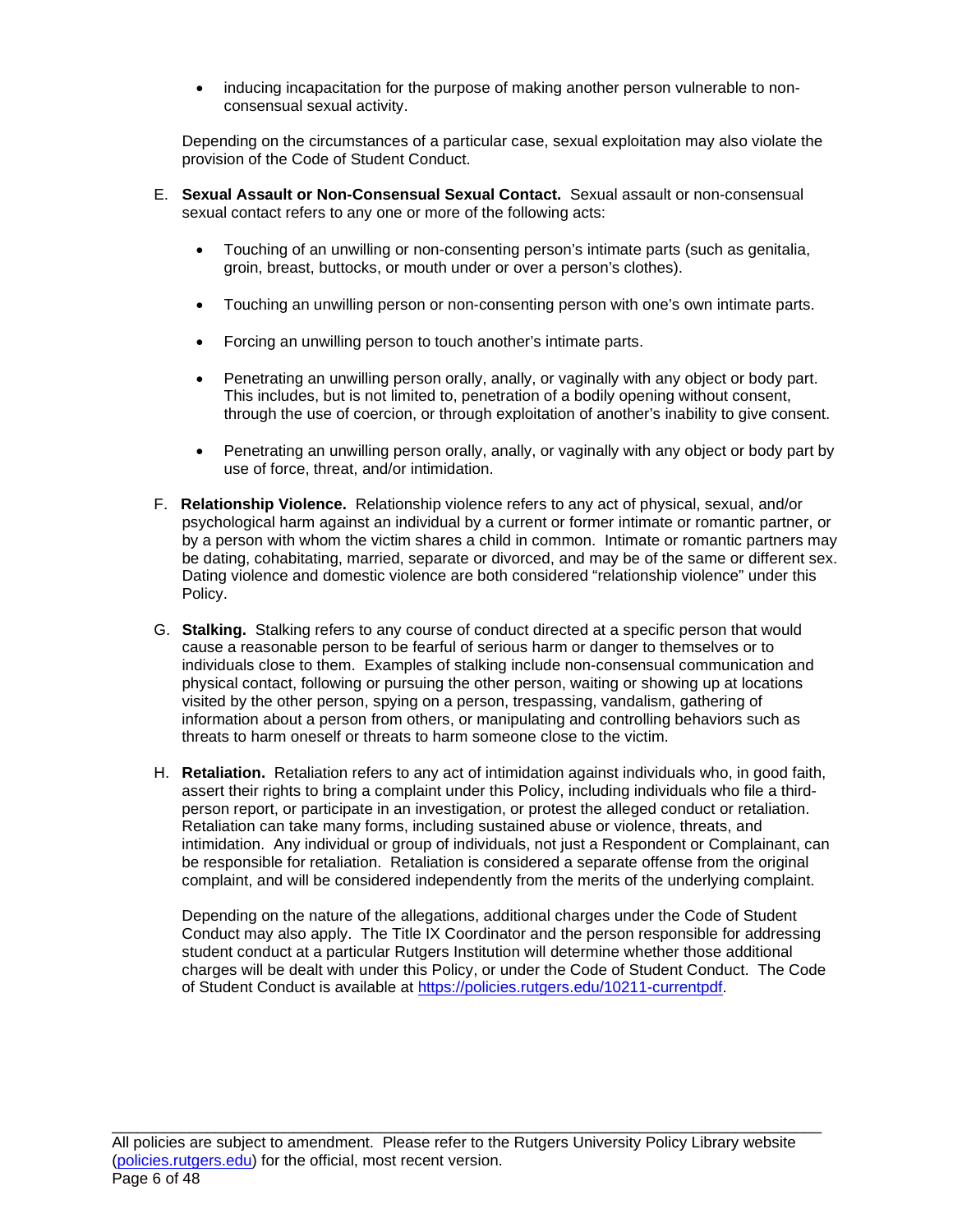- inducing incapacitation for the purpose of making another person vulnerable to non-consensual sexual activity.

Depending on the circumstances of a particular case, sexual exploitation may also violate the provision of the Code of Student Conduct.

E. **Sexual Assault or Non-Consensual Sexual Contact.** Sexual assault or non-consensual sexual contact refers to any one or more of the following acts:

- Touching of an unwilling or non-consenting person's intimate parts (such as genitalia, groin, breast, buttocks, or mouth under or over a person's clothes).
- Touching an unwilling person or non-consenting person with one's own intimate parts.
- Forcing an unwilling person to touch another's intimate parts.
- Penetrating an unwilling person orally, anally, or vaginally with any object or body part. This includes, but is not limited to, penetration of a bodily opening without consent, through the use of coercion, or through exploitation of another's inability to give consent.
- Penetrating an unwilling person orally, anally, or vaginally with any object or body part by use of force, threat, and/or intimidation.

F. **Relationship Violence.** Relationship violence refers to any act of physical, sexual, and/or psychological harm against an individual by a current or former intimate or romantic partner, or by a person with whom the victim shares a child in common. Intimate or romantic partners may be dating, cohabitating, married, separate or divorced, and may be of the same or different sex. Dating violence and domestic violence are both considered "relationship violence" under this Policy.

G. **Stalking.** Stalking refers to any course of conduct directed at a specific person that would cause a reasonable person to be fearful of serious harm or danger to themselves or to individuals close to them. Examples of stalking include non-consensual communication and physical contact, following or pursuing the other person, waiting or showing up at locations visited by the other person, spying on a person, trespassing, vandalism, gathering of information about a person from others, or manipulating and controlling behaviors such as threats to harm oneself or threats to harm someone close to the victim.

H. **Retaliation.** Retaliation refers to any act of intimidation against individuals who, in good faith, assert their rights to bring a complaint under this Policy, including individuals who file a third-person report, or participate in an investigation, or protest the alleged conduct or retaliation. Retaliation can take many forms, including sustained abuse or violence, threats, and intimidation. Any individual or group of individuals, not just a Respondent or Complainant, can be responsible for retaliation. Retaliation is considered a separate offense from the original complaint, and will be considered independently from the merits of the underlying complaint.

Depending on the nature of the allegations, additional charges under the Code of Student Conduct may also apply. The Title IX Coordinator and the person responsible for addressing student conduct at a particular Rutgers Institution will determine whether those additional charges will be dealt with under this Policy, or under the Code of Student Conduct. The Code of Student Conduct is available at [https://policies.rutgers.edu/10211-currentpdf](https://policies.rutgers.edu/10211-currentpdf).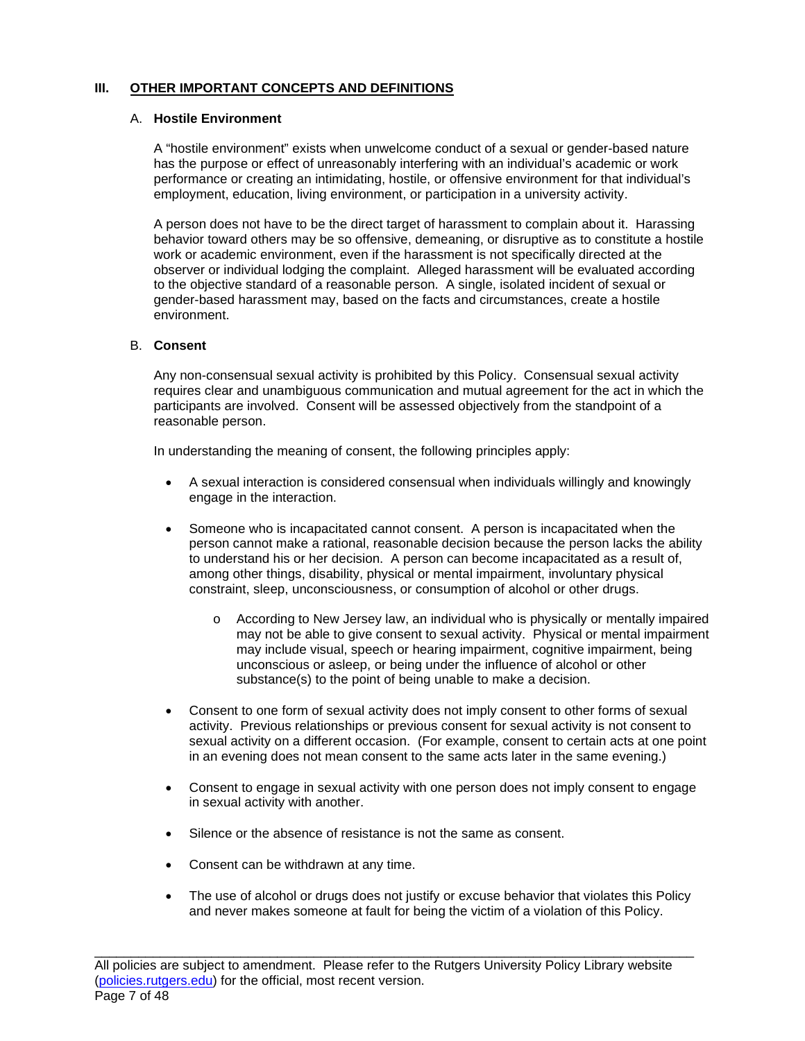## III. OTHER IMPORTANT CONCEPTS AND DEFINITIONS

### A. Hostile Environment

A "hostile environment" exists when unwelcome conduct of a sexual or gender-based nature has the purpose or effect of unreasonably interfering with an individual's academic or work performance or creating an intimidating, hostile, or offensive environment for that individual's employment, education, living environment, or participation in a university activity.

A person does not have to be the direct target of harassment to complain about it. Harassing behavior toward others may be so offensive, demeaning, or disruptive as to constitute a hostile work or academic environment, even if the harassment is not specifically directed at the observer or individual lodging the complaint. Alleged harassment will be evaluated according to the objective standard of a reasonable person. A single, isolated incident of sexual or gender-based harassment may, based on the facts and circumstances, create a hostile environment.

### B. Consent

Any non-consensual sexual activity is prohibited by this Policy. Consensual sexual activity requires clear and unambiguous communication and mutual agreement for the act in which the participants are involved. Consent will be assessed objectively from the standpoint of a reasonable person.

In understanding the meaning of consent, the following principles apply:

- A sexual interaction is considered consensual when individuals willingly and knowingly engage in the interaction.
- Someone who is incapacitated cannot consent. A person is incapacitated when the person cannot make a rational, reasonable decision because the person lacks the ability to understand his or her decision. A person can become incapacitated as a result of, among other things, disability, physical or mental impairment, involuntary physical constraint, sleep, unconsciousness, or consumption of alcohol or other drugs.
    - According to New Jersey law, an individual who is physically or mentally impaired may not be able to give consent to sexual activity. Physical or mental impairment may include visual, speech or hearing impairment, cognitive impairment, being unconscious or asleep, or being under the influence of alcohol or other substance(s) to the point of being unable to make a decision.
- Consent to one form of sexual activity does not imply consent to other forms of sexual activity. Previous relationships or previous consent for sexual activity is not consent to sexual activity on a different occasion. (For example, consent to certain acts at one point in an evening does not mean consent to the same acts later in the same evening.)
- Consent to engage in sexual activity with one person does not imply consent to engage in sexual activity with another.
- Silence or the absence of resistance is not the same as consent.
- Consent can be withdrawn at any time.
- The use of alcohol or drugs does not justify or excuse behavior that violates this Policy and never makes someone at fault for being the victim of a violation of this Policy.

All policies are subject to amendment. Please refer to the Rutgers University Policy Library website (policies.rutgers.edu) for the official, most recent version.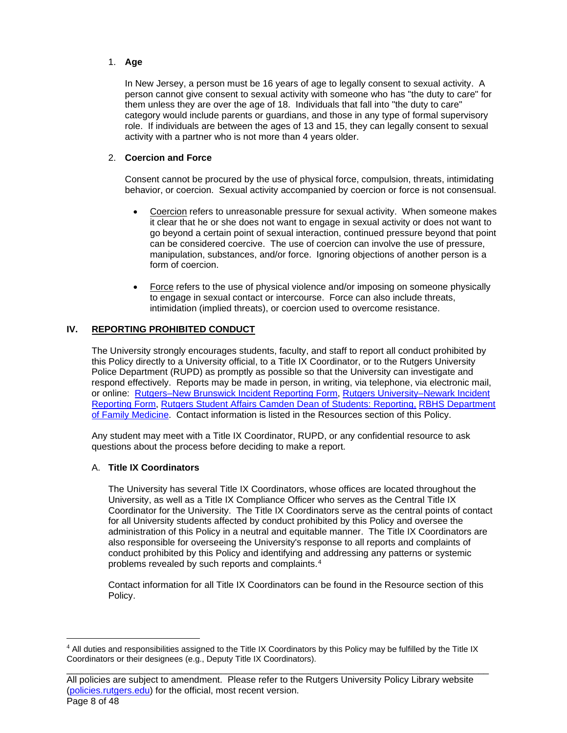1. **Age**

   In New Jersey, a person must be 16 years of age to legally consent to sexual activity. A person cannot give consent to sexual activity with someone who has "the duty to care" for them unless they are over the age of 18. Individuals that fall into "the duty to care" category would include parents or guardians, and those in any type of formal supervisory role. If individuals are between the ages of 13 and 15, they can legally consent to sexual activity with a partner who is not more than 4 years older.

2. **Coercion and Force**

   Consent cannot be procured by the use of physical force, compulsion, threats, intimidating behavior, or coercion. Sexual activity accompanied by coercion or force is not consensual.

   - Coercion refers to unreasonable pressure for sexual activity. When someone makes it clear that he or she does not want to engage in sexual activity or does not want to go beyond a certain point of sexual interaction, continued pressure beyond that point can be considered coercive. The use of coercion can involve the use of pressure, manipulation, substances, and/or force. Ignoring objections of another person is a form of coercion.

   - Force refers to the use of physical violence and/or imposing on someone physically to engage in sexual contact or intercourse. Force can also include threats, intimidation (implied threats), or coercion used to overcome resistance.

## IV. REPORTING PROHIBITED CONDUCT

The University strongly encourages students, faculty, and staff to report all conduct prohibited by this Policy directly to a University official, to a Title IX Coordinator, or to the Rutgers University Police Department (RUPD) as promptly as possible so that the University can investigate and respond effectively. Reports may be made in person, in writing, via telephone, via electronic mail, or online: Rutgers–New Brunswick Incident Reporting Form, Rutgers University–Newark Incident Reporting Form, Rutgers Student Affairs Camden Dean of Students: Reporting, RBHS Department of Family Medicine. Contact information is listed in the Resources section of this Policy.

Any student may meet with a Title IX Coordinator, RUPD, or any confidential resource to ask questions about the process before deciding to make a report.

### A. Title IX Coordinators

The University has several Title IX Coordinators, whose offices are located throughout the University, as well as a Title IX Compliance Officer who serves as the Central Title IX Coordinator for the University. The Title IX Coordinators serve as the central points of contact for all University students affected by conduct prohibited by this Policy and oversee the administration of this Policy in a neutral and equitable manner. The Title IX Coordinators are also responsible for overseeing the University's response to all reports and complaints of conduct prohibited by this Policy and identifying and addressing any patterns or systemic problems revealed by such reports and complaints.[4]

Contact information for all Title IX Coordinators can be found in the Resource section of this Policy.

---

[4] All duties and responsibilities assigned to the Title IX Coordinators by this Policy may be fulfilled by the Title IX Coordinators or their designees (e.g., Deputy Title IX Coordinators).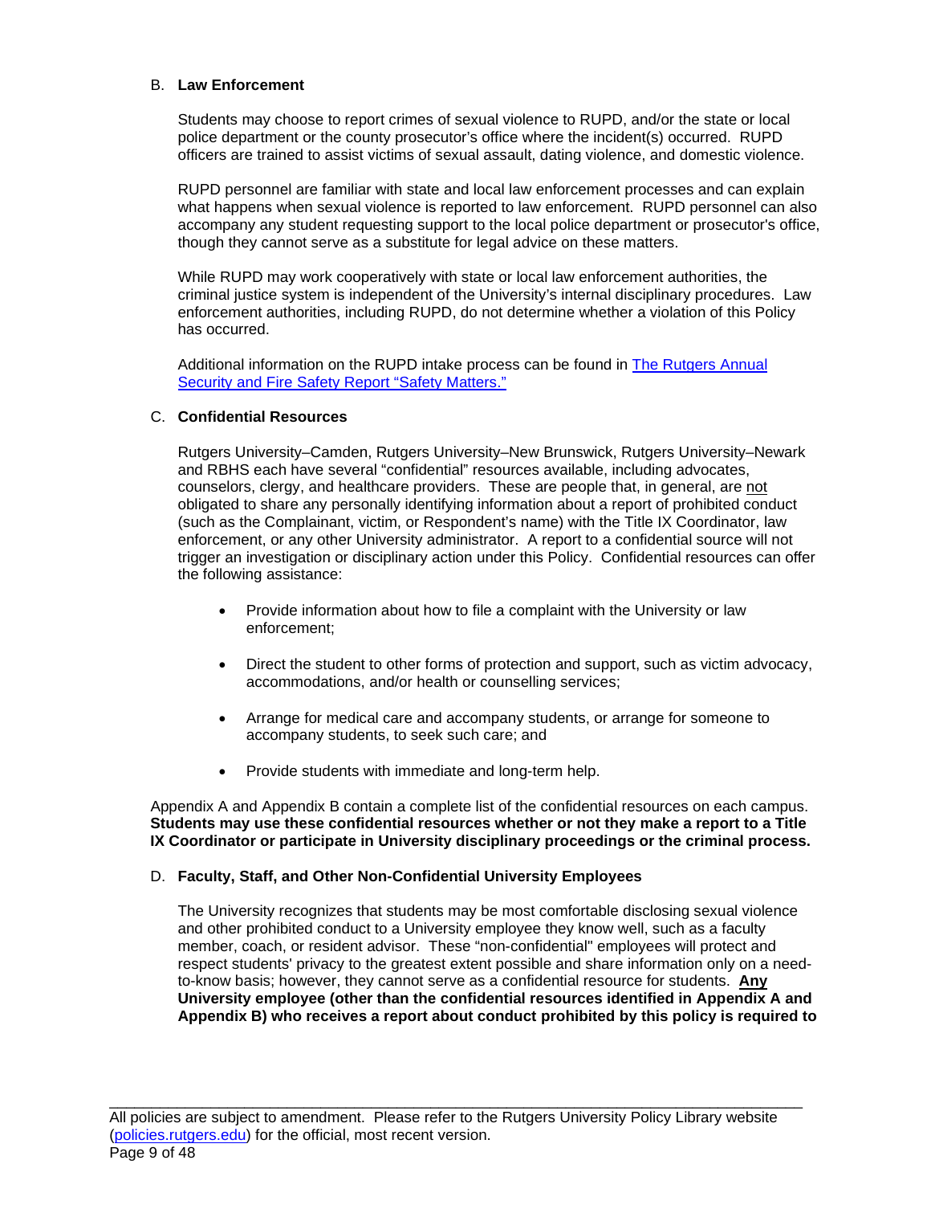B. **Law Enforcement**

Students may choose to report crimes of sexual violence to RUPD, and/or the state or local police department or the county prosecutor's office where the incident(s) occurred. RUPD officers are trained to assist victims of sexual assault, dating violence, and domestic violence.

RUPD personnel are familiar with state and local law enforcement processes and can explain what happens when sexual violence is reported to law enforcement. RUPD personnel can also accompany any student requesting support to the local police department or prosecutor's office, though they cannot serve as a substitute for legal advice on these matters.

While RUPD may work cooperatively with state or local law enforcement authorities, the criminal justice system is independent of the University's internal disciplinary procedures. Law enforcement authorities, including RUPD, do not determine whether a violation of this Policy has occurred.

Additional information on the RUPD intake process can be found in [The Rutgers Annual Security and Fire Safety Report "Safety Matters."]

C. **Confidential Resources**

Rutgers University–Camden, Rutgers University–New Brunswick, Rutgers University–Newark and RBHS each have several "confidential" resources available, including advocates, counselors, clergy, and healthcare providers. These are people that, in general, are <u>not</u> obligated to share any personally identifying information about a report of prohibited conduct (such as the Complainant, victim, or Respondent's name) with the Title IX Coordinator, law enforcement, or any other University administrator. A report to a confidential source will not trigger an investigation or disciplinary action under this Policy. Confidential resources can offer the following assistance:

- Provide information about how to file a complaint with the University or law enforcement;
- Direct the student to other forms of protection and support, such as victim advocacy, accommodations, and/or health or counselling services;
- Arrange for medical care and accompany students, or arrange for someone to accompany students, to seek such care; and
- Provide students with immediate and long-term help.

Appendix A and Appendix B contain a complete list of the confidential resources on each campus. **Students may use these confidential resources whether or not they make a report to a Title IX Coordinator or participate in University disciplinary proceedings or the criminal process.**

D. **Faculty, Staff, and Other Non-Confidential University Employees**

The University recognizes that students may be most comfortable disclosing sexual violence and other prohibited conduct to a University employee they know well, such as a faculty member, coach, or resident advisor. These "non-confidential" employees will protect and respect students' privacy to the greatest extent possible and share information only on a need-to-know basis; however, they cannot serve as a confidential resource for students. **<u>Any</u> University employee (other than the confidential resources identified in Appendix A and Appendix B) who receives a report about conduct prohibited by this policy is required to**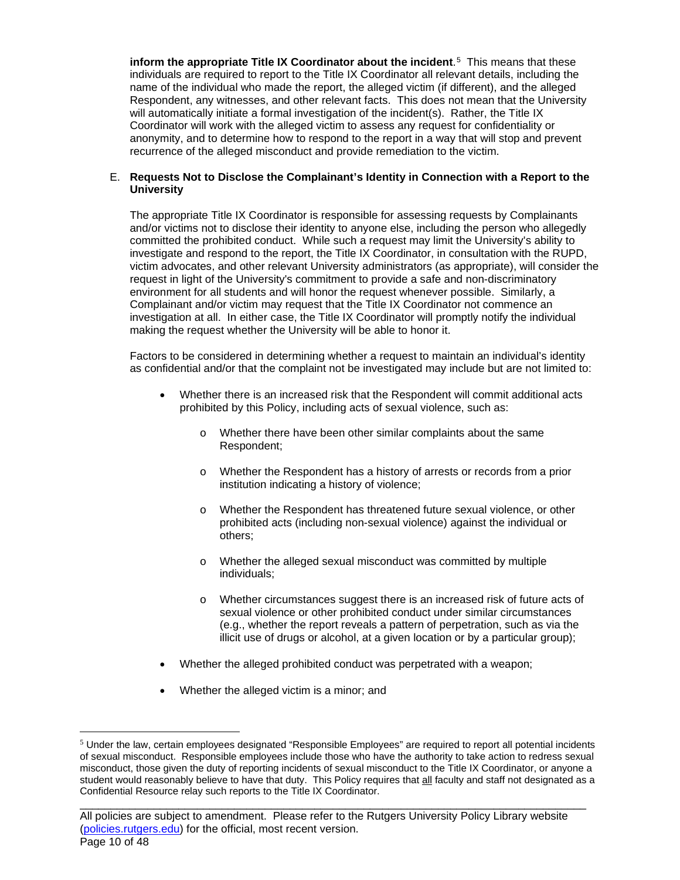**inform the appropriate Title IX Coordinator about the incident**.[5] This means that these individuals are required to report to the Title IX Coordinator all relevant details, including the name of the individual who made the report, the alleged victim (if different), and the alleged Respondent, any witnesses, and other relevant facts. This does not mean that the University will automatically initiate a formal investigation of the incident(s). Rather, the Title IX Coordinator will work with the alleged victim to assess any request for confidentiality or anonymity, and to determine how to respond to the report in a way that will stop and prevent recurrence of the alleged misconduct and provide remediation to the victim.

E. **Requests Not to Disclose the Complainant's Identity in Connection with a Report to the University**

The appropriate Title IX Coordinator is responsible for assessing requests by Complainants and/or victims not to disclose their identity to anyone else, including the person who allegedly committed the prohibited conduct. While such a request may limit the University's ability to investigate and respond to the report, the Title IX Coordinator, in consultation with the RUPD, victim advocates, and other relevant University administrators (as appropriate), will consider the request in light of the University's commitment to provide a safe and non-discriminatory environment for all students and will honor the request whenever possible. Similarly, a Complainant and/or victim may request that the Title IX Coordinator not commence an investigation at all. In either case, the Title IX Coordinator will promptly notify the individual making the request whether the University will be able to honor it.

Factors to be considered in determining whether a request to maintain an individual's identity as confidential and/or that the complaint not be investigated may include but are not limited to:

- Whether there is an increased risk that the Respondent will commit additional acts prohibited by this Policy, including acts of sexual violence, such as:
    - Whether there have been other similar complaints about the same Respondent;
    - Whether the Respondent has a history of arrests or records from a prior institution indicating a history of violence;
    - Whether the Respondent has threatened future sexual violence, or other prohibited acts (including non-sexual violence) against the individual or others;
    - Whether the alleged sexual misconduct was committed by multiple individuals;
    - Whether circumstances suggest there is an increased risk of future acts of sexual violence or other prohibited conduct under similar circumstances (e.g., whether the report reveals a pattern of perpetration, such as via the illicit use of drugs or alcohol, at a given location or by a particular group);
- Whether the alleged prohibited conduct was perpetrated with a weapon;
- Whether the alleged victim is a minor; and

[5] Under the law, certain employees designated "Responsible Employees" are required to report all potential incidents of sexual misconduct. Responsible employees include those who have the authority to take action to redress sexual misconduct, those given the duty of reporting incidents of sexual misconduct to the Title IX Coordinator, or anyone a student would reasonably believe to have that duty. This Policy requires that all faculty and staff not designated as a Confidential Resource relay such reports to the Title IX Coordinator.

All policies are subject to amendment. Please refer to the Rutgers University Policy Library website (policies.rutgers.edu) for the official, most recent version.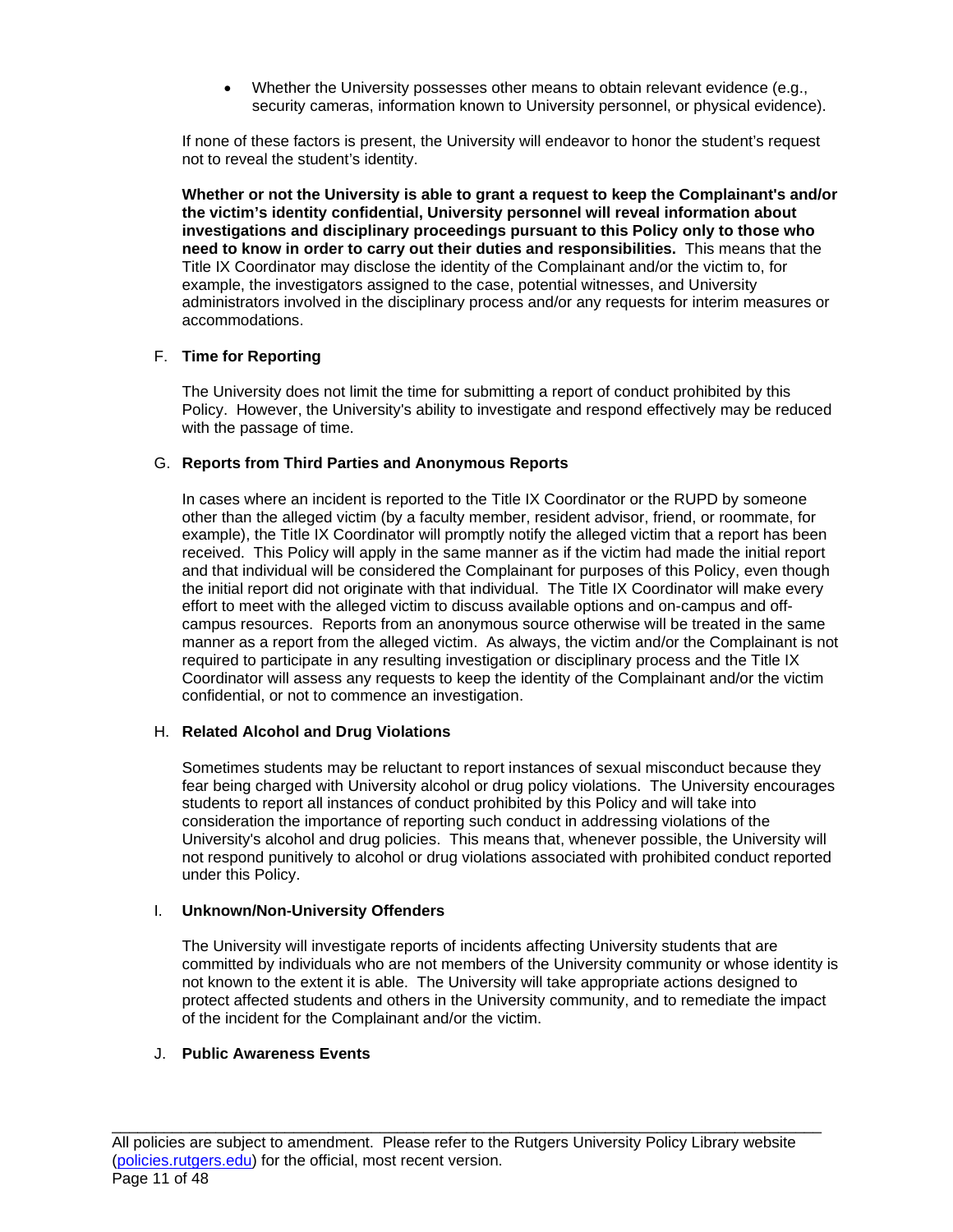- Whether the University possesses other means to obtain relevant evidence (e.g., security cameras, information known to University personnel, or physical evidence).

If none of these factors is present, the University will endeavor to honor the student's request not to reveal the student's identity.

**Whether or not the University is able to grant a request to keep the Complainant's and/or the victim's identity confidential, University personnel will reveal information about investigations and disciplinary proceedings pursuant to this Policy only to those who need to know in order to carry out their duties and responsibilities.** This means that the Title IX Coordinator may disclose the identity of the Complainant and/or the victim to, for example, the investigators assigned to the case, potential witnesses, and University administrators involved in the disciplinary process and/or any requests for interim measures or accommodations.

F. **Time for Reporting**

The University does not limit the time for submitting a report of conduct prohibited by this Policy. However, the University's ability to investigate and respond effectively may be reduced with the passage of time.

G. **Reports from Third Parties and Anonymous Reports**

In cases where an incident is reported to the Title IX Coordinator or the RUPD by someone other than the alleged victim (by a faculty member, resident advisor, friend, or roommate, for example), the Title IX Coordinator will promptly notify the alleged victim that a report has been received. This Policy will apply in the same manner as if the victim had made the initial report and that individual will be considered the Complainant for purposes of this Policy, even though the initial report did not originate with that individual. The Title IX Coordinator will make every effort to meet with the alleged victim to discuss available options and on-campus and off-campus resources. Reports from an anonymous source otherwise will be treated in the same manner as a report from the alleged victim. As always, the victim and/or the Complainant is not required to participate in any resulting investigation or disciplinary process and the Title IX Coordinator will assess any requests to keep the identity of the Complainant and/or the victim confidential, or not to commence an investigation.

H. **Related Alcohol and Drug Violations**

Sometimes students may be reluctant to report instances of sexual misconduct because they fear being charged with University alcohol or drug policy violations. The University encourages students to report all instances of conduct prohibited by this Policy and will take into consideration the importance of reporting such conduct in addressing violations of the University's alcohol and drug policies. This means that, whenever possible, the University will not respond punitively to alcohol or drug violations associated with prohibited conduct reported under this Policy.

I. **Unknown/Non-University Offenders**

The University will investigate reports of incidents affecting University students that are committed by individuals who are not members of the University community or whose identity is not known to the extent it is able. The University will take appropriate actions designed to protect affected students and others in the University community, and to remediate the impact of the incident for the Complainant and/or the victim.

J. **Public Awareness Events**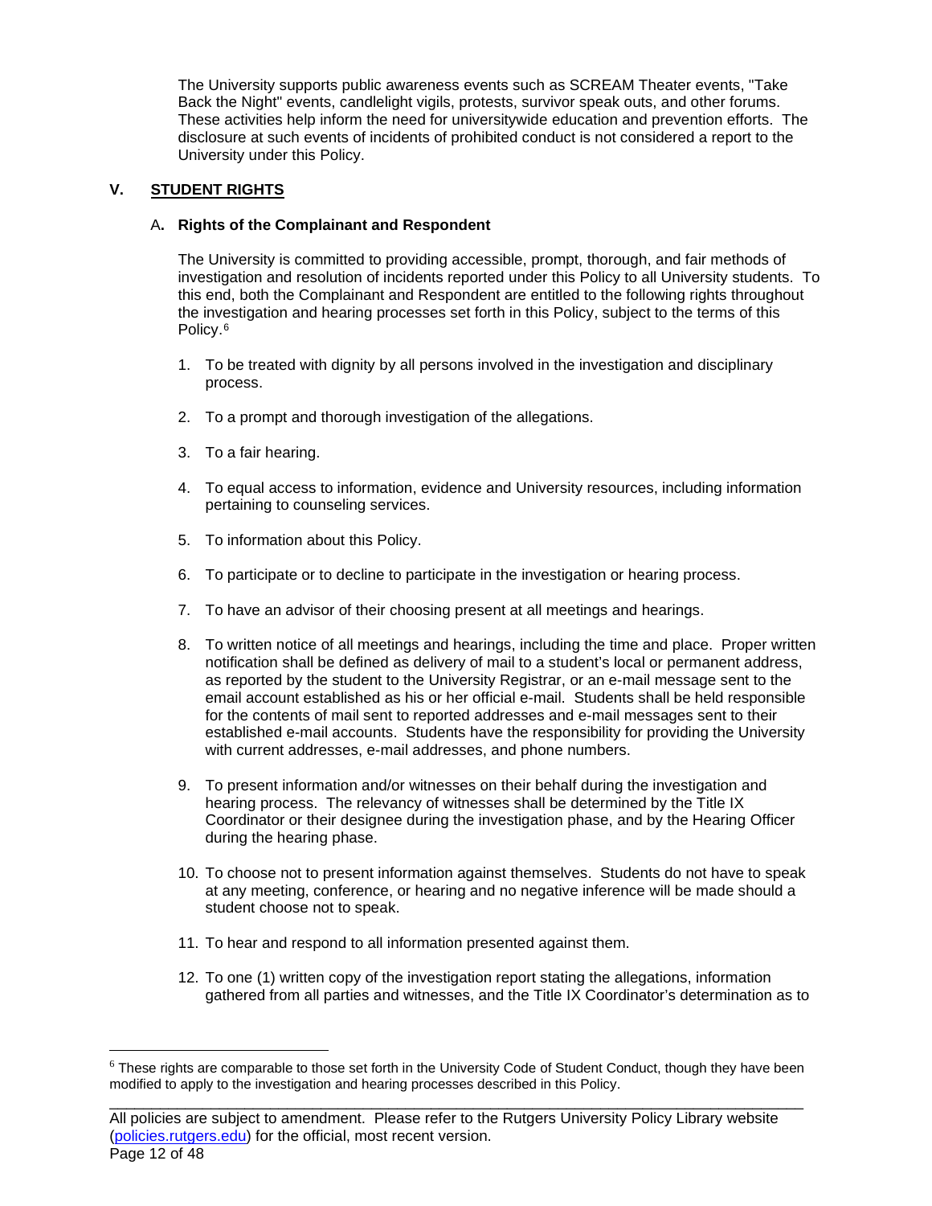The University supports public awareness events such as SCREAM Theater events, "Take Back the Night" events, candlelight vigils, protests, survivor speak outs, and other forums. These activities help inform the need for universitywide education and prevention efforts. The disclosure at such events of incidents of prohibited conduct is not considered a report to the University under this Policy.

## V. STUDENT RIGHTS

### A. Rights of the Complainant and Respondent

The University is committed to providing accessible, prompt, thorough, and fair methods of investigation and resolution of incidents reported under this Policy to all University students. To this end, both the Complainant and Respondent are entitled to the following rights throughout the investigation and hearing processes set forth in this Policy, subject to the terms of this Policy.[6]

1. To be treated with dignity by all persons involved in the investigation and disciplinary process.

2. To a prompt and thorough investigation of the allegations.

3. To a fair hearing.

4. To equal access to information, evidence and University resources, including information pertaining to counseling services.

5. To information about this Policy.

6. To participate or to decline to participate in the investigation or hearing process.

7. To have an advisor of their choosing present at all meetings and hearings.

8. To written notice of all meetings and hearings, including the time and place. Proper written notification shall be defined as delivery of mail to a student's local or permanent address, as reported by the student to the University Registrar, or an e-mail message sent to the email account established as his or her official e-mail. Students shall be held responsible for the contents of mail sent to reported addresses and e-mail messages sent to their established e-mail accounts. Students have the responsibility for providing the University with current addresses, e-mail addresses, and phone numbers.

9. To present information and/or witnesses on their behalf during the investigation and hearing process. The relevancy of witnesses shall be determined by the Title IX Coordinator or their designee during the investigation phase, and by the Hearing Officer during the hearing phase.

10. To choose not to present information against themselves. Students do not have to speak at any meeting, conference, or hearing and no negative inference will be made should a student choose not to speak.

11. To hear and respond to all information presented against them.

12. To one (1) written copy of the investigation report stating the allegations, information gathered from all parties and witnesses, and the Title IX Coordinator's determination as to

---

[6] These rights are comparable to those set forth in the University Code of Student Conduct, though they have been modified to apply to the investigation and hearing processes described in this Policy.

All policies are subject to amendment. Please refer to the Rutgers University Policy Library website (policies.rutgers.edu) for the official, most recent version.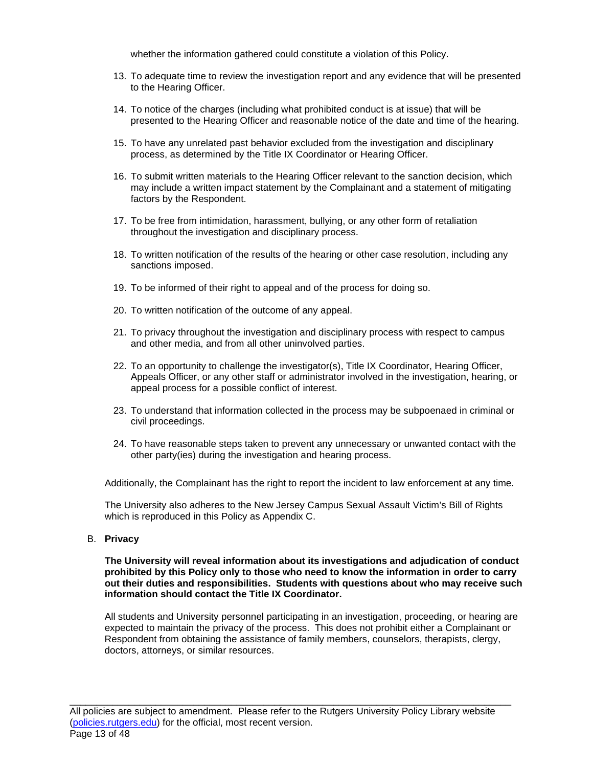whether the information gathered could constitute a violation of this Policy.

13. To adequate time to review the investigation report and any evidence that will be presented to the Hearing Officer.

14. To notice of the charges (including what prohibited conduct is at issue) that will be presented to the Hearing Officer and reasonable notice of the date and time of the hearing.

15. To have any unrelated past behavior excluded from the investigation and disciplinary process, as determined by the Title IX Coordinator or Hearing Officer.

16. To submit written materials to the Hearing Officer relevant to the sanction decision, which may include a written impact statement by the Complainant and a statement of mitigating factors by the Respondent.

17. To be free from intimidation, harassment, bullying, or any other form of retaliation throughout the investigation and disciplinary process.

18. To written notification of the results of the hearing or other case resolution, including any sanctions imposed.

19. To be informed of their right to appeal and of the process for doing so.

20. To written notification of the outcome of any appeal.

21. To privacy throughout the investigation and disciplinary process with respect to campus and other media, and from all other uninvolved parties.

22. To an opportunity to challenge the investigator(s), Title IX Coordinator, Hearing Officer, Appeals Officer, or any other staff or administrator involved in the investigation, hearing, or appeal process for a possible conflict of interest.

23. To understand that information collected in the process may be subpoenaed in criminal or civil proceedings.

24. To have reasonable steps taken to prevent any unnecessary or unwanted contact with the other party(ies) during the investigation and hearing process.

Additionally, the Complainant has the right to report the incident to law enforcement at any time.

The University also adheres to the New Jersey Campus Sexual Assault Victim's Bill of Rights which is reproduced in this Policy as Appendix C.

B. **Privacy**

**The University will reveal information about its investigations and adjudication of conduct prohibited by this Policy only to those who need to know the information in order to carry out their duties and responsibilities. Students with questions about who may receive such information should contact the Title IX Coordinator.**

All students and University personnel participating in an investigation, proceeding, or hearing are expected to maintain the privacy of the process. This does not prohibit either a Complainant or Respondent from obtaining the assistance of family members, counselors, therapists, clergy, doctors, attorneys, or similar resources.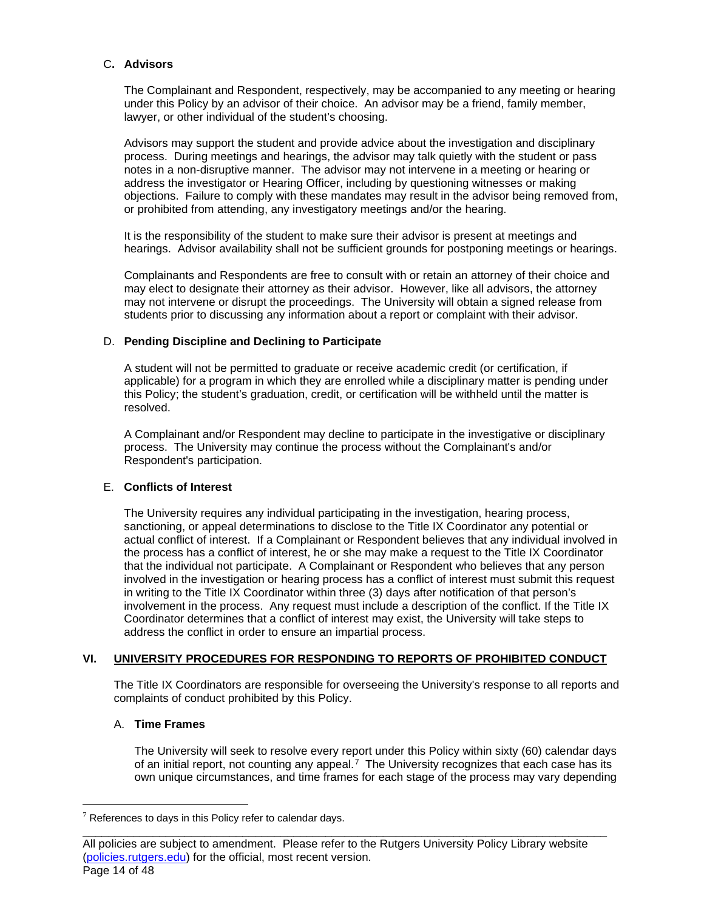### C. **Advisors**

The Complainant and Respondent, respectively, may be accompanied to any meeting or hearing under this Policy by an advisor of their choice. An advisor may be a friend, family member, lawyer, or other individual of the student's choosing.

Advisors may support the student and provide advice about the investigation and disciplinary process. During meetings and hearings, the advisor may talk quietly with the student or pass notes in a non-disruptive manner. The advisor may not intervene in a meeting or hearing or address the investigator or Hearing Officer, including by questioning witnesses or making objections. Failure to comply with these mandates may result in the advisor being removed from, or prohibited from attending, any investigatory meetings and/or the hearing.

It is the responsibility of the student to make sure their advisor is present at meetings and hearings. Advisor availability shall not be sufficient grounds for postponing meetings or hearings.

Complainants and Respondents are free to consult with or retain an attorney of their choice and may elect to designate their attorney as their advisor. However, like all advisors, the attorney may not intervene or disrupt the proceedings. The University will obtain a signed release from students prior to discussing any information about a report or complaint with their advisor.

### D. **Pending Discipline and Declining to Participate**

A student will not be permitted to graduate or receive academic credit (or certification, if applicable) for a program in which they are enrolled while a disciplinary matter is pending under this Policy; the student's graduation, credit, or certification will be withheld until the matter is resolved.

A Complainant and/or Respondent may decline to participate in the investigative or disciplinary process. The University may continue the process without the Complainant's and/or Respondent's participation.

### E. **Conflicts of Interest**

The University requires any individual participating in the investigation, hearing process, sanctioning, or appeal determinations to disclose to the Title IX Coordinator any potential or actual conflict of interest. If a Complainant or Respondent believes that any individual involved in the process has a conflict of interest, he or she may make a request to the Title IX Coordinator that the individual not participate. A Complainant or Respondent who believes that any person involved in the investigation or hearing process has a conflict of interest must submit this request in writing to the Title IX Coordinator within three (3) days after notification of that person's involvement in the process. Any request must include a description of the conflict. If the Title IX Coordinator determines that a conflict of interest may exist, the University will take steps to address the conflict in order to ensure an impartial process.

## VI. UNIVERSITY PROCEDURES FOR RESPONDING TO REPORTS OF PROHIBITED CONDUCT

The Title IX Coordinators are responsible for overseeing the University's response to all reports and complaints of conduct prohibited by this Policy.

### A. **Time Frames**

The University will seek to resolve every report under this Policy within sixty (60) calendar days of an initial report, not counting any appeal.[7] The University recognizes that each case has its own unique circumstances, and time frames for each stage of the process may vary depending

[7] References to days in this Policy refer to calendar days.

All policies are subject to amendment. Please refer to the Rutgers University Policy Library website ([policies.rutgers.edu](policies.rutgers.edu)) for the official, most recent version.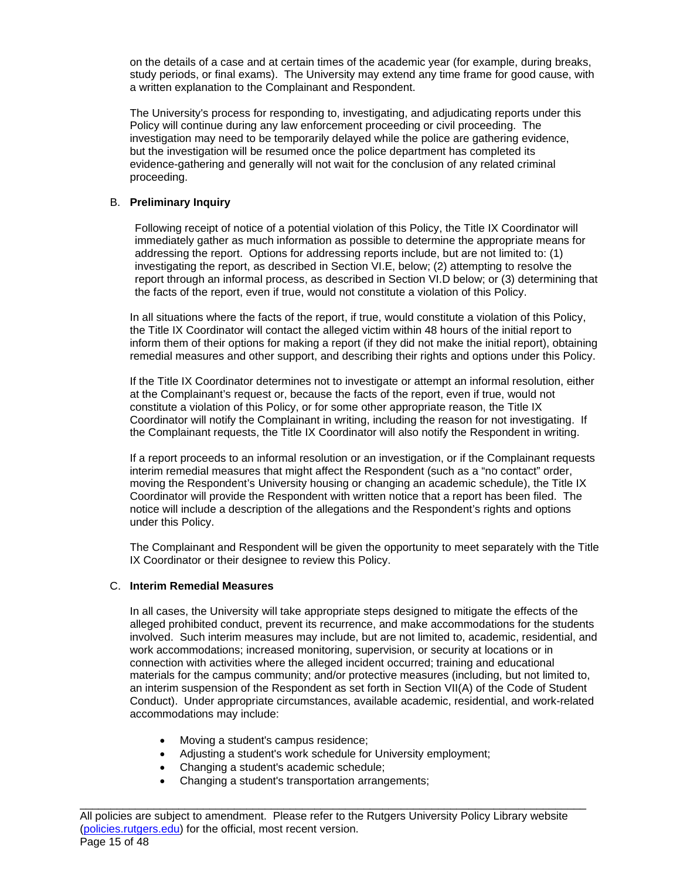on the details of a case and at certain times of the academic year (for example, during breaks, study periods, or final exams). The University may extend any time frame for good cause, with a written explanation to the Complainant and Respondent.

The University's process for responding to, investigating, and adjudicating reports under this Policy will continue during any law enforcement proceeding or civil proceeding. The investigation may need to be temporarily delayed while the police are gathering evidence, but the investigation will be resumed once the police department has completed its evidence-gathering and generally will not wait for the conclusion of any related criminal proceeding.

### B. **Preliminary Inquiry**

Following receipt of notice of a potential violation of this Policy, the Title IX Coordinator will immediately gather as much information as possible to determine the appropriate means for addressing the report. Options for addressing reports include, but are not limited to: (1) investigating the report, as described in Section VI.E, below; (2) attempting to resolve the report through an informal process, as described in Section VI.D below; or (3) determining that the facts of the report, even if true, would not constitute a violation of this Policy.

In all situations where the facts of the report, if true, would constitute a violation of this Policy, the Title IX Coordinator will contact the alleged victim within 48 hours of the initial report to inform them of their options for making a report (if they did not make the initial report), obtaining remedial measures and other support, and describing their rights and options under this Policy.

If the Title IX Coordinator determines not to investigate or attempt an informal resolution, either at the Complainant's request or, because the facts of the report, even if true, would not constitute a violation of this Policy, or for some other appropriate reason, the Title IX Coordinator will notify the Complainant in writing, including the reason for not investigating. If the Complainant requests, the Title IX Coordinator will also notify the Respondent in writing.

If a report proceeds to an informal resolution or an investigation, or if the Complainant requests interim remedial measures that might affect the Respondent (such as a "no contact" order, moving the Respondent's University housing or changing an academic schedule), the Title IX Coordinator will provide the Respondent with written notice that a report has been filed. The notice will include a description of the allegations and the Respondent's rights and options under this Policy.

The Complainant and Respondent will be given the opportunity to meet separately with the Title IX Coordinator or their designee to review this Policy.

### C. **Interim Remedial Measures**

In all cases, the University will take appropriate steps designed to mitigate the effects of the alleged prohibited conduct, prevent its recurrence, and make accommodations for the students involved. Such interim measures may include, but are not limited to, academic, residential, and work accommodations; increased monitoring, supervision, or security at locations or in connection with activities where the alleged incident occurred; training and educational materials for the campus community; and/or protective measures (including, but not limited to, an interim suspension of the Respondent as set forth in Section VII(A) of the Code of Student Conduct). Under appropriate circumstances, available academic, residential, and work-related accommodations may include:

- Moving a student's campus residence;
- Adjusting a student's work schedule for University employment;
- Changing a student's academic schedule;
- Changing a student's transportation arrangements;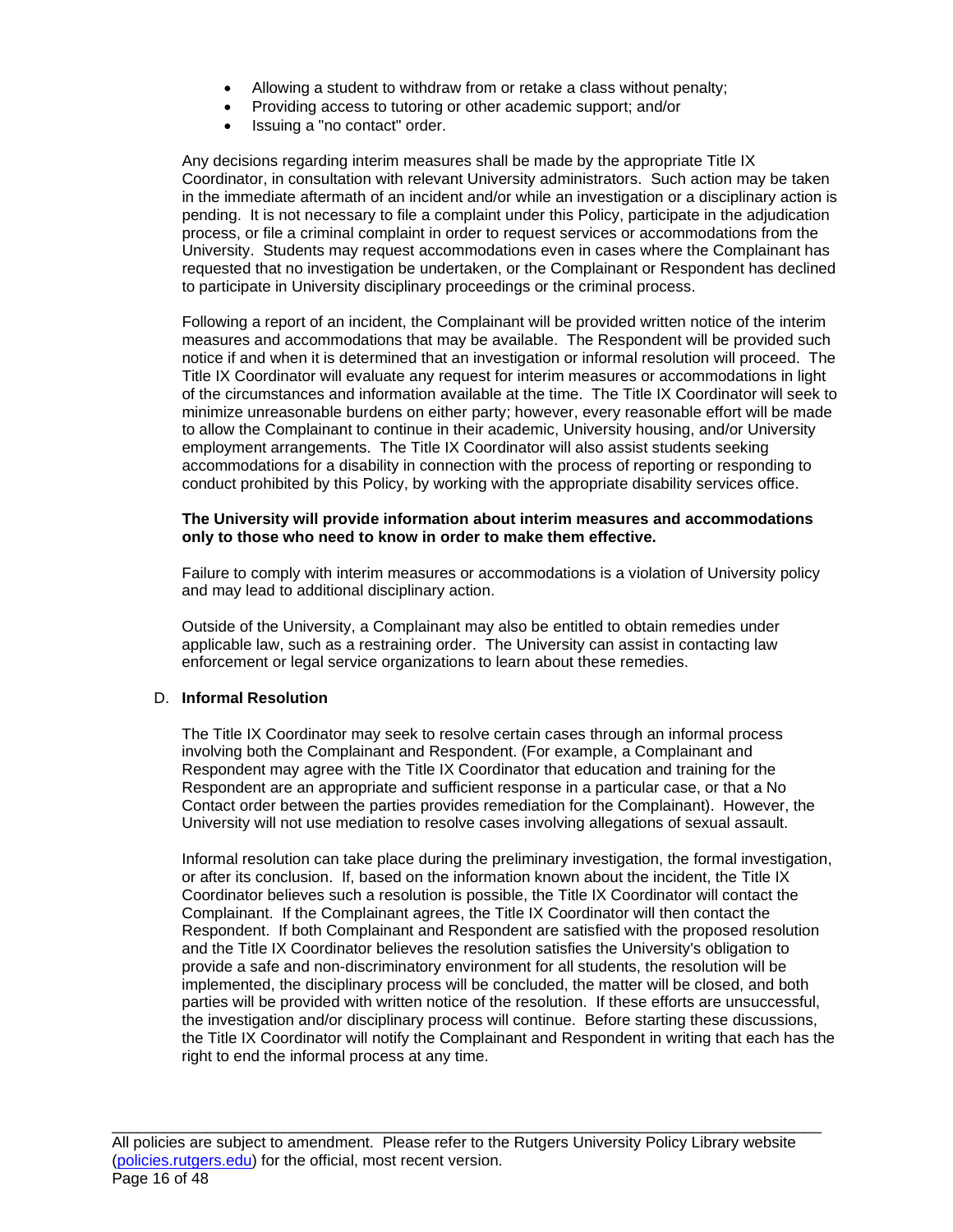- Allowing a student to withdraw from or retake a class without penalty;
- Providing access to tutoring or other academic support; and/or
- Issuing a "no contact" order.

Any decisions regarding interim measures shall be made by the appropriate Title IX Coordinator, in consultation with relevant University administrators. Such action may be taken in the immediate aftermath of an incident and/or while an investigation or a disciplinary action is pending. It is not necessary to file a complaint under this Policy, participate in the adjudication process, or file a criminal complaint in order to request services or accommodations from the University. Students may request accommodations even in cases where the Complainant has requested that no investigation be undertaken, or the Complainant or Respondent has declined to participate in University disciplinary proceedings or the criminal process.

Following a report of an incident, the Complainant will be provided written notice of the interim measures and accommodations that may be available. The Respondent will be provided such notice if and when it is determined that an investigation or informal resolution will proceed. The Title IX Coordinator will evaluate any request for interim measures or accommodations in light of the circumstances and information available at the time. The Title IX Coordinator will seek to minimize unreasonable burdens on either party; however, every reasonable effort will be made to allow the Complainant to continue in their academic, University housing, and/or University employment arrangements. The Title IX Coordinator will also assist students seeking accommodations for a disability in connection with the process of reporting or responding to conduct prohibited by this Policy, by working with the appropriate disability services office.

**The University will provide information about interim measures and accommodations only to those who need to know in order to make them effective.**

Failure to comply with interim measures or accommodations is a violation of University policy and may lead to additional disciplinary action.

Outside of the University, a Complainant may also be entitled to obtain remedies under applicable law, such as a restraining order. The University can assist in contacting law enforcement or legal service organizations to learn about these remedies.

D. **Informal Resolution**

The Title IX Coordinator may seek to resolve certain cases through an informal process involving both the Complainant and Respondent. (For example, a Complainant and Respondent may agree with the Title IX Coordinator that education and training for the Respondent are an appropriate and sufficient response in a particular case, or that a No Contact order between the parties provides remediation for the Complainant). However, the University will not use mediation to resolve cases involving allegations of sexual assault.

Informal resolution can take place during the preliminary investigation, the formal investigation, or after its conclusion. If, based on the information known about the incident, the Title IX Coordinator believes such a resolution is possible, the Title IX Coordinator will contact the Complainant. If the Complainant agrees, the Title IX Coordinator will then contact the Respondent. If both Complainant and Respondent are satisfied with the proposed resolution and the Title IX Coordinator believes the resolution satisfies the University's obligation to provide a safe and non-discriminatory environment for all students, the resolution will be implemented, the disciplinary process will be concluded, the matter will be closed, and both parties will be provided with written notice of the resolution. If these efforts are unsuccessful, the investigation and/or disciplinary process will continue. Before starting these discussions, the Title IX Coordinator will notify the Complainant and Respondent in writing that each has the right to end the informal process at any time.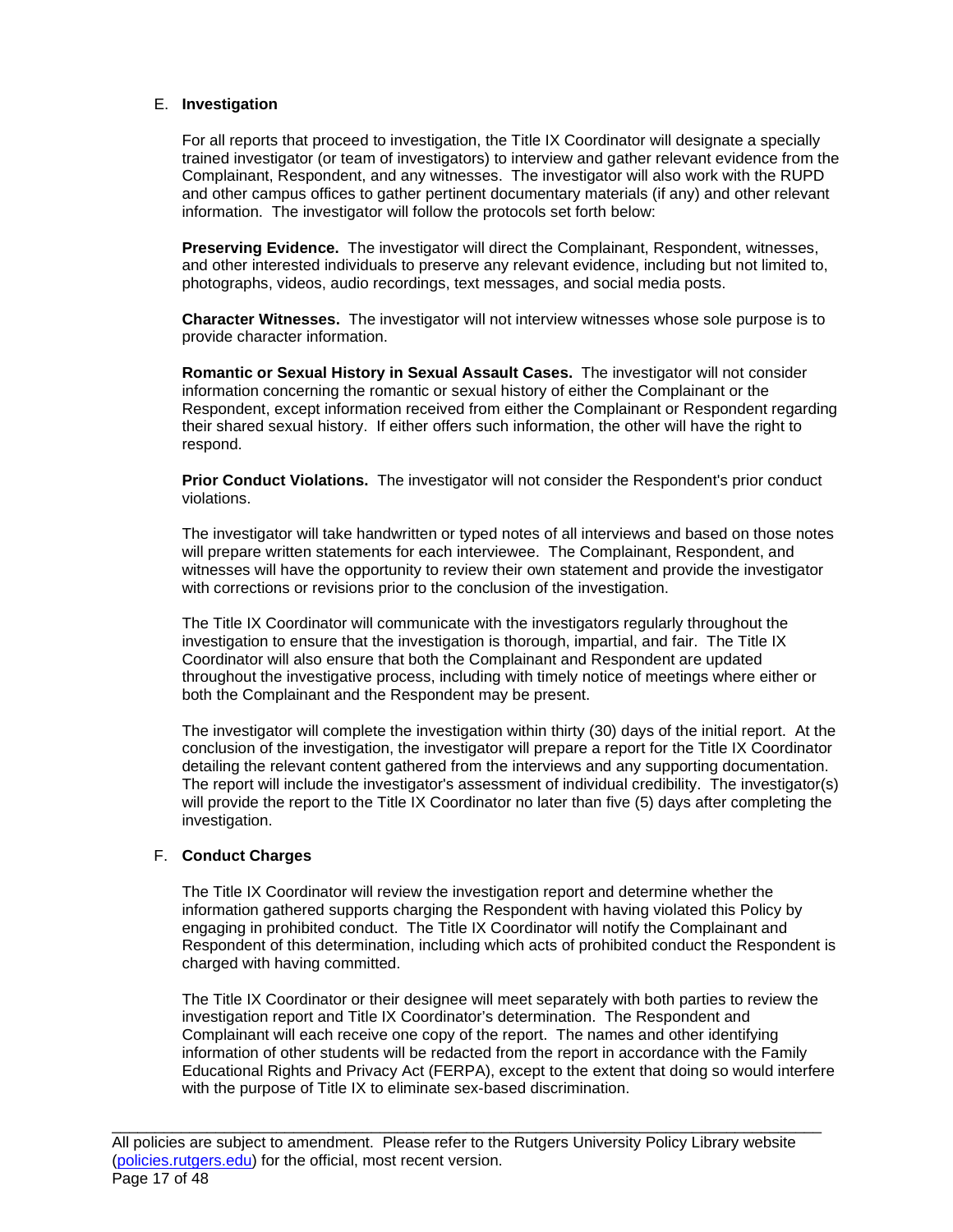E. **Investigation**

For all reports that proceed to investigation, the Title IX Coordinator will designate a specially trained investigator (or team of investigators) to interview and gather relevant evidence from the Complainant, Respondent, and any witnesses. The investigator will also work with the RUPD and other campus offices to gather pertinent documentary materials (if any) and other relevant information. The investigator will follow the protocols set forth below:

**Preserving Evidence.** The investigator will direct the Complainant, Respondent, witnesses, and other interested individuals to preserve any relevant evidence, including but not limited to, photographs, videos, audio recordings, text messages, and social media posts.

**Character Witnesses.** The investigator will not interview witnesses whose sole purpose is to provide character information.

**Romantic or Sexual History in Sexual Assault Cases.** The investigator will not consider information concerning the romantic or sexual history of either the Complainant or the Respondent, except information received from either the Complainant or Respondent regarding their shared sexual history. If either offers such information, the other will have the right to respond.

**Prior Conduct Violations.** The investigator will not consider the Respondent's prior conduct violations.

The investigator will take handwritten or typed notes of all interviews and based on those notes will prepare written statements for each interviewee. The Complainant, Respondent, and witnesses will have the opportunity to review their own statement and provide the investigator with corrections or revisions prior to the conclusion of the investigation.

The Title IX Coordinator will communicate with the investigators regularly throughout the investigation to ensure that the investigation is thorough, impartial, and fair. The Title IX Coordinator will also ensure that both the Complainant and Respondent are updated throughout the investigative process, including with timely notice of meetings where either or both the Complainant and the Respondent may be present.

The investigator will complete the investigation within thirty (30) days of the initial report. At the conclusion of the investigation, the investigator will prepare a report for the Title IX Coordinator detailing the relevant content gathered from the interviews and any supporting documentation. The report will include the investigator's assessment of individual credibility. The investigator(s) will provide the report to the Title IX Coordinator no later than five (5) days after completing the investigation.

F. **Conduct Charges**

The Title IX Coordinator will review the investigation report and determine whether the information gathered supports charging the Respondent with having violated this Policy by engaging in prohibited conduct. The Title IX Coordinator will notify the Complainant and Respondent of this determination, including which acts of prohibited conduct the Respondent is charged with having committed.

The Title IX Coordinator or their designee will meet separately with both parties to review the investigation report and Title IX Coordinator's determination. The Respondent and Complainant will each receive one copy of the report. The names and other identifying information of other students will be redacted from the report in accordance with the Family Educational Rights and Privacy Act (FERPA), except to the extent that doing so would interfere with the purpose of Title IX to eliminate sex-based discrimination.

All policies are subject to amendment. Please refer to the Rutgers University Policy Library website (policies.rutgers.edu) for the official, most recent version.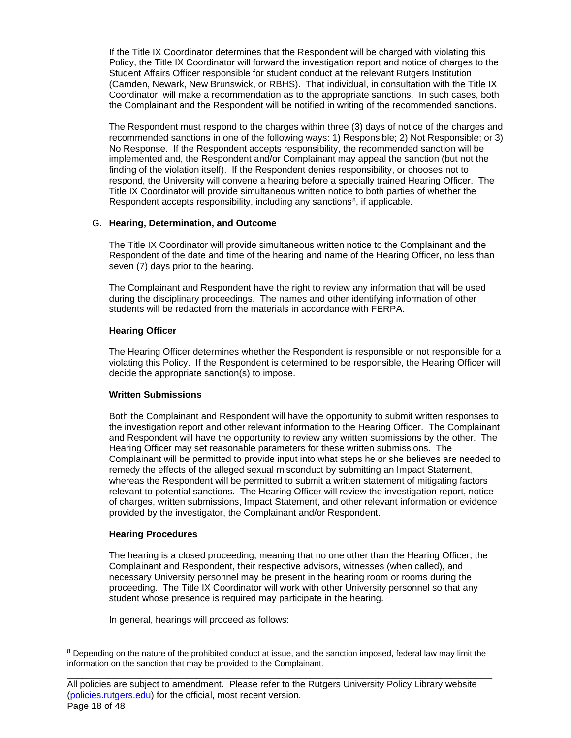If the Title IX Coordinator determines that the Respondent will be charged with violating this Policy, the Title IX Coordinator will forward the investigation report and notice of charges to the Student Affairs Officer responsible for student conduct at the relevant Rutgers Institution (Camden, Newark, New Brunswick, or RBHS). That individual, in consultation with the Title IX Coordinator, will make a recommendation as to the appropriate sanctions. In such cases, both the Complainant and the Respondent will be notified in writing of the recommended sanctions.

The Respondent must respond to the charges within three (3) days of notice of the charges and recommended sanctions in one of the following ways: 1) Responsible; 2) Not Responsible; or 3) No Response. If the Respondent accepts responsibility, the recommended sanction will be implemented and, the Respondent and/or Complainant may appeal the sanction (but not the finding of the violation itself). If the Respondent denies responsibility, or chooses not to respond, the University will convene a hearing before a specially trained Hearing Officer. The Title IX Coordinator will provide simultaneous written notice to both parties of whether the Respondent accepts responsibility, including any sanctions[8], if applicable.

G. **Hearing, Determination, and Outcome**

The Title IX Coordinator will provide simultaneous written notice to the Complainant and the Respondent of the date and time of the hearing and name of the Hearing Officer, no less than seven (7) days prior to the hearing.

The Complainant and Respondent have the right to review any information that will be used during the disciplinary proceedings. The names and other identifying information of other students will be redacted from the materials in accordance with FERPA.

**Hearing Officer**

The Hearing Officer determines whether the Respondent is responsible or not responsible for a violating this Policy. If the Respondent is determined to be responsible, the Hearing Officer will decide the appropriate sanction(s) to impose.

**Written Submissions**

Both the Complainant and Respondent will have the opportunity to submit written responses to the investigation report and other relevant information to the Hearing Officer. The Complainant and Respondent will have the opportunity to review any written submissions by the other. The Hearing Officer may set reasonable parameters for these written submissions. The Complainant will be permitted to provide input into what steps he or she believes are needed to remedy the effects of the alleged sexual misconduct by submitting an Impact Statement, whereas the Respondent will be permitted to submit a written statement of mitigating factors relevant to potential sanctions. The Hearing Officer will review the investigation report, notice of charges, written submissions, Impact Statement, and other relevant information or evidence provided by the investigator, the Complainant and/or Respondent.

**Hearing Procedures**

The hearing is a closed proceeding, meaning that no one other than the Hearing Officer, the Complainant and Respondent, their respective advisors, witnesses (when called), and necessary University personnel may be present in the hearing room or rooms during the proceeding. The Title IX Coordinator will work with other University personnel so that any student whose presence is required may participate in the hearing.

In general, hearings will proceed as follows:

---

[8] Depending on the nature of the prohibited conduct at issue, and the sanction imposed, federal law may limit the information on the sanction that may be provided to the Complainant.

All policies are subject to amendment. Please refer to the Rutgers University Policy Library website (policies.rutgers.edu) for the official, most recent version.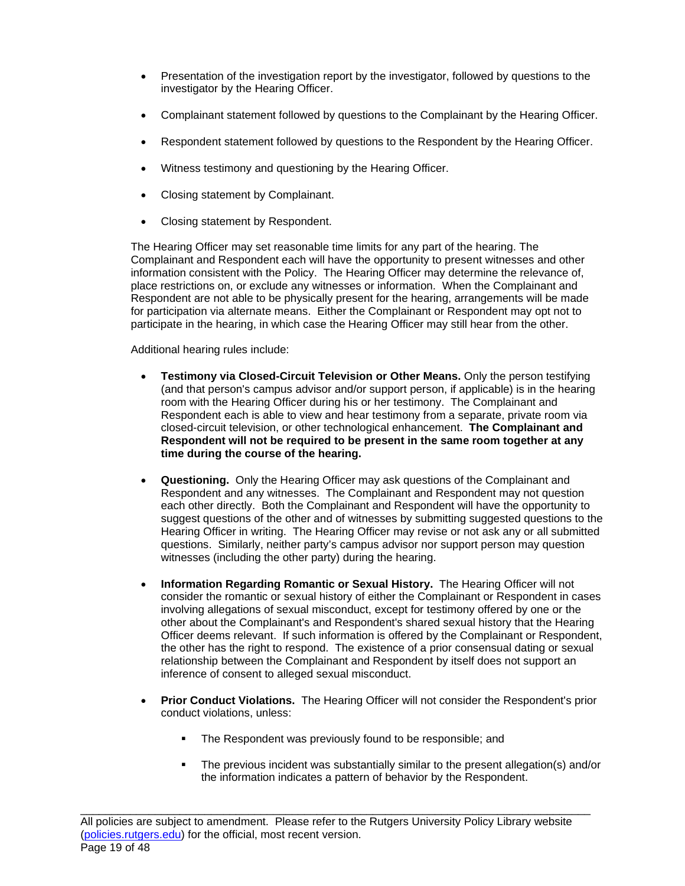- Presentation of the investigation report by the investigator, followed by questions to the investigator by the Hearing Officer.
- Complainant statement followed by questions to the Complainant by the Hearing Officer.
- Respondent statement followed by questions to the Respondent by the Hearing Officer.
- Witness testimony and questioning by the Hearing Officer.
- Closing statement by Complainant.
- Closing statement by Respondent.

The Hearing Officer may set reasonable time limits for any part of the hearing. The Complainant and Respondent each will have the opportunity to present witnesses and other information consistent with the Policy. The Hearing Officer may determine the relevance of, place restrictions on, or exclude any witnesses or information. When the Complainant and Respondent are not able to be physically present for the hearing, arrangements will be made for participation via alternate means. Either the Complainant or Respondent may opt not to participate in the hearing, in which case the Hearing Officer may still hear from the other.

Additional hearing rules include:

- **Testimony via Closed-Circuit Television or Other Means.** Only the person testifying (and that person's campus advisor and/or support person, if applicable) is in the hearing room with the Hearing Officer during his or her testimony. The Complainant and Respondent each is able to view and hear testimony from a separate, private room via closed-circuit television, or other technological enhancement. **The Complainant and Respondent will not be required to be present in the same room together at any time during the course of the hearing.**

- **Questioning.** Only the Hearing Officer may ask questions of the Complainant and Respondent and any witnesses. The Complainant and Respondent may not question each other directly. Both the Complainant and Respondent will have the opportunity to suggest questions of the other and of witnesses by submitting suggested questions to the Hearing Officer in writing. The Hearing Officer may revise or not ask any or all submitted questions. Similarly, neither party's campus advisor nor support person may question witnesses (including the other party) during the hearing.

- **Information Regarding Romantic or Sexual History.** The Hearing Officer will not consider the romantic or sexual history of either the Complainant or Respondent in cases involving allegations of sexual misconduct, except for testimony offered by one or the other about the Complainant's and Respondent's shared sexual history that the Hearing Officer deems relevant. If such information is offered by the Complainant or Respondent, the other has the right to respond. The existence of a prior consensual dating or sexual relationship between the Complainant and Respondent by itself does not support an inference of consent to alleged sexual misconduct.

- **Prior Conduct Violations.** The Hearing Officer will not consider the Respondent's prior conduct violations, unless:

  - The Respondent was previously found to be responsible; and
  - The previous incident was substantially similar to the present allegation(s) and/or the information indicates a pattern of behavior by the Respondent.

All policies are subject to amendment. Please refer to the Rutgers University Policy Library website ([policies.rutgers.edu](policies.rutgers.edu)) for the official, most recent version.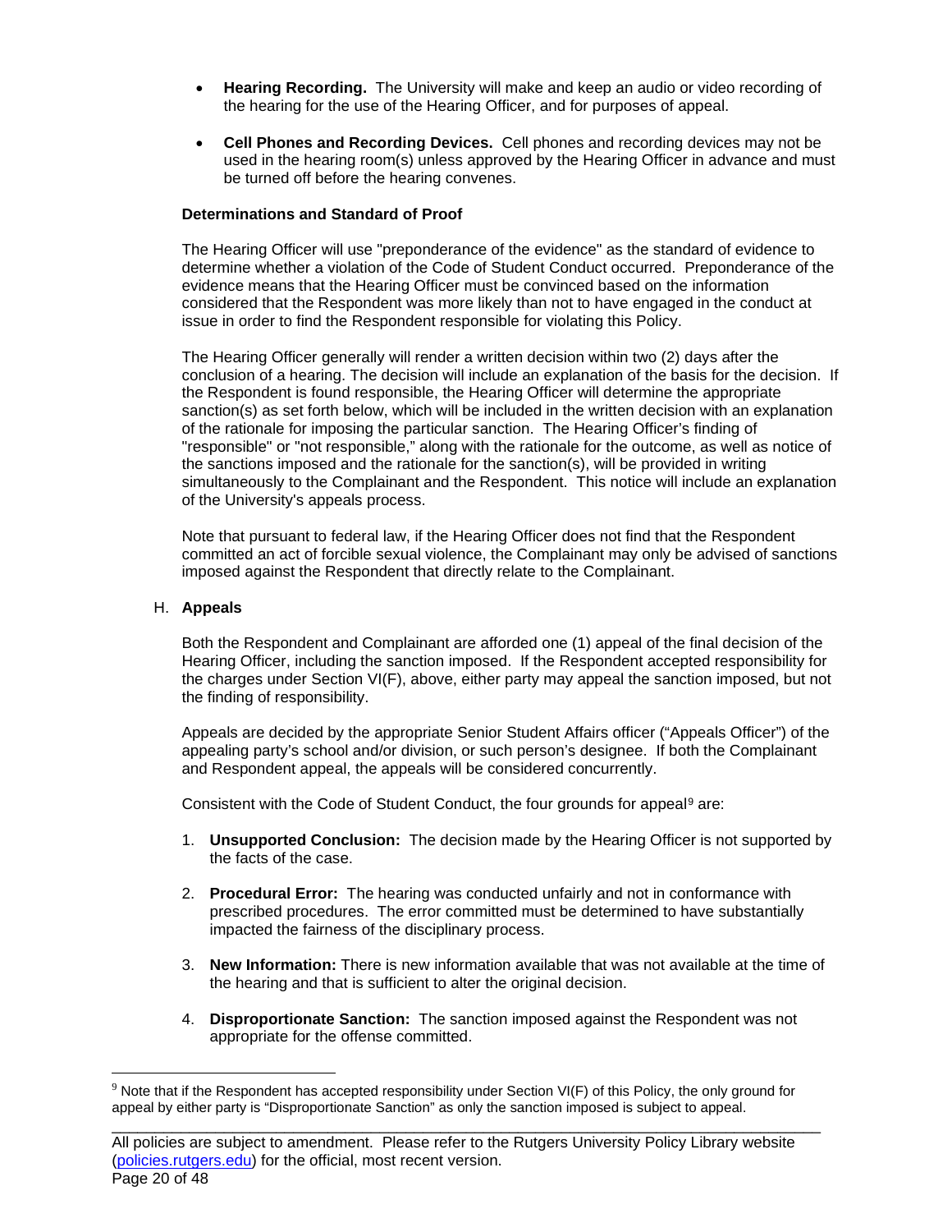- **Hearing Recording.** The University will make and keep an audio or video recording of the hearing for the use of the Hearing Officer, and for purposes of appeal.

- **Cell Phones and Recording Devices.** Cell phones and recording devices may not be used in the hearing room(s) unless approved by the Hearing Officer in advance and must be turned off before the hearing convenes.

**Determinations and Standard of Proof**

The Hearing Officer will use "preponderance of the evidence" as the standard of evidence to determine whether a violation of the Code of Student Conduct occurred. Preponderance of the evidence means that the Hearing Officer must be convinced based on the information considered that the Respondent was more likely than not to have engaged in the conduct at issue in order to find the Respondent responsible for violating this Policy.

The Hearing Officer generally will render a written decision within two (2) days after the conclusion of a hearing. The decision will include an explanation of the basis for the decision. If the Respondent is found responsible, the Hearing Officer will determine the appropriate sanction(s) as set forth below, which will be included in the written decision with an explanation of the rationale for imposing the particular sanction. The Hearing Officer's finding of "responsible" or "not responsible," along with the rationale for the outcome, as well as notice of the sanctions imposed and the rationale for the sanction(s), will be provided in writing simultaneously to the Complainant and the Respondent. This notice will include an explanation of the University's appeals process.

Note that pursuant to federal law, if the Hearing Officer does not find that the Respondent committed an act of forcible sexual violence, the Complainant may only be advised of sanctions imposed against the Respondent that directly relate to the Complainant.

H. **Appeals**

Both the Respondent and Complainant are afforded one (1) appeal of the final decision of the Hearing Officer, including the sanction imposed. If the Respondent accepted responsibility for the charges under Section VI(F), above, either party may appeal the sanction imposed, but not the finding of responsibility.

Appeals are decided by the appropriate Senior Student Affairs officer ("Appeals Officer") of the appealing party's school and/or division, or such person's designee. If both the Complainant and Respondent appeal, the appeals will be considered concurrently.

Consistent with the Code of Student Conduct, the four grounds for appeal[9] are:

1. **Unsupported Conclusion:** The decision made by the Hearing Officer is not supported by the facts of the case.

2. **Procedural Error:** The hearing was conducted unfairly and not in conformance with prescribed procedures. The error committed must be determined to have substantially impacted the fairness of the disciplinary process.

3. **New Information:** There is new information available that was not available at the time of the hearing and that is sufficient to alter the original decision.

4. **Disproportionate Sanction:** The sanction imposed against the Respondent was not appropriate for the offense committed.

[9] Note that if the Respondent has accepted responsibility under Section VI(F) of this Policy, the only ground for appeal by either party is "Disproportionate Sanction" as only the sanction imposed is subject to appeal.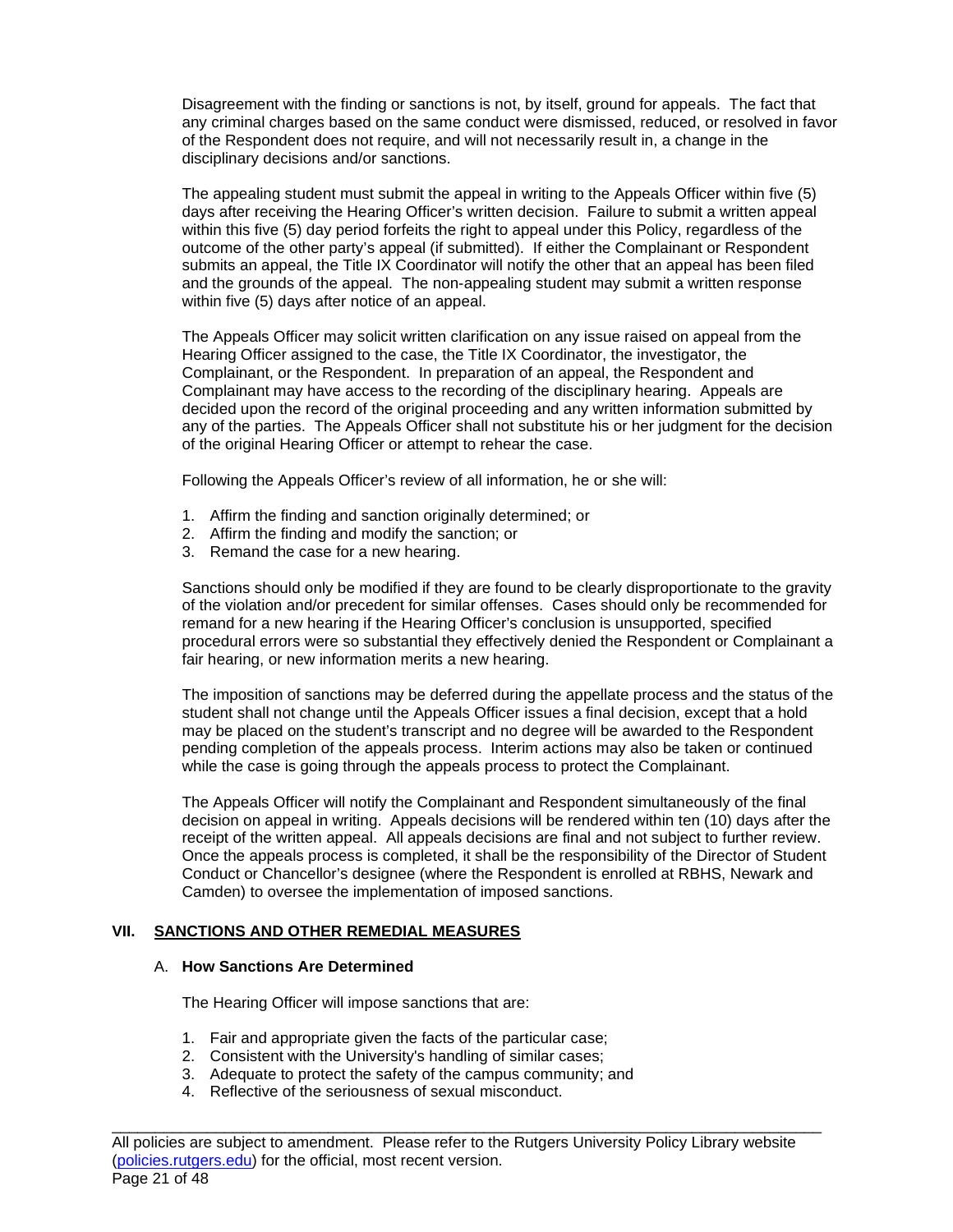Disagreement with the finding or sanctions is not, by itself, ground for appeals. The fact that any criminal charges based on the same conduct were dismissed, reduced, or resolved in favor of the Respondent does not require, and will not necessarily result in, a change in the disciplinary decisions and/or sanctions.

The appealing student must submit the appeal in writing to the Appeals Officer within five (5) days after receiving the Hearing Officer's written decision. Failure to submit a written appeal within this five (5) day period forfeits the right to appeal under this Policy, regardless of the outcome of the other party's appeal (if submitted). If either the Complainant or Respondent submits an appeal, the Title IX Coordinator will notify the other that an appeal has been filed and the grounds of the appeal. The non-appealing student may submit a written response within five (5) days after notice of an appeal.

The Appeals Officer may solicit written clarification on any issue raised on appeal from the Hearing Officer assigned to the case, the Title IX Coordinator, the investigator, the Complainant, or the Respondent. In preparation of an appeal, the Respondent and Complainant may have access to the recording of the disciplinary hearing. Appeals are decided upon the record of the original proceeding and any written information submitted by any of the parties. The Appeals Officer shall not substitute his or her judgment for the decision of the original Hearing Officer or attempt to rehear the case.

Following the Appeals Officer's review of all information, he or she will:

1. Affirm the finding and sanction originally determined; or
2. Affirm the finding and modify the sanction; or
3. Remand the case for a new hearing.

Sanctions should only be modified if they are found to be clearly disproportionate to the gravity of the violation and/or precedent for similar offenses. Cases should only be recommended for remand for a new hearing if the Hearing Officer's conclusion is unsupported, specified procedural errors were so substantial they effectively denied the Respondent or Complainant a fair hearing, or new information merits a new hearing.

The imposition of sanctions may be deferred during the appellate process and the status of the student shall not change until the Appeals Officer issues a final decision, except that a hold may be placed on the student's transcript and no degree will be awarded to the Respondent pending completion of the appeals process. Interim actions may also be taken or continued while the case is going through the appeals process to protect the Complainant.

The Appeals Officer will notify the Complainant and Respondent simultaneously of the final decision on appeal in writing. Appeals decisions will be rendered within ten (10) days after the receipt of the written appeal. All appeals decisions are final and not subject to further review. Once the appeals process is completed, it shall be the responsibility of the Director of Student Conduct or Chancellor's designee (where the Respondent is enrolled at RBHS, Newark and Camden) to oversee the implementation of imposed sanctions.

## VII. SANCTIONS AND OTHER REMEDIAL MEASURES

### A. How Sanctions Are Determined

The Hearing Officer will impose sanctions that are:

1. Fair and appropriate given the facts of the particular case;
2. Consistent with the University's handling of similar cases;
3. Adequate to protect the safety of the campus community; and
4. Reflective of the seriousness of sexual misconduct.

All policies are subject to amendment. Please refer to the Rutgers University Policy Library website (policies.rutgers.edu) for the official, most recent version.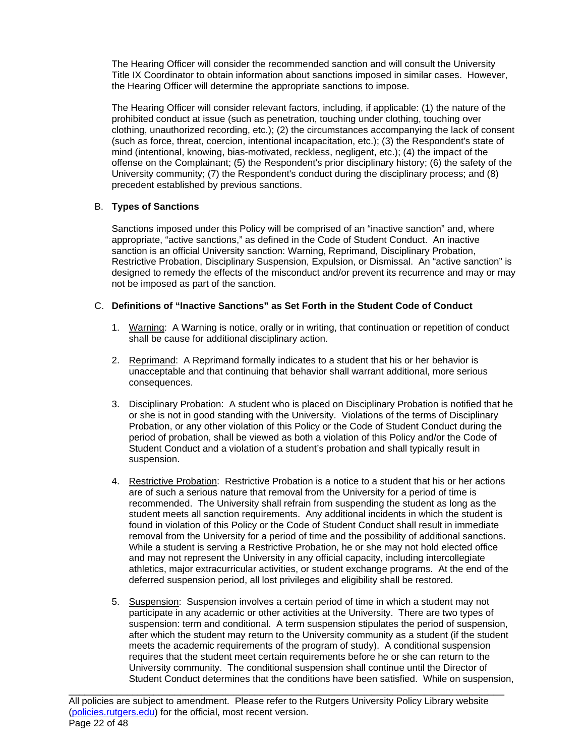The Hearing Officer will consider the recommended sanction and will consult the University Title IX Coordinator to obtain information about sanctions imposed in similar cases. However, the Hearing Officer will determine the appropriate sanctions to impose.

The Hearing Officer will consider relevant factors, including, if applicable: (1) the nature of the prohibited conduct at issue (such as penetration, touching under clothing, touching over clothing, unauthorized recording, etc.); (2) the circumstances accompanying the lack of consent (such as force, threat, coercion, intentional incapacitation, etc.); (3) the Respondent's state of mind (intentional, knowing, bias-motivated, reckless, negligent, etc.); (4) the impact of the offense on the Complainant; (5) the Respondent's prior disciplinary history; (6) the safety of the University community; (7) the Respondent's conduct during the disciplinary process; and (8) precedent established by previous sanctions.

### B. **Types of Sanctions**

Sanctions imposed under this Policy will be comprised of an "inactive sanction" and, where appropriate, "active sanctions," as defined in the Code of Student Conduct. An inactive sanction is an official University sanction: Warning, Reprimand, Disciplinary Probation, Restrictive Probation, Disciplinary Suspension, Expulsion, or Dismissal. An "active sanction" is designed to remedy the effects of the misconduct and/or prevent its recurrence and may or may not be imposed as part of the sanction.

### C. **Definitions of "Inactive Sanctions" as Set Forth in the Student Code of Conduct**

1. <u>Warning</u>: A Warning is notice, orally or in writing, that continuation or repetition of conduct shall be cause for additional disciplinary action.

2. <u>Reprimand</u>: A Reprimand formally indicates to a student that his or her behavior is unacceptable and that continuing that behavior shall warrant additional, more serious consequences.

3. <u>Disciplinary Probation</u>: A student who is placed on Disciplinary Probation is notified that he or she is not in good standing with the University. Violations of the terms of Disciplinary Probation, or any other violation of this Policy or the Code of Student Conduct during the period of probation, shall be viewed as both a violation of this Policy and/or the Code of Student Conduct and a violation of a student's probation and shall typically result in suspension.

4. <u>Restrictive Probation</u>: Restrictive Probation is a notice to a student that his or her actions are of such a serious nature that removal from the University for a period of time is recommended. The University shall refrain from suspending the student as long as the student meets all sanction requirements. Any additional incidents in which the student is found in violation of this Policy or the Code of Student Conduct shall result in immediate removal from the University for a period of time and the possibility of additional sanctions. While a student is serving a Restrictive Probation, he or she may not hold elected office and may not represent the University in any official capacity, including intercollegiate athletics, major extracurricular activities, or student exchange programs. At the end of the deferred suspension period, all lost privileges and eligibility shall be restored.

5. <u>Suspension</u>: Suspension involves a certain period of time in which a student may not participate in any academic or other activities at the University. There are two types of suspension: term and conditional. A term suspension stipulates the period of suspension, after which the student may return to the University community as a student (if the student meets the academic requirements of the program of study). A conditional suspension requires that the student meet certain requirements before he or she can return to the University community. The conditional suspension shall continue until the Director of Student Conduct determines that the conditions have been satisfied. While on suspension,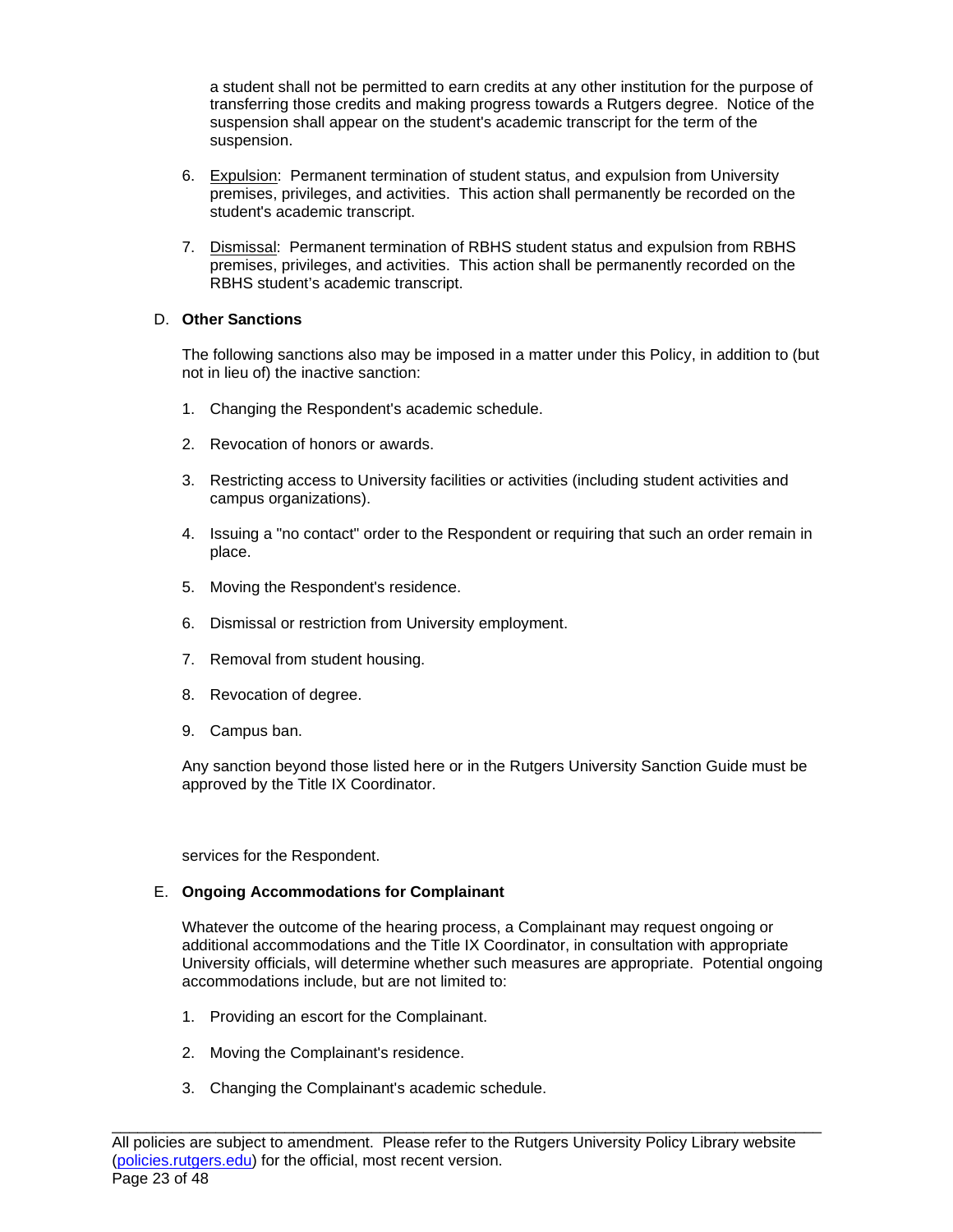a student shall not be permitted to earn credits at any other institution for the purpose of transferring those credits and making progress towards a Rutgers degree. Notice of the suspension shall appear on the student's academic transcript for the term of the suspension.

6. Expulsion: Permanent termination of student status, and expulsion from University premises, privileges, and activities. This action shall permanently be recorded on the student's academic transcript.

7. Dismissal: Permanent termination of RBHS student status and expulsion from RBHS premises, privileges, and activities. This action shall be permanently recorded on the RBHS student's academic transcript.

D. **Other Sanctions**

The following sanctions also may be imposed in a matter under this Policy, in addition to (but not in lieu of) the inactive sanction:

1. Changing the Respondent's academic schedule.

2. Revocation of honors or awards.

3. Restricting access to University facilities or activities (including student activities and campus organizations).

4. Issuing a "no contact" order to the Respondent or requiring that such an order remain in place.

5. Moving the Respondent's residence.

6. Dismissal or restriction from University employment.

7. Removal from student housing.

8. Revocation of degree.

9. Campus ban.

Any sanction beyond those listed here or in the Rutgers University Sanction Guide must be approved by the Title IX Coordinator.

services for the Respondent.

E. **Ongoing Accommodations for Complainant**

Whatever the outcome of the hearing process, a Complainant may request ongoing or additional accommodations and the Title IX Coordinator, in consultation with appropriate University officials, will determine whether such measures are appropriate. Potential ongoing accommodations include, but are not limited to:

1. Providing an escort for the Complainant.

2. Moving the Complainant's residence.

3. Changing the Complainant's academic schedule.

All policies are subject to amendment. Please refer to the Rutgers University Policy Library website (policies.rutgers.edu) for the official, most recent version.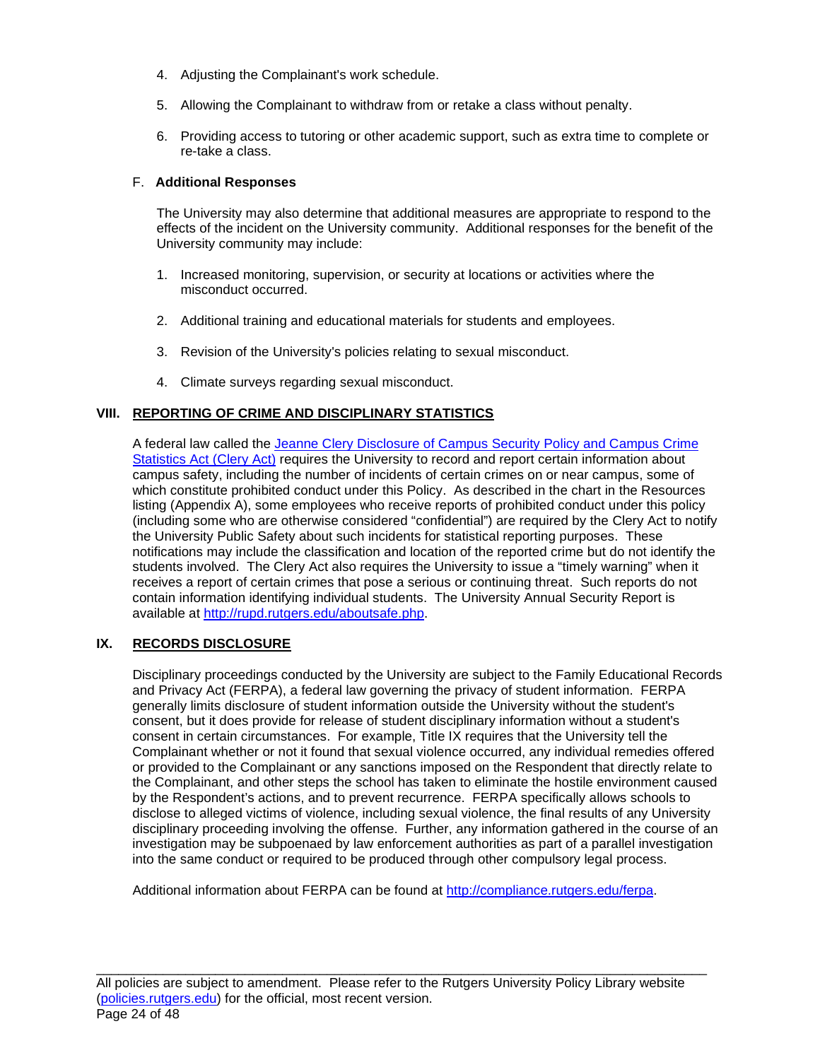4. Adjusting the Complainant's work schedule.

5. Allowing the Complainant to withdraw from or retake a class without penalty.

6. Providing access to tutoring or other academic support, such as extra time to complete or re-take a class.

F. **Additional Responses**

The University may also determine that additional measures are appropriate to respond to the effects of the incident on the University community. Additional responses for the benefit of the University community may include:

1. Increased monitoring, supervision, or security at locations or activities where the misconduct occurred.

2. Additional training and educational materials for students and employees.

3. Revision of the University's policies relating to sexual misconduct.

4. Climate surveys regarding sexual misconduct.

## VIII. REPORTING OF CRIME AND DISCIPLINARY STATISTICS

A federal law called the [Jeanne Clery Disclosure of Campus Security Policy and Campus Crime Statistics Act (Clery Act)]() requires the University to record and report certain information about campus safety, including the number of incidents of certain crimes on or near campus, some of which constitute prohibited conduct under this Policy. As described in the chart in the Resources listing (Appendix A), some employees who receive reports of prohibited conduct under this policy (including some who are otherwise considered “confidential”) are required by the Clery Act to notify the University Public Safety about such incidents for statistical reporting purposes. These notifications may include the classification and location of the reported crime but do not identify the students involved. The Clery Act also requires the University to issue a “timely warning” when it receives a report of certain crimes that pose a serious or continuing threat. Such reports do not contain information identifying individual students. The University Annual Security Report is available at http://rupd.rutgers.edu/aboutsafe.php.

## IX. RECORDS DISCLOSURE

Disciplinary proceedings conducted by the University are subject to the Family Educational Records and Privacy Act (FERPA), a federal law governing the privacy of student information. FERPA generally limits disclosure of student information outside the University without the student's consent, but it does provide for release of student disciplinary information without a student's consent in certain circumstances. For example, Title IX requires that the University tell the Complainant whether or not it found that sexual violence occurred, any individual remedies offered or provided to the Complainant or any sanctions imposed on the Respondent that directly relate to the Complainant, and other steps the school has taken to eliminate the hostile environment caused by the Respondent’s actions, and to prevent recurrence. FERPA specifically allows schools to disclose to alleged victims of violence, including sexual violence, the final results of any University disciplinary proceeding involving the offense. Further, any information gathered in the course of an investigation may be subpoenaed by law enforcement authorities as part of a parallel investigation into the same conduct or required to be produced through other compulsory legal process.

Additional information about FERPA can be found at http://compliance.rutgers.edu/ferpa.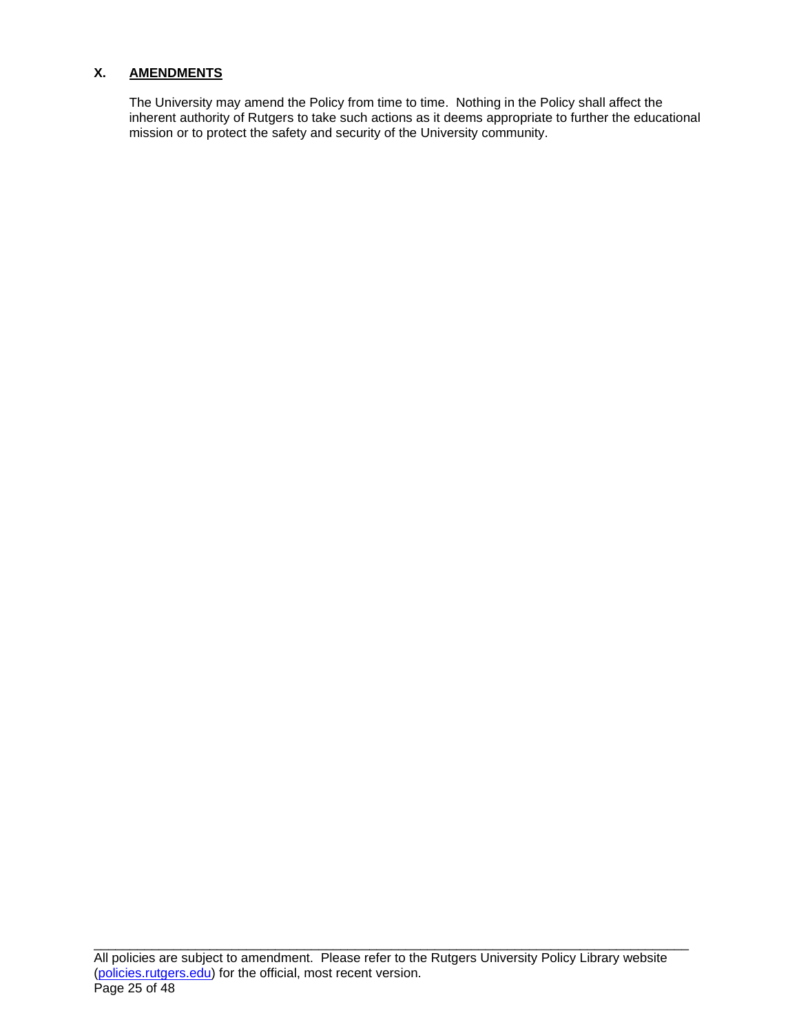## X. AMENDMENTS

The University may amend the Policy from time to time. Nothing in the Policy shall affect the inherent authority of Rutgers to take such actions as it deems appropriate to further the educational mission or to protect the safety and security of the University community.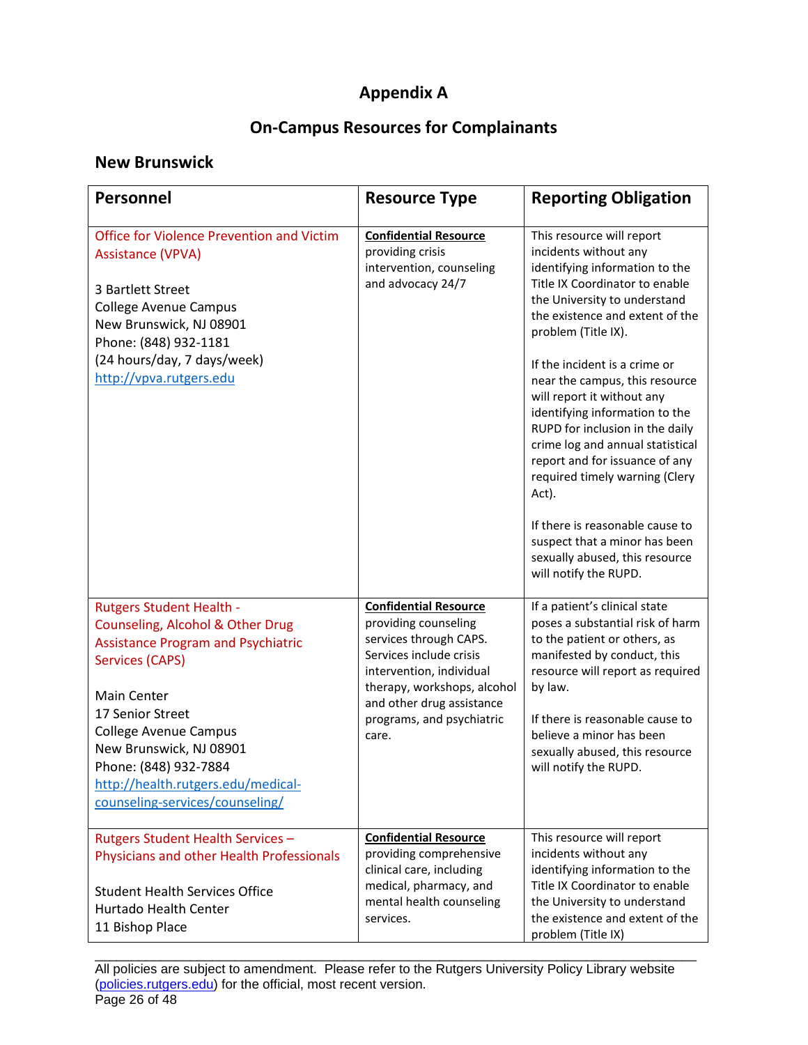# Appendix A

## On-Campus Resources for Complainants

### New Brunswick

| Personnel | Resource Type | Reporting Obligation |
| --- | --- | --- |
| Office for Violence Prevention and Victim Assistance (VPVA)<br><br>3 Bartlett Street<br>College Avenue Campus<br>New Brunswick, NJ 08901<br>Phone: (848) 932-1181<br>(24 hours/day, 7 days/week)<br>http://vpva.rutgers.edu | **Confidential Resource** providing crisis intervention, counseling and advocacy 24/7 | This resource will report incidents without any identifying information to the Title IX Coordinator to enable the University to understand the existence and extent of the problem (Title IX).<br><br>If the incident is a crime or near the campus, this resource will report it without any identifying information to the RUPD for inclusion in the daily crime log and annual statistical report and for issuance of any required timely warning (Clery Act).<br><br>If there is reasonable cause to suspect that a minor has been sexually abused, this resource will notify the RUPD. |
| Rutgers Student Health - Counseling, Alcohol & Other Drug Assistance Program and Psychiatric Services (CAPS)<br><br>Main Center<br>17 Senior Street<br>College Avenue Campus<br>New Brunswick, NJ 08901<br>Phone: (848) 932-7884<br>http://health.rutgers.edu/medical-counseling-services/counseling/ | **Confidential Resource** providing counseling services through CAPS. Services include crisis intervention, individual therapy, workshops, alcohol and other drug assistance programs, and psychiatric care. | If a patient's clinical state poses a substantial risk of harm to the patient or others, as manifested by conduct, this resource will report as required by law.<br><br>If there is reasonable cause to believe a minor has been sexually abused, this resource will notify the RUPD. |
| Rutgers Student Health Services – Physicians and other Health Professionals<br><br>Student Health Services Office<br>Hurtado Health Center<br>11 Bishop Place | **Confidential Resource** providing comprehensive clinical care, including medical, pharmacy, and mental health counseling services. | This resource will report incidents without any identifying information to the Title IX Coordinator to enable the University to understand the existence and extent of the problem (Title IX) |

All policies are subject to amendment. Please refer to the Rutgers University Policy Library website (policies.rutgers.edu) for the official, most recent version.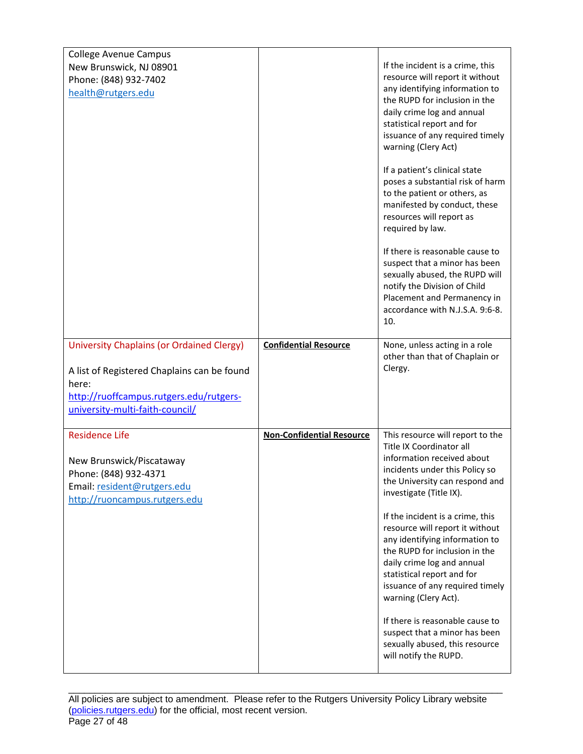| | | |
|---|---|---|
| College Avenue Campus<br>New Brunswick, NJ 08901<br>Phone: (848) 932-7402<br>health@rutgers.edu | | If the incident is a crime, this resource will report it without any identifying information to the RUPD for inclusion in the daily crime log and annual statistical report and for issuance of any required timely warning (Clery Act)<br><br>If a patient's clinical state poses a substantial risk of harm to the patient or others, as manifested by conduct, these resources will report as required by law.<br><br>If there is reasonable cause to suspect that a minor has been sexually abused, the RUPD will notify the Division of Child Placement and Permanency in accordance with N.J.S.A. 9:6-8. 10. |
| University Chaplains (or Ordained Clergy)<br><br>A list of Registered Chaplains can be found here:<br>http://ruoffcampus.rutgers.edu/rutgers-university-multi-faith-council/ | **Confidential Resource** | None, unless acting in a role other than that of Chaplain or Clergy. |
| Residence Life<br><br>New Brunswick/Piscataway<br>Phone: (848) 932-4371<br>Email: resident@rutgers.edu<br>http://ruoncampus.rutgers.edu | **Non-Confidential Resource** | This resource will report to the Title IX Coordinator all information received about incidents under this Policy so the University can respond and investigate (Title IX).<br><br>If the incident is a crime, this resource will report it without any identifying information to the RUPD for inclusion in the daily crime log and annual statistical report and for issuance of any required timely warning (Clery Act).<br><br>If there is reasonable cause to suspect that a minor has been sexually abused, this resource will notify the RUPD. |

All policies are subject to amendment. Please refer to the Rutgers University Policy Library website (policies.rutgers.edu) for the official, most recent version.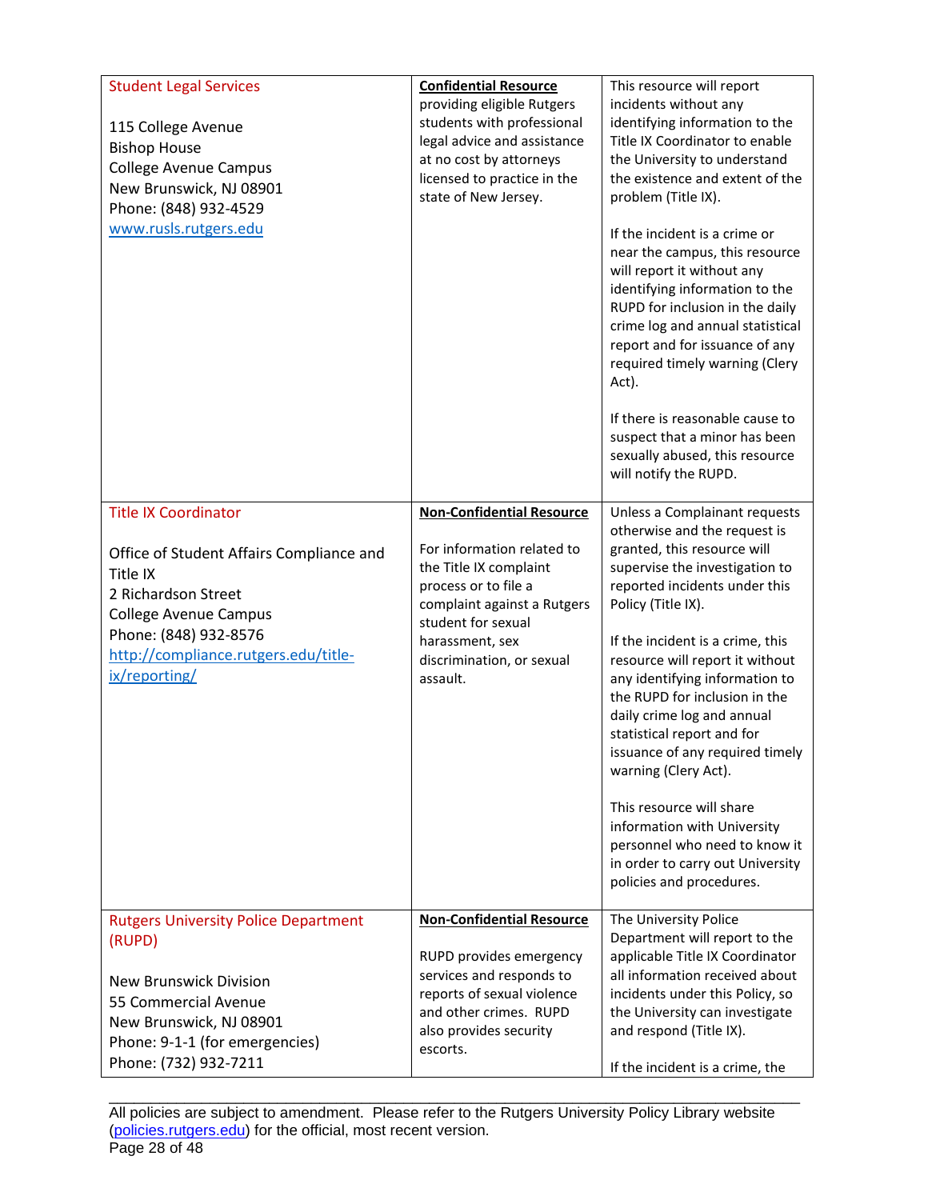| | | |
|---|---|---|
| Student Legal Services<br><br>115 College Avenue<br>Bishop House<br>College Avenue Campus<br>New Brunswick, NJ 08901<br>Phone: (848) 932-4529<br>[www.rusls.rutgers.edu](http://www.rusls.rutgers.edu) | **Confidential Resource** providing eligible Rutgers students with professional legal advice and assistance at no cost by attorneys licensed to practice in the state of New Jersey. | This resource will report incidents without any identifying information to the Title IX Coordinator to enable the University to understand the existence and extent of the problem (Title IX).<br><br>If the incident is a crime or near the campus, this resource will report it without any identifying information to the RUPD for inclusion in the daily crime log and annual statistical report and for issuance of any required timely warning (Clery Act).<br><br>If there is reasonable cause to suspect that a minor has been sexually abused, this resource will notify the RUPD. |
| Title IX Coordinator<br><br>Office of Student Affairs Compliance and Title IX<br>2 Richardson Street<br>College Avenue Campus<br>Phone: (848) 932-8576<br>[http://compliance.rutgers.edu/title-ix/reporting/](http://compliance.rutgers.edu/title-ix/reporting/) | **Non-Confidential Resource**<br><br>For information related to the Title IX complaint process or to file a complaint against a Rutgers student for sexual harassment, sex discrimination, or sexual assault. | Unless a Complainant requests otherwise and the request is granted, this resource will supervise the investigation to reported incidents under this Policy (Title IX).<br><br>If the incident is a crime, this resource will report it without any identifying information to the RUPD for inclusion in the daily crime log and annual statistical report and for issuance of any required timely warning (Clery Act).<br><br>This resource will share information with University personnel who need to know it in order to carry out University policies and procedures. |
| Rutgers University Police Department (RUPD)<br><br>New Brunswick Division<br>55 Commercial Avenue<br>New Brunswick, NJ 08901<br>Phone: 9-1-1 (for emergencies)<br>Phone: (732) 932-7211 | **Non-Confidential Resource**<br><br>RUPD provides emergency services and responds to reports of sexual violence and other crimes. RUPD also provides security escorts. | The University Police Department will report to the applicable Title IX Coordinator all information received about incidents under this Policy, so the University can investigate and respond (Title IX).<br><br>If the incident is a crime, the |

All policies are subject to amendment. Please refer to the Rutgers University Policy Library website ([policies.rutgers.edu](http://policies.rutgers.edu)) for the official, most recent version.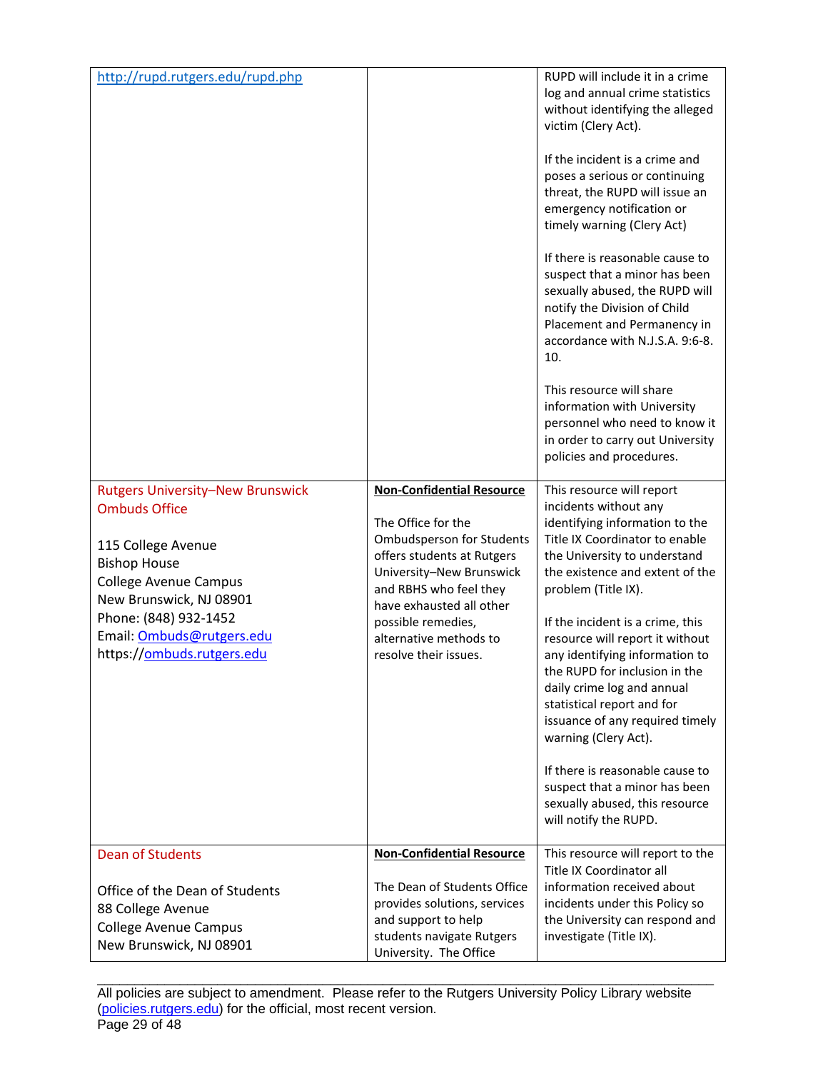| | | |
|---|---|---|
| http://rupd.rutgers.edu/rupd.php | | RUPD will include it in a crime log and annual crime statistics without identifying the alleged victim (Clery Act).<br><br>If the incident is a crime and poses a serious or continuing threat, the RUPD will issue an emergency notification or timely warning (Clery Act)<br><br>If there is reasonable cause to suspect that a minor has been sexually abused, the RUPD will notify the Division of Child Placement and Permanency in accordance with N.J.S.A. 9:6-8.10.<br><br>This resource will share information with University personnel who need to know it in order to carry out University policies and procedures. |
| Rutgers University–New Brunswick Ombuds Office<br><br>115 College Avenue<br>Bishop House<br>College Avenue Campus<br>New Brunswick, NJ 08901<br>Phone: (848) 932-1452<br>Email: Ombuds@rutgers.edu<br>https://ombuds.rutgers.edu | **Non-Confidential Resource**<br><br>The Office for the Ombudsperson for Students offers students at Rutgers University–New Brunswick and RBHS who feel they have exhausted all other possible remedies, alternative methods to resolve their issues. | This resource will report incidents without any identifying information to the Title IX Coordinator to enable the University to understand the existence and extent of the problem (Title IX).<br><br>If the incident is a crime, this resource will report it without any identifying information to the RUPD for inclusion in the daily crime log and annual statistical report and for issuance of any required timely warning (Clery Act).<br><br>If there is reasonable cause to suspect that a minor has been sexually abused, this resource will notify the RUPD. |
| Dean of Students<br><br>Office of the Dean of Students<br>88 College Avenue<br>College Avenue Campus<br>New Brunswick, NJ 08901 | **Non-Confidential Resource**<br><br>The Dean of Students Office provides solutions, services and support to help students navigate Rutgers University. The Office | This resource will report to the Title IX Coordinator all information received about incidents under this Policy so the University can respond and investigate (Title IX). |

All policies are subject to amendment. Please refer to the Rutgers University Policy Library website (policies.rutgers.edu) for the official, most recent version.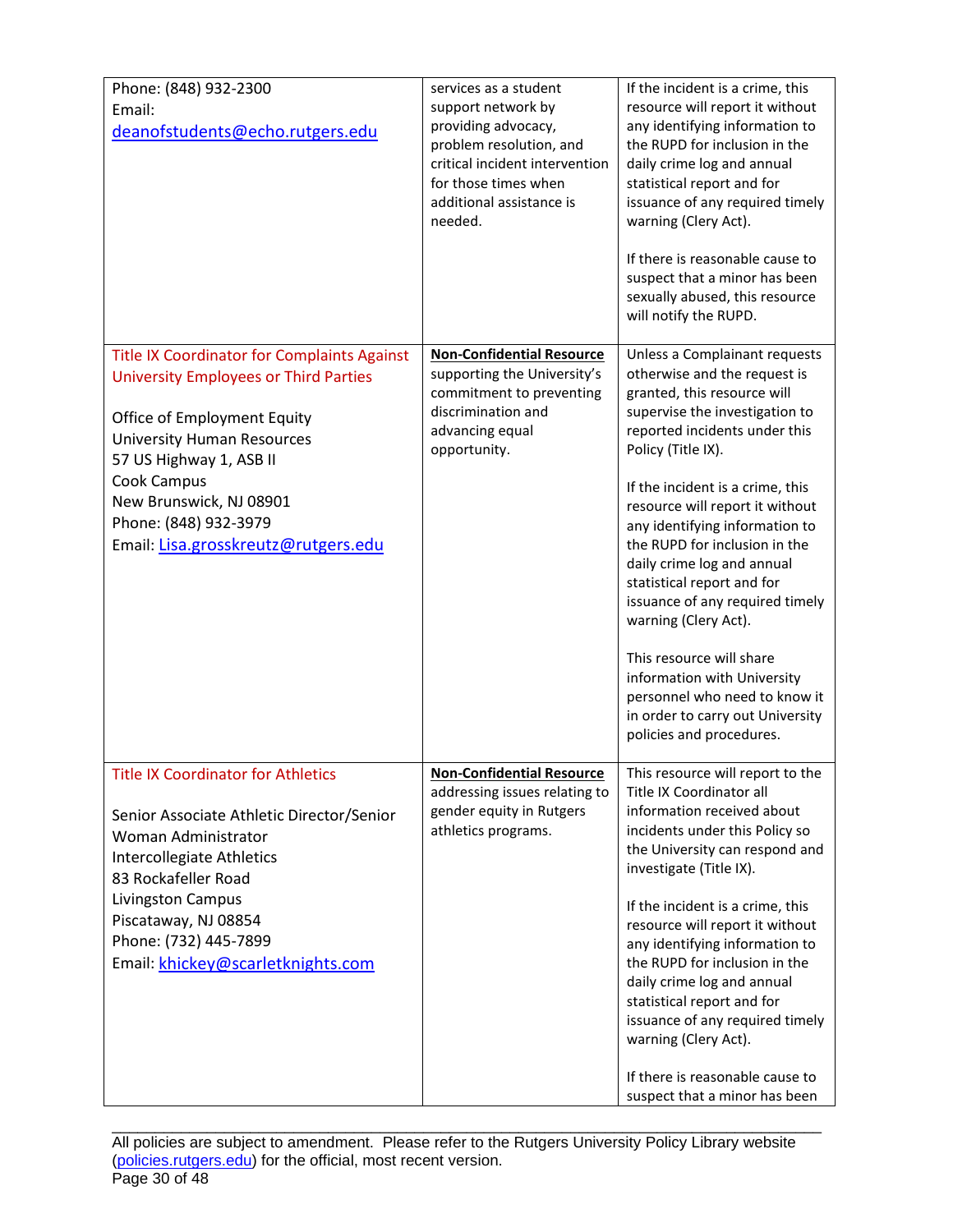| | | |
|---|---|---|
| Phone: (848) 932-2300<br>Email:<br>deanofstudents@echo.rutgers.edu | services as a student support network by providing advocacy, problem resolution, and critical incident intervention for those times when additional assistance is needed. | If the incident is a crime, this resource will report it without any identifying information to the RUPD for inclusion in the daily crime log and annual statistical report and for issuance of any required timely warning (Clery Act).<br><br>If there is reasonable cause to suspect that a minor has been sexually abused, this resource will notify the RUPD. |
| Title IX Coordinator for Complaints Against University Employees or Third Parties<br><br>Office of Employment Equity<br>University Human Resources<br>57 US Highway 1, ASB II<br>Cook Campus<br>New Brunswick, NJ 08901<br>Phone: (848) 932-3979<br>Email: Lisa.grosskreutz@rutgers.edu | **Non-Confidential Resource** supporting the University's commitment to preventing discrimination and advancing equal opportunity. | Unless a Complainant requests otherwise and the request is granted, this resource will supervise the investigation to reported incidents under this Policy (Title IX).<br><br>If the incident is a crime, this resource will report it without any identifying information to the RUPD for inclusion in the daily crime log and annual statistical report and for issuance of any required timely warning (Clery Act).<br><br>This resource will share information with University personnel who need to know it in order to carry out University policies and procedures. |
| Title IX Coordinator for Athletics<br><br>Senior Associate Athletic Director/Senior Woman Administrator<br>Intercollegiate Athletics<br>83 Rockafeller Road<br>Livingston Campus<br>Piscataway, NJ 08854<br>Phone: (732) 445-7899<br>Email: khickey@scarletknights.com | **Non-Confidential Resource** addressing issues relating to gender equity in Rutgers athletics programs. | This resource will report to the Title IX Coordinator all information received about incidents under this Policy so the University can respond and investigate (Title IX).<br><br>If the incident is a crime, this resource will report it without any identifying information to the RUPD for inclusion in the daily crime log and annual statistical report and for issuance of any required timely warning (Clery Act).<br><br>If there is reasonable cause to suspect that a minor has been |

All policies are subject to amendment. Please refer to the Rutgers University Policy Library website (policies.rutgers.edu) for the official, most recent version.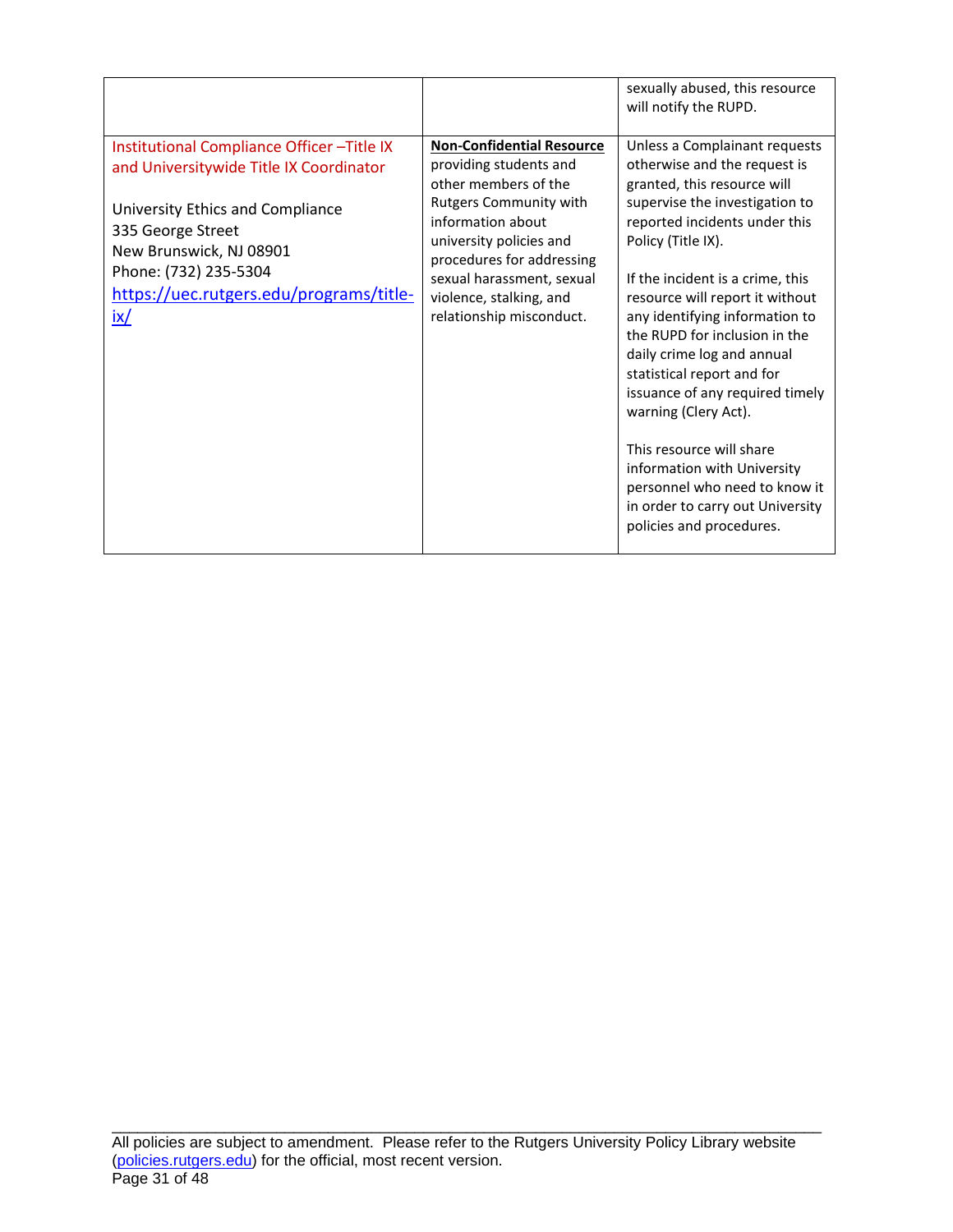| | | |
|---|---|---|
| | | sexually abused, this resource will notify the RUPD. |
| Institutional Compliance Officer –Title IX and Universitywide Title IX Coordinator<br><br>University Ethics and Compliance<br>335 George Street<br>New Brunswick, NJ 08901<br>Phone: (732) 235-5304<br>[https://uec.rutgers.edu/programs/title-ix/](https://uec.rutgers.edu/programs/title-ix/) | **Non-Confidential Resource** providing students and other members of the Rutgers Community with information about university policies and procedures for addressing sexual harassment, sexual violence, stalking, and relationship misconduct. | Unless a Complainant requests otherwise and the request is granted, this resource will supervise the investigation to reported incidents under this Policy (Title IX).<br><br>If the incident is a crime, this resource will report it without any identifying information to the RUPD for inclusion in the daily crime log and annual statistical report and for issuance of any required timely warning (Clery Act).<br><br>This resource will share information with University personnel who need to know it in order to carry out University policies and procedures. |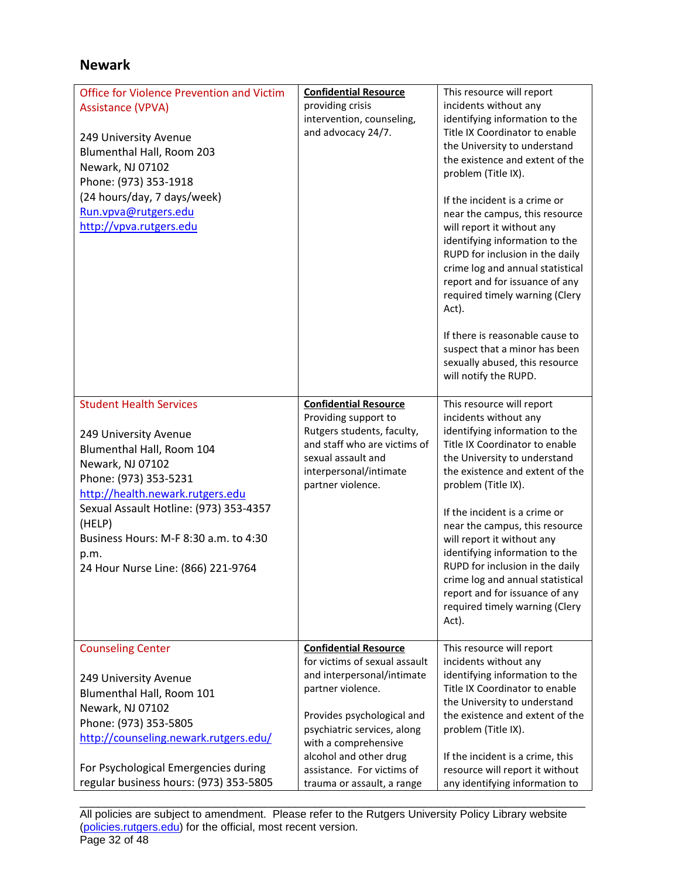## Newark

| | | |
|---|---|---|
| Office for Violence Prevention and Victim Assistance (VPVA)<br><br>249 University Avenue<br>Blumenthal Hall, Room 203<br>Newark, NJ 07102<br>Phone: (973) 353-1918<br>(24 hours/day, 7 days/week)<br>Run.vpva@rutgers.edu<br>http://vpva.rutgers.edu | **Confidential Resource** providing crisis intervention, counseling, and advocacy 24/7. | This resource will report incidents without any identifying information to the Title IX Coordinator to enable the University to understand the existence and extent of the problem (Title IX).<br><br>If the incident is a crime or near the campus, this resource will report it without any identifying information to the RUPD for inclusion in the daily crime log and annual statistical report and for issuance of any required timely warning (Clery Act).<br><br>If there is reasonable cause to suspect that a minor has been sexually abused, this resource will notify the RUPD. |
| Student Health Services<br><br>249 University Avenue<br>Blumenthal Hall, Room 104<br>Newark, NJ 07102<br>Phone: (973) 353-5231<br>http://health.newark.rutgers.edu<br>Sexual Assault Hotline: (973) 353-4357 (HELP)<br>Business Hours: M-F 8:30 a.m. to 4:30 p.m.<br>24 Hour Nurse Line: (866) 221-9764 | **Confidential Resource** Providing support to Rutgers students, faculty, and staff who are victims of sexual assault and interpersonal/intimate partner violence. | This resource will report incidents without any identifying information to the Title IX Coordinator to enable the University to understand the existence and extent of the problem (Title IX).<br><br>If the incident is a crime or near the campus, this resource will report it without any identifying information to the RUPD for inclusion in the daily crime log and annual statistical report and for issuance of any required timely warning (Clery Act). |
| Counseling Center<br><br>249 University Avenue<br>Blumenthal Hall, Room 101<br>Newark, NJ 07102<br>Phone: (973) 353-5805<br>http://counseling.newark.rutgers.edu/<br><br>For Psychological Emergencies during regular business hours: (973) 353-5805 | **Confidential Resource** for victims of sexual assault and interpersonal/intimate partner violence.<br><br>Provides psychological and psychiatric services, along with a comprehensive alcohol and other drug assistance. For victims of trauma or assault, a range | This resource will report incidents without any identifying information to the Title IX Coordinator to enable the University to understand the existence and extent of the problem (Title IX).<br><br>If the incident is a crime, this resource will report it without any identifying information to |

All policies are subject to amendment. Please refer to the Rutgers University Policy Library website (policies.rutgers.edu) for the official, most recent version.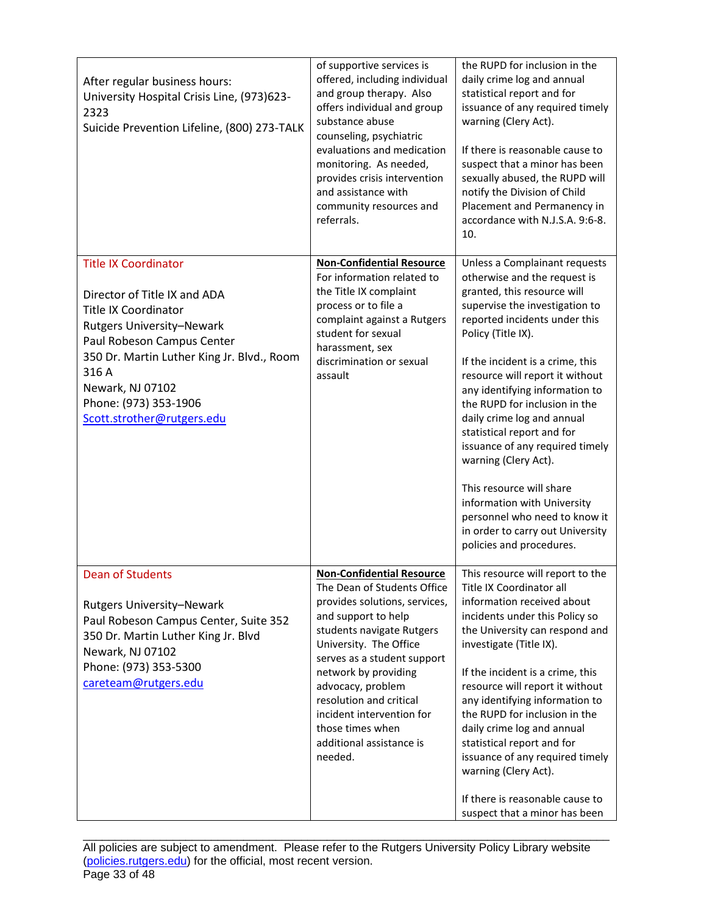| | | |
|---|---|---|
| After regular business hours:<br>University Hospital Crisis Line, (973)623-2323<br>Suicide Prevention Lifeline, (800) 273-TALK | of supportive services is offered, including individual and group therapy. Also offers individual and group substance abuse counseling, psychiatric evaluations and medication monitoring. As needed, provides crisis intervention and assistance with community resources and referrals. | the RUPD for inclusion in the daily crime log and annual statistical report and for issuance of any required timely warning (Clery Act).<br><br>If there is reasonable cause to suspect that a minor has been sexually abused, the RUPD will notify the Division of Child Placement and Permanency in accordance with N.J.S.A. 9:6-8.10. |
| Title IX Coordinator<br><br>Director of Title IX and ADA<br>Title IX Coordinator<br>Rutgers University–Newark<br>Paul Robeson Campus Center<br>350 Dr. Martin Luther King Jr. Blvd., Room 316 A<br>Newark, NJ 07102<br>Phone: (973) 353-1906<br>Scott.strother@rutgers.edu | **Non-Confidential Resource**<br>For information related to the Title IX complaint process or to file a complaint against a Rutgers student for sexual harassment, sex discrimination or sexual assault | Unless a Complainant requests otherwise and the request is granted, this resource will supervise the investigation to reported incidents under this Policy (Title IX).<br><br>If the incident is a crime, this resource will report it without any identifying information to the RUPD for inclusion in the daily crime log and annual statistical report and for issuance of any required timely warning (Clery Act).<br><br>This resource will share information with University personnel who need to know it in order to carry out University policies and procedures. |
| Dean of Students<br><br>Rutgers University–Newark<br>Paul Robeson Campus Center, Suite 352<br>350 Dr. Martin Luther King Jr. Blvd<br>Newark, NJ 07102<br>Phone: (973) 353-5300<br>careteam@rutgers.edu | **Non-Confidential Resource**<br>The Dean of Students Office provides solutions, services, and support to help students navigate Rutgers University. The Office serves as a student support network by providing advocacy, problem resolution and critical incident intervention for those times when additional assistance is needed. | This resource will report to the Title IX Coordinator all information received about incidents under this Policy so the University can respond and investigate (Title IX).<br><br>If the incident is a crime, this resource will report it without any identifying information to the RUPD for inclusion in the daily crime log and annual statistical report and for issuance of any required timely warning (Clery Act).<br><br>If there is reasonable cause to suspect that a minor has been |

All policies are subject to amendment. Please refer to the Rutgers University Policy Library website (policies.rutgers.edu) for the official, most recent version.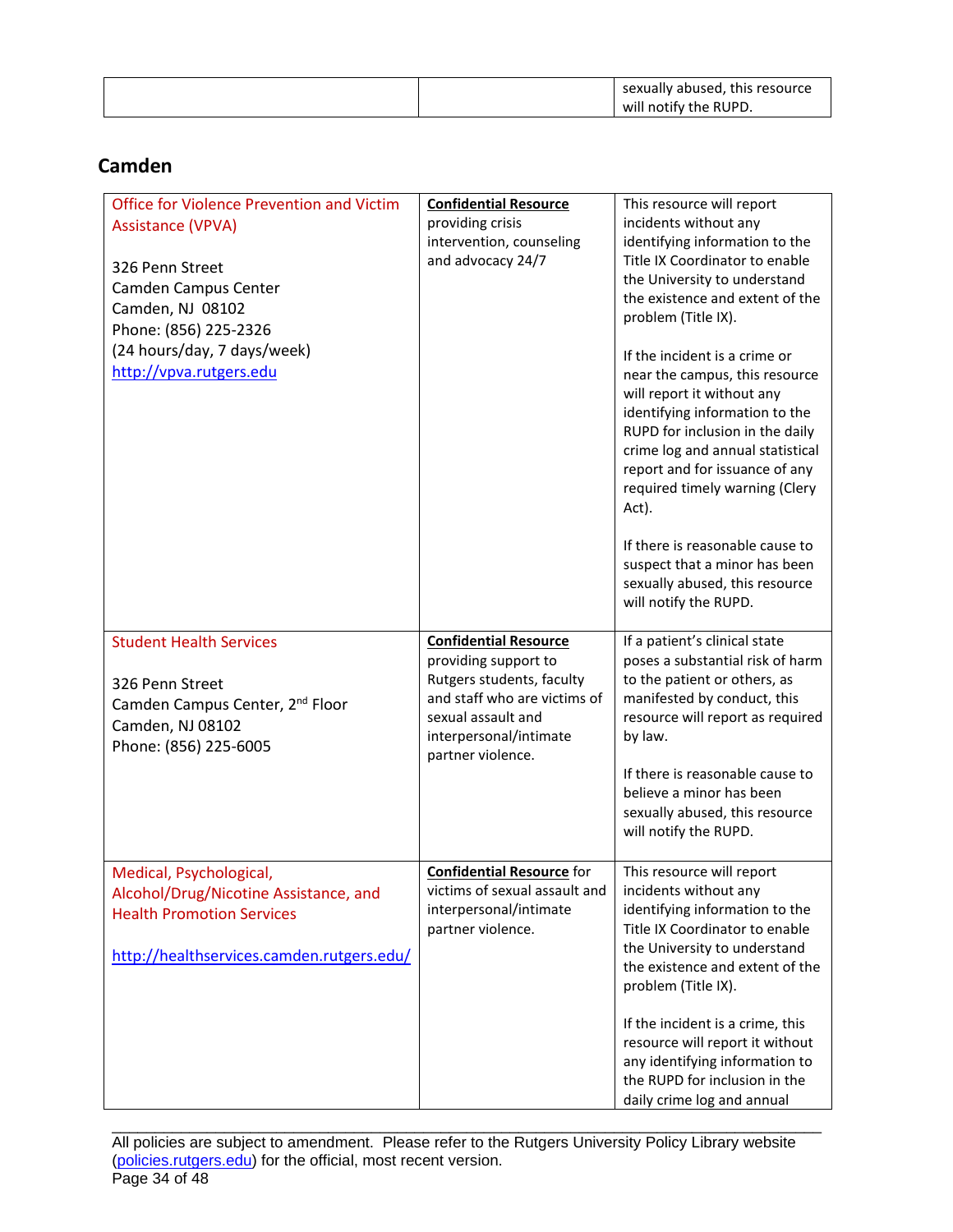| | | sexually abused, this resource will notify the RUPD. |
|---|---|---|

## Camden

| | | |
|---|---|---|
| Office for Violence Prevention and Victim Assistance (VPVA)<br><br>326 Penn Street<br>Camden Campus Center<br>Camden, NJ 08102<br>Phone: (856) 225-2326<br>(24 hours/day, 7 days/week)<br>http://vpva.rutgers.edu | **Confidential Resource** providing crisis intervention, counseling and advocacy 24/7 | This resource will report incidents without any identifying information to the Title IX Coordinator to enable the University to understand the existence and extent of the problem (Title IX).<br><br>If the incident is a crime or near the campus, this resource will report it without any identifying information to the RUPD for inclusion in the daily crime log and annual statistical report and for issuance of any required timely warning (Clery Act).<br><br>If there is reasonable cause to suspect that a minor has been sexually abused, this resource will notify the RUPD. |
| Student Health Services<br><br>326 Penn Street<br>Camden Campus Center, 2nd Floor<br>Camden, NJ 08102<br>Phone: (856) 225-6005 | **Confidential Resource** providing support to Rutgers students, faculty and staff who are victims of sexual assault and interpersonal/intimate partner violence. | If a patient's clinical state poses a substantial risk of harm to the patient or others, as manifested by conduct, this resource will report as required by law.<br><br>If there is reasonable cause to believe a minor has been sexually abused, this resource will notify the RUPD. |
| Medical, Psychological, Alcohol/Drug/Nicotine Assistance, and Health Promotion Services<br><br>http://healthservices.camden.rutgers.edu/ | **Confidential Resource** for victims of sexual assault and interpersonal/intimate partner violence. | This resource will report incidents without any identifying information to the Title IX Coordinator to enable the University to understand the existence and extent of the problem (Title IX).<br><br>If the incident is a crime, this resource will report it without any identifying information to the RUPD for inclusion in the daily crime log and annual |

All policies are subject to amendment. Please refer to the Rutgers University Policy Library website (policies.rutgers.edu) for the official, most recent version.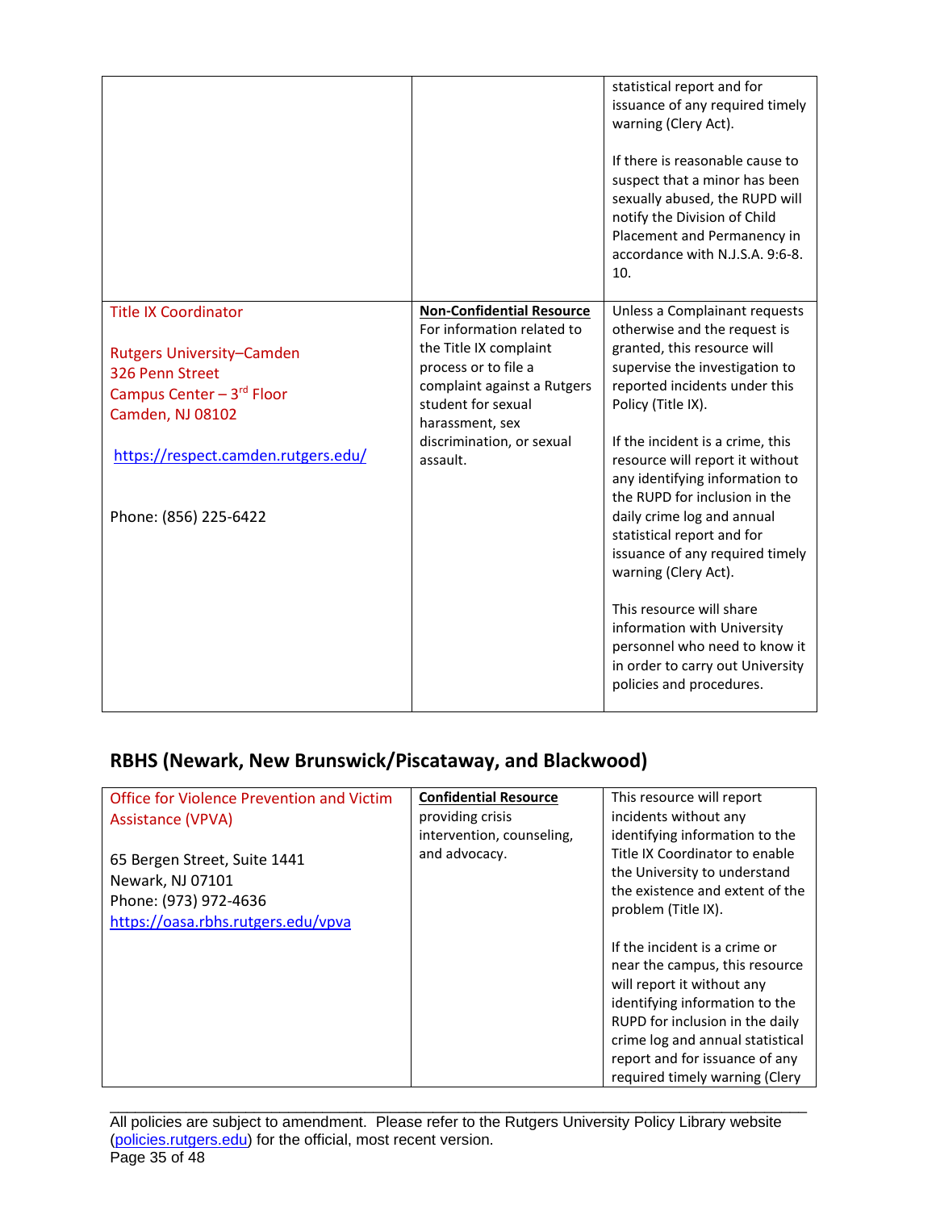| | | |
|---|---|---|
| | | statistical report and for issuance of any required timely warning (Clery Act).<br><br>If there is reasonable cause to suspect that a minor has been sexually abused, the RUPD will notify the Division of Child Placement and Permanency in accordance with N.J.S.A. 9:6-8.10. |
| Title IX Coordinator<br><br>Rutgers University–Camden<br>326 Penn Street<br>Campus Center – 3rd Floor<br>Camden, NJ 08102<br><br>https://respect.camden.rutgers.edu/<br><br>Phone: (856) 225-6422 | **Non-Confidential Resource**<br>For information related to the Title IX complaint process or to file a complaint against a Rutgers student for sexual harassment, sex discrimination, or sexual assault. | Unless a Complainant requests otherwise and the request is granted, this resource will supervise the investigation to reported incidents under this Policy (Title IX).<br><br>If the incident is a crime, this resource will report it without any identifying information to the RUPD for inclusion in the daily crime log and annual statistical report and for issuance of any required timely warning (Clery Act).<br><br>This resource will share information with University personnel who need to know it in order to carry out University policies and procedures. |

## RBHS (Newark, New Brunswick/Piscataway, and Blackwood)

| | | |
|---|---|---|
| Office for Violence Prevention and Victim Assistance (VPVA)<br><br>65 Bergen Street, Suite 1441<br>Newark, NJ 07101<br>Phone: (973) 972-4636<br>https://oasa.rbhs.rutgers.edu/vpva | **Confidential Resource**<br>providing crisis intervention, counseling, and advocacy. | This resource will report incidents without any identifying information to the Title IX Coordinator to enable the University to understand the existence and extent of the problem (Title IX).<br><br>If the incident is a crime or near the campus, this resource will report it without any identifying information to the RUPD for inclusion in the daily crime log and annual statistical report and for issuance of any required timely warning (Clery |

All policies are subject to amendment. Please refer to the Rutgers University Policy Library website (policies.rutgers.edu) for the official, most recent version.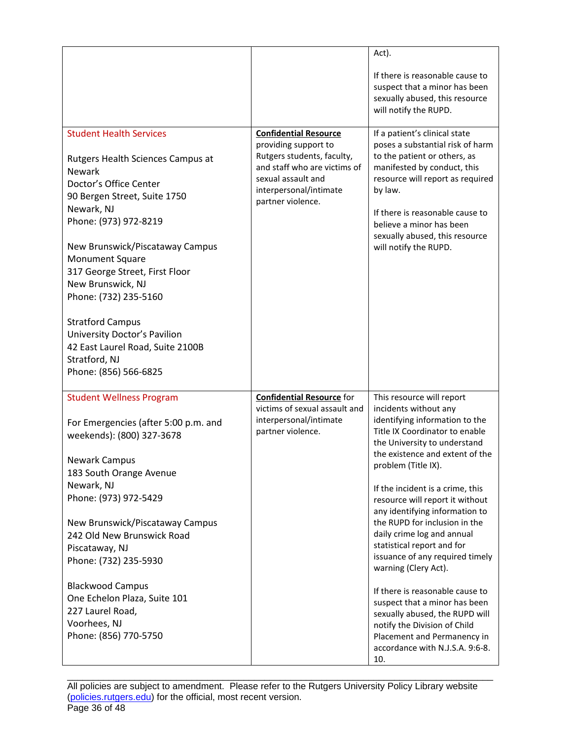| | | |
|---|---|---|
| | | Act).<br><br>If there is reasonable cause to suspect that a minor has been sexually abused, this resource will notify the RUPD. |
| Student Health Services<br><br>Rutgers Health Sciences Campus at Newark<br>Doctor's Office Center<br>90 Bergen Street, Suite 1750<br>Newark, NJ<br>Phone: (973) 972-8219<br><br>New Brunswick/Piscataway Campus<br>Monument Square<br>317 George Street, First Floor<br>New Brunswick, NJ<br>Phone: (732) 235-5160<br><br>Stratford Campus<br>University Doctor's Pavilion<br>42 East Laurel Road, Suite 2100B<br>Stratford, NJ<br>Phone: (856) 566-6825 | **Confidential Resource** providing support to Rutgers students, faculty, and staff who are victims of sexual assault and interpersonal/intimate partner violence. | If a patient's clinical state poses a substantial risk of harm to the patient or others, as manifested by conduct, this resource will report as required by law.<br><br>If there is reasonable cause to believe a minor has been sexually abused, this resource will notify the RUPD. |
| Student Wellness Program<br><br>For Emergencies (after 5:00 p.m. and weekends): (800) 327-3678<br><br>Newark Campus<br>183 South Orange Avenue<br>Newark, NJ<br>Phone: (973) 972-5429<br><br>New Brunswick/Piscataway Campus<br>242 Old New Brunswick Road<br>Piscataway, NJ<br>Phone: (732) 235-5930<br><br>Blackwood Campus<br>One Echelon Plaza, Suite 101<br>227 Laurel Road,<br>Voorhees, NJ<br>Phone: (856) 770-5750 | **Confidential Resource** for victims of sexual assault and interpersonal/intimate partner violence. | This resource will report incidents without any identifying information to the Title IX Coordinator to enable the University to understand the existence and extent of the problem (Title IX).<br><br>If the incident is a crime, this resource will report it without any identifying information to the RUPD for inclusion in the daily crime log and annual statistical report and for issuance of any required timely warning (Clery Act).<br><br>If there is reasonable cause to suspect that a minor has been sexually abused, the RUPD will notify the Division of Child Placement and Permanency in accordance with N.J.S.A. 9:6-8.10. |

All policies are subject to amendment. Please refer to the Rutgers University Policy Library website (policies.rutgers.edu) for the official, most recent version.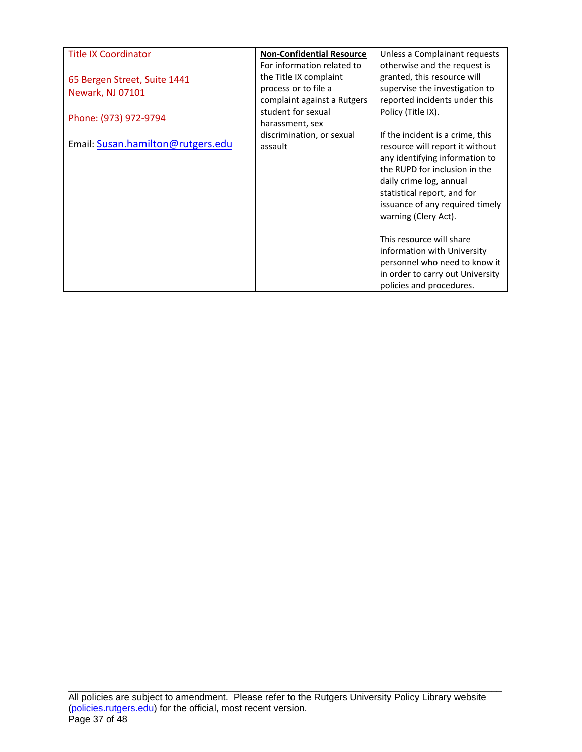| Title IX Coordinator<br><br>65 Bergen Street, Suite 1441<br>Newark, NJ 07101<br><br>Phone: (973) 972-9794<br><br>Email: [Susan.hamilton@rutgers.edu](mailto:Susan.hamilton@rutgers.edu) | **<u>Non-Confidential Resource</u>**<br>For information related to the Title IX complaint process or to file a complaint against a Rutgers student for sexual harassment, sex discrimination, or sexual assault | Unless a Complainant requests otherwise and the request is granted, this resource will supervise the investigation to reported incidents under this Policy (Title IX).<br><br>If the incident is a crime, this resource will report it without any identifying information to the RUPD for inclusion in the daily crime log, annual statistical report, and for issuance of any required timely warning (Clery Act).<br><br>This resource will share information with University personnel who need to know it in order to carry out University policies and procedures. |
|---|---|---|

All policies are subject to amendment. Please refer to the Rutgers University Policy Library website ([policies.rutgers.edu](http://policies.rutgers.edu)) for the official, most recent version.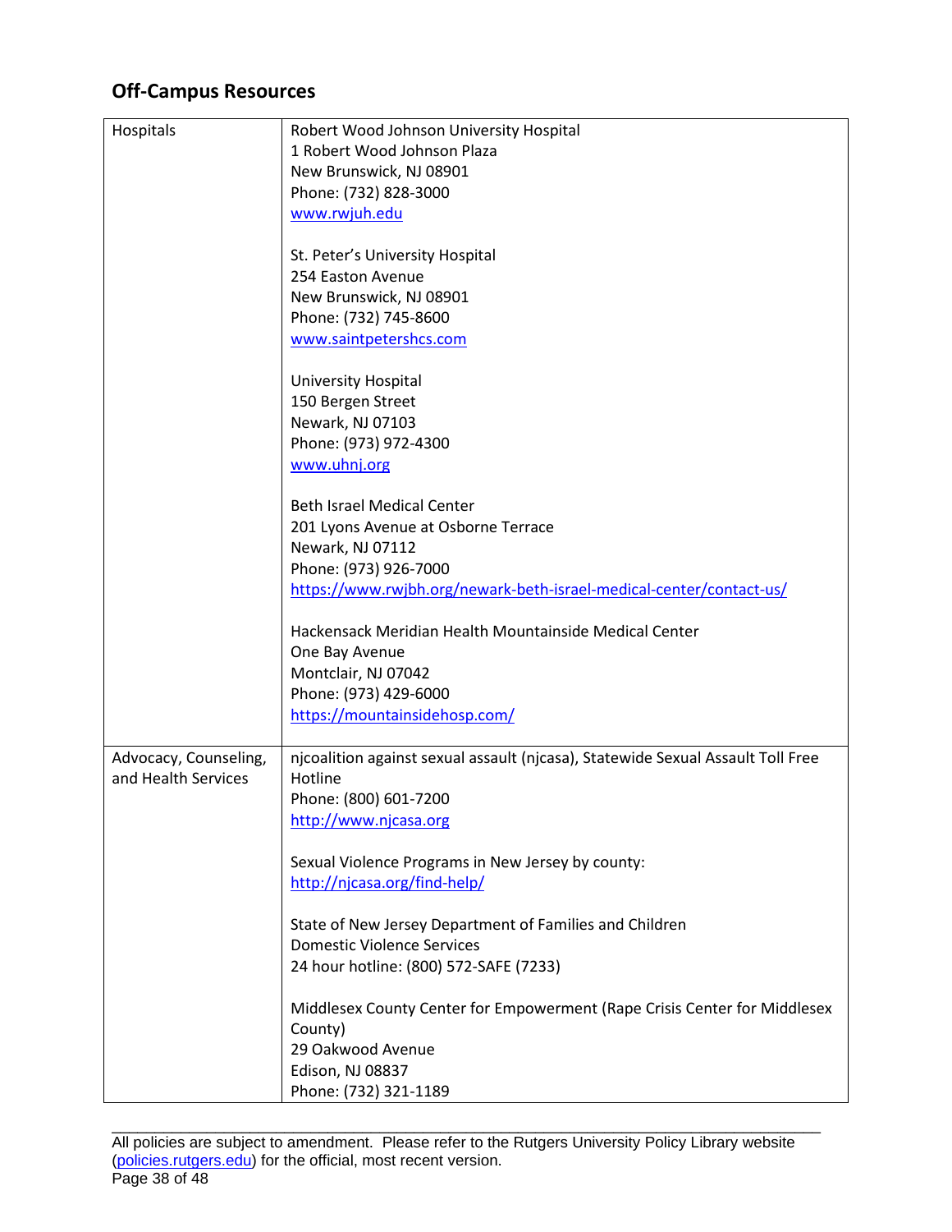## Off-Campus Resources

| | |
|---|---|
| Hospitals | Robert Wood Johnson University Hospital<br>1 Robert Wood Johnson Plaza<br>New Brunswick, NJ 08901<br>Phone: (732) 828-3000<br>www.rwjuh.edu<br><br>St. Peter's University Hospital<br>254 Easton Avenue<br>New Brunswick, NJ 08901<br>Phone: (732) 745-8600<br>www.saintpetershcs.com<br><br>University Hospital<br>150 Bergen Street<br>Newark, NJ 07103<br>Phone: (973) 972-4300<br>www.uhnj.org<br><br>Beth Israel Medical Center<br>201 Lyons Avenue at Osborne Terrace<br>Newark, NJ 07112<br>Phone: (973) 926-7000<br>https://www.rwjbh.org/newark-beth-israel-medical-center/contact-us/<br><br>Hackensack Meridian Health Mountainside Medical Center<br>One Bay Avenue<br>Montclair, NJ 07042<br>Phone: (973) 429-6000<br>https://mountainsidehosp.com/ |
| Advocacy, Counseling, and Health Services | njcoalition against sexual assault (njcasa), Statewide Sexual Assault Toll Free Hotline<br>Phone: (800) 601-7200<br>http://www.njcasa.org<br><br>Sexual Violence Programs in New Jersey by county:<br>http://njcasa.org/find-help/<br><br>State of New Jersey Department of Families and Children<br>Domestic Violence Services<br>24 hour hotline: (800) 572-SAFE (7233)<br><br>Middlesex County Center for Empowerment (Rape Crisis Center for Middlesex County)<br>29 Oakwood Avenue<br>Edison, NJ 08837<br>Phone: (732) 321-1189 |

All policies are subject to amendment. Please refer to the Rutgers University Policy Library website (policies.rutgers.edu) for the official, most recent version.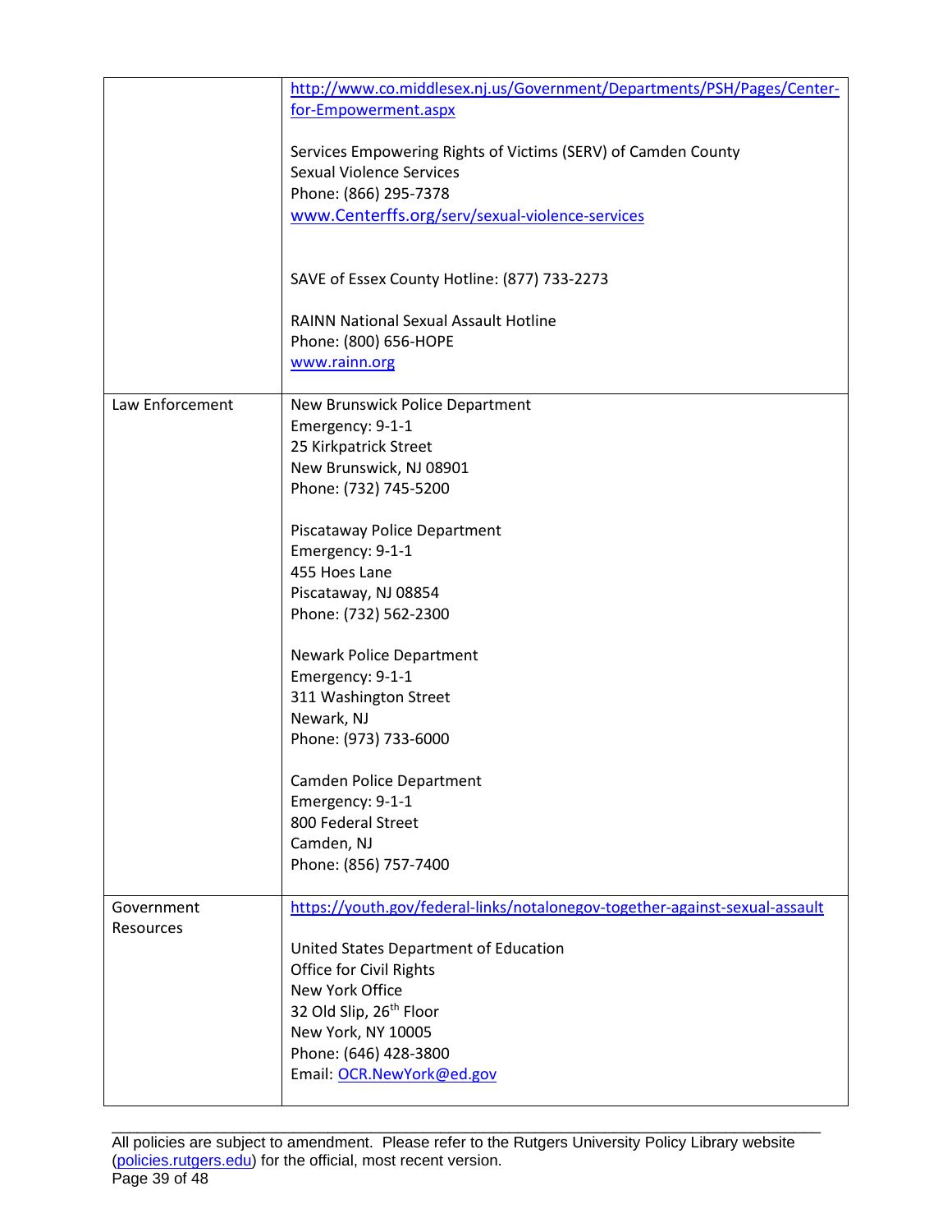| | |
|---|---|
| | http://www.co.middlesex.nj.us/Government/Departments/PSH/Pages/Center-for-Empowerment.aspx<br><br>Services Empowering Rights of Victims (SERV) of Camden County<br>Sexual Violence Services<br>Phone: (866) 295-7378<br>www.Centerffs.org/serv/sexual-violence-services<br><br>SAVE of Essex County Hotline: (877) 733-2273<br><br>RAINN National Sexual Assault Hotline<br>Phone: (800) 656-HOPE<br>www.rainn.org |
| Law Enforcement | New Brunswick Police Department<br>Emergency: 9-1-1<br>25 Kirkpatrick Street<br>New Brunswick, NJ 08901<br>Phone: (732) 745-5200<br><br>Piscataway Police Department<br>Emergency: 9-1-1<br>455 Hoes Lane<br>Piscataway, NJ 08854<br>Phone: (732) 562-2300<br><br>Newark Police Department<br>Emergency: 9-1-1<br>311 Washington Street<br>Newark, NJ<br>Phone: (973) 733-6000<br><br>Camden Police Department<br>Emergency: 9-1-1<br>800 Federal Street<br>Camden, NJ<br>Phone: (856) 757-7400 |
| Government Resources | https://youth.gov/federal-links/notalonegov-together-against-sexual-assault<br><br>United States Department of Education<br>Office for Civil Rights<br>New York Office<br>32 Old Slip, 26th Floor<br>New York, NY 10005<br>Phone: (646) 428-3800<br>Email: OCR.NewYork@ed.gov |

All policies are subject to amendment. Please refer to the Rutgers University Policy Library website (policies.rutgers.edu) for the official, most recent version.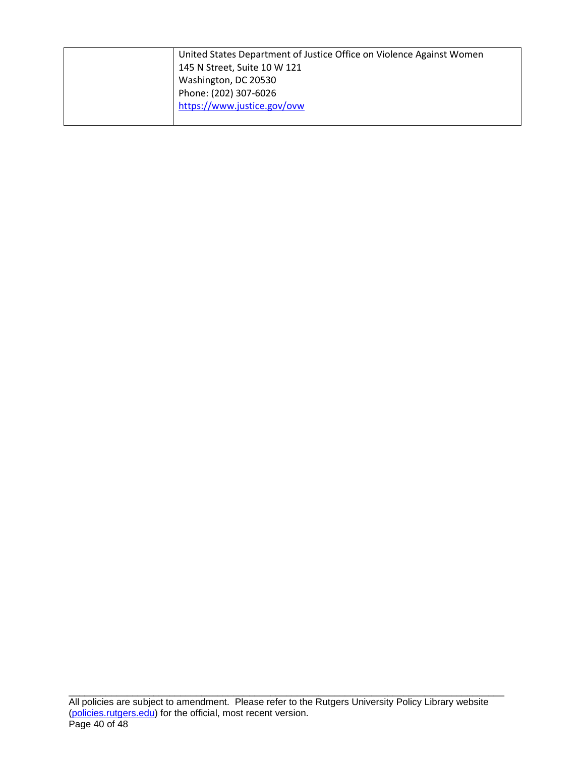| | |
|---|---|
| | United States Department of Justice Office on Violence Against Women<br>145 N Street, Suite 10 W 121<br>Washington, DC 20530<br>Phone: (202) 307-6026<br>https://www.justice.gov/ovw |

All policies are subject to amendment. Please refer to the Rutgers University Policy Library website (policies.rutgers.edu) for the official, most recent version.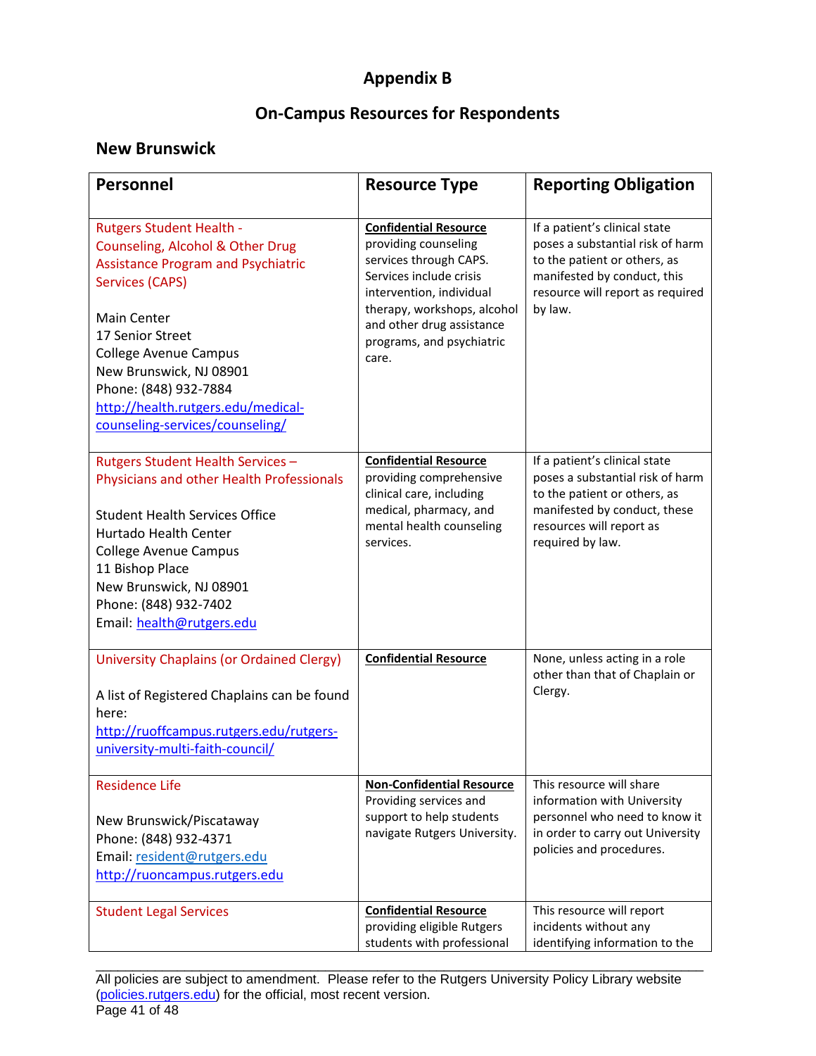# Appendix B

## On-Campus Resources for Respondents

### New Brunswick

| Personnel | Resource Type | Reporting Obligation |
|---|---|---|
| Rutgers Student Health - Counseling, Alcohol & Other Drug Assistance Program and Psychiatric Services (CAPS)<br><br>Main Center<br>17 Senior Street<br>College Avenue Campus<br>New Brunswick, NJ 08901<br>Phone: (848) 932-7884<br>http://health.rutgers.edu/medical-counseling-services/counseling/ | **Confidential Resource** providing counseling services through CAPS. Services include crisis intervention, individual therapy, workshops, alcohol and other drug assistance programs, and psychiatric care. | If a patient's clinical state poses a substantial risk of harm to the patient or others, as manifested by conduct, this resource will report as required by law. |
| Rutgers Student Health Services – Physicians and other Health Professionals<br><br>Student Health Services Office<br>Hurtado Health Center<br>College Avenue Campus<br>11 Bishop Place<br>New Brunswick, NJ 08901<br>Phone: (848) 932-7402<br>Email: health@rutgers.edu | **Confidential Resource** providing comprehensive clinical care, including medical, pharmacy, and mental health counseling services. | If a patient's clinical state poses a substantial risk of harm to the patient or others, as manifested by conduct, these resources will report as required by law. |
| University Chaplains (or Ordained Clergy)<br><br>A list of Registered Chaplains can be found here:<br>http://ruoffcampus.rutgers.edu/rutgers-university-multi-faith-council/ | **Confidential Resource** | None, unless acting in a role other than that of Chaplain or Clergy. |
| Residence Life<br><br>New Brunswick/Piscataway<br>Phone: (848) 932-4371<br>Email: resident@rutgers.edu<br>http://ruoncampus.rutgers.edu | **Non-Confidential Resource** Providing services and support to help students navigate Rutgers University. | This resource will share information with University personnel who need to know it in order to carry out University policies and procedures. |
| Student Legal Services | **Confidential Resource** providing eligible Rutgers students with professional | This resource will report incidents without any identifying information to the |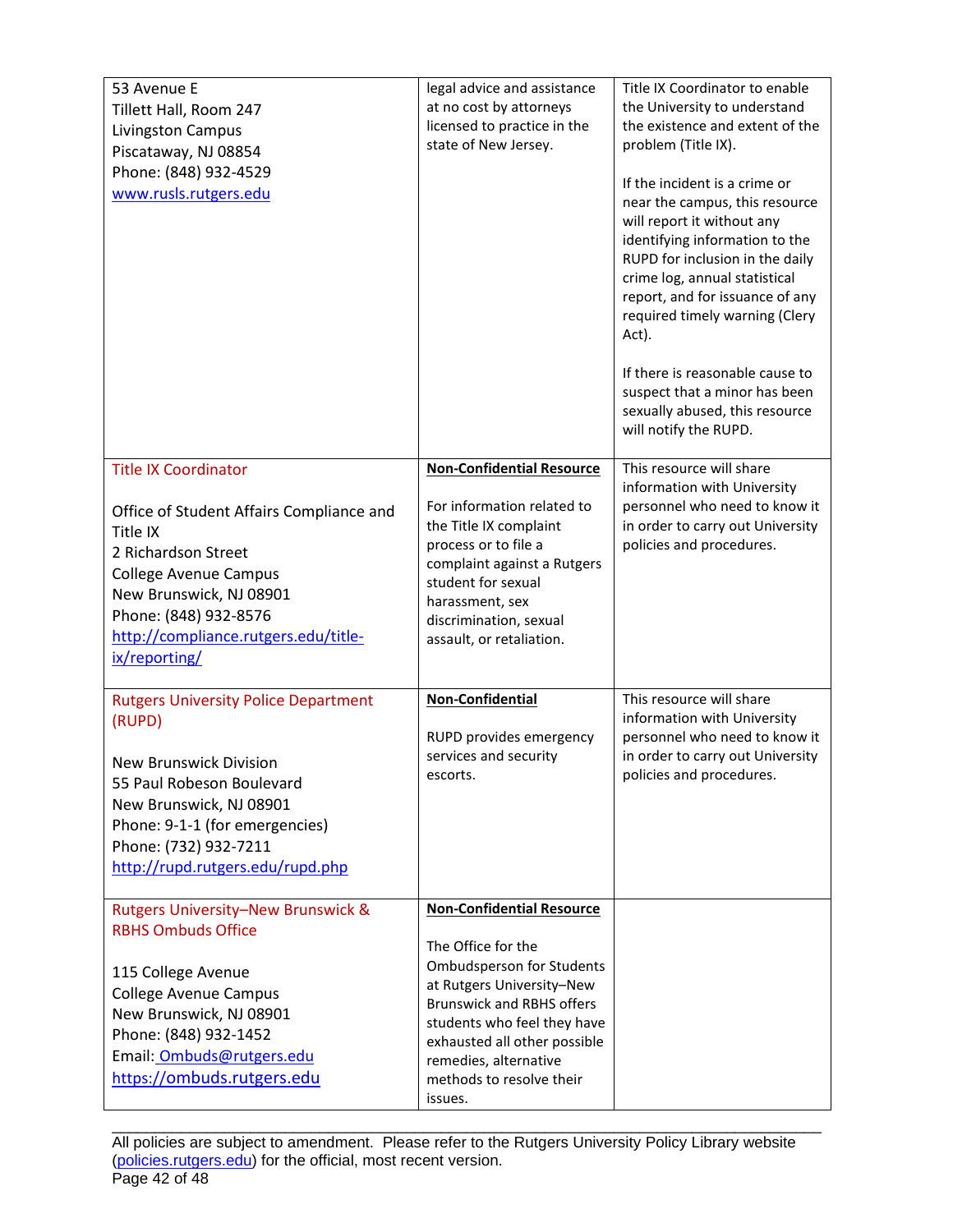| | | |
|---|---|---|
| 53 Avenue E<br>Tillett Hall, Room 247<br>Livingston Campus<br>Piscataway, NJ 08854<br>Phone: (848) 932-4529<br>www.rusls.rutgers.edu | legal advice and assistance at no cost by attorneys licensed to practice in the state of New Jersey. | Title IX Coordinator to enable the University to understand the existence and extent of the problem (Title IX).<br><br>If the incident is a crime or near the campus, this resource will report it without any identifying information to the RUPD for inclusion in the daily crime log, annual statistical report, and for issuance of any required timely warning (Clery Act).<br><br>If there is reasonable cause to suspect that a minor has been sexually abused, this resource will notify the RUPD. |
| Title IX Coordinator<br><br>Office of Student Affairs Compliance and Title IX<br>2 Richardson Street<br>College Avenue Campus<br>New Brunswick, NJ 08901<br>Phone: (848) 932-8576<br>http://compliance.rutgers.edu/title-ix/reporting/ | **Non-Confidential Resource**<br><br>For information related to the Title IX complaint process or to file a complaint against a Rutgers student for sexual harassment, sex discrimination, sexual assault, or retaliation. | This resource will share information with University personnel who need to know it in order to carry out University policies and procedures. |
| Rutgers University Police Department (RUPD)<br><br>New Brunswick Division<br>55 Paul Robeson Boulevard<br>New Brunswick, NJ 08901<br>Phone: 9-1-1 (for emergencies)<br>Phone: (732) 932-7211<br>http://rupd.rutgers.edu/rupd.php | **Non-Confidential**<br><br>RUPD provides emergency services and security escorts. | This resource will share information with University personnel who need to know it in order to carry out University policies and procedures. |
| Rutgers University–New Brunswick & RBHS Ombuds Office<br><br>115 College Avenue<br>College Avenue Campus<br>New Brunswick, NJ 08901<br>Phone: (848) 932-1452<br>Email: Ombuds@rutgers.edu<br>https://ombuds.rutgers.edu | **Non-Confidential Resource**<br><br>The Office for the Ombudsperson for Students at Rutgers University–New Brunswick and RBHS offers students who feel they have exhausted all other possible remedies, alternative methods to resolve their issues. | |

All policies are subject to amendment. Please refer to the Rutgers University Policy Library website (policies.rutgers.edu) for the official, most recent version.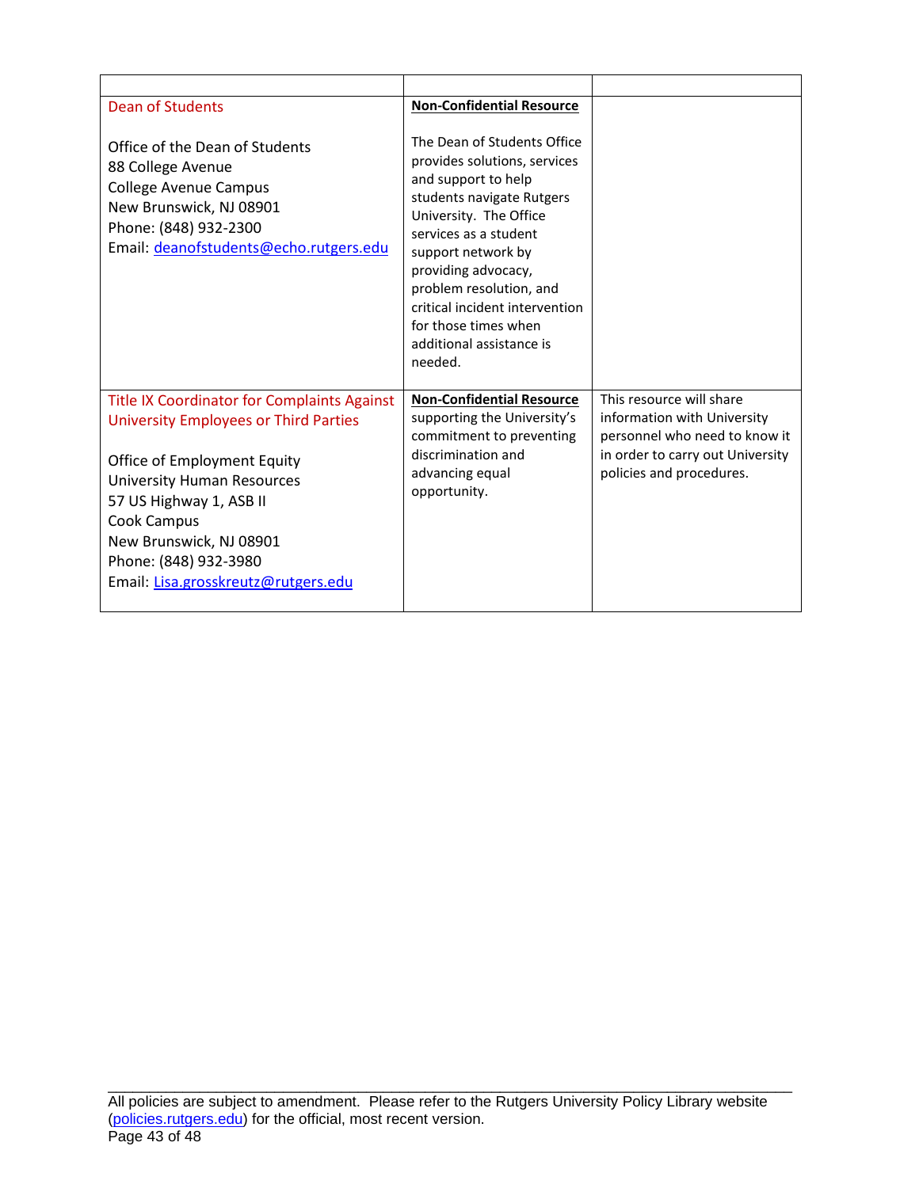| | | |
|---|---|---|
| Dean of Students<br><br>Office of the Dean of Students<br>88 College Avenue<br>College Avenue Campus<br>New Brunswick, NJ 08901<br>Phone: (848) 932-2300<br>Email: deanofstudents@echo.rutgers.edu | **Non-Confidential Resource**<br><br>The Dean of Students Office provides solutions, services and support to help students navigate Rutgers University. The Office services as a student support network by providing advocacy, problem resolution, and critical incident intervention for those times when additional assistance is needed. | |
| Title IX Coordinator for Complaints Against University Employees or Third Parties<br><br>Office of Employment Equity<br>University Human Resources<br>57 US Highway 1, ASB II<br>Cook Campus<br>New Brunswick, NJ 08901<br>Phone: (848) 932-3980<br>Email: Lisa.grosskreutz@rutgers.edu | **Non-Confidential Resource** supporting the University's commitment to preventing discrimination and advancing equal opportunity. | This resource will share information with University personnel who need to know it in order to carry out University policies and procedures. |

All policies are subject to amendment. Please refer to the Rutgers University Policy Library website (policies.rutgers.edu) for the official, most recent version.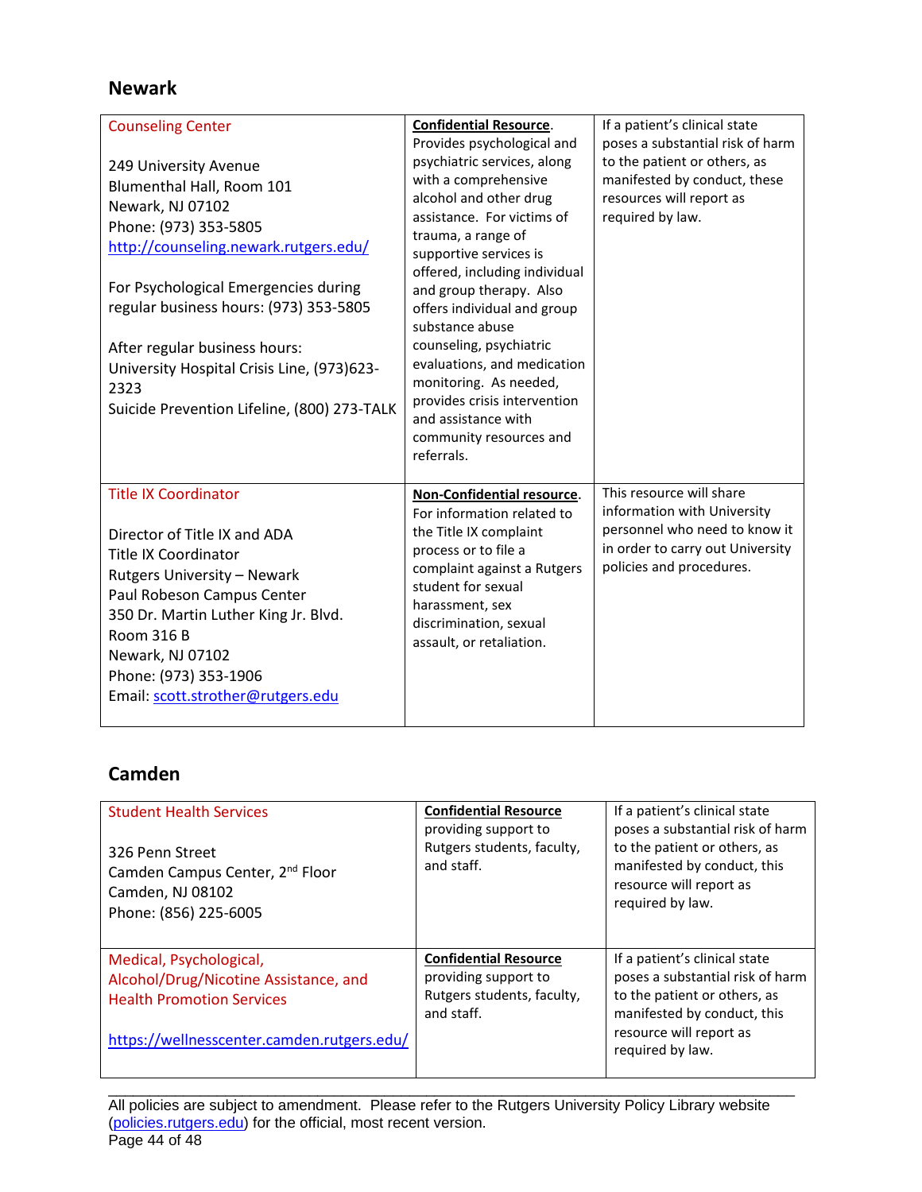## Newark

| | | |
|---|---|---|
| Counseling Center<br><br>249 University Avenue<br>Blumenthal Hall, Room 101<br>Newark, NJ 07102<br>Phone: (973) 353-5805<br>http://counseling.newark.rutgers.edu/<br><br>For Psychological Emergencies during regular business hours: (973) 353-5805<br><br>After regular business hours:<br>University Hospital Crisis Line, (973)623-2323<br>Suicide Prevention Lifeline, (800) 273-TALK | **Confidential Resource**. Provides psychological and psychiatric services, along with a comprehensive alcohol and other drug assistance. For victims of trauma, a range of supportive services is offered, including individual and group therapy. Also offers individual and group substance abuse counseling, psychiatric evaluations, and medication monitoring. As needed, provides crisis intervention and assistance with community resources and referrals. | If a patient's clinical state poses a substantial risk of harm to the patient or others, as manifested by conduct, these resources will report as required by law. |
| Title IX Coordinator<br><br>Director of Title IX and ADA<br>Title IX Coordinator<br>Rutgers University – Newark<br>Paul Robeson Campus Center<br>350 Dr. Martin Luther King Jr. Blvd.<br>Room 316 B<br>Newark, NJ 07102<br>Phone: (973) 353-1906<br>Email: scott.strother@rutgers.edu | **Non-Confidential resource**. For information related to the Title IX complaint process or to file a complaint against a Rutgers student for sexual harassment, sex discrimination, sexual assault, or retaliation. | This resource will share information with University personnel who need to know it in order to carry out University policies and procedures. |

## Camden

| | | |
|---|---|---|
| Student Health Services<br><br>326 Penn Street<br>Camden Campus Center, 2nd Floor<br>Camden, NJ 08102<br>Phone: (856) 225-6005 | **Confidential Resource** providing support to Rutgers students, faculty, and staff. | If a patient's clinical state poses a substantial risk of harm to the patient or others, as manifested by conduct, this resource will report as required by law. |
| Medical, Psychological, Alcohol/Drug/Nicotine Assistance, and Health Promotion Services<br><br>https://wellnesscenter.camden.rutgers.edu/ | **Confidential Resource** providing support to Rutgers students, faculty, and staff. | If a patient's clinical state poses a substantial risk of harm to the patient or others, as manifested by conduct, this resource will report as required by law. |

All policies are subject to amendment. Please refer to the Rutgers University Policy Library website (policies.rutgers.edu) for the official, most recent version.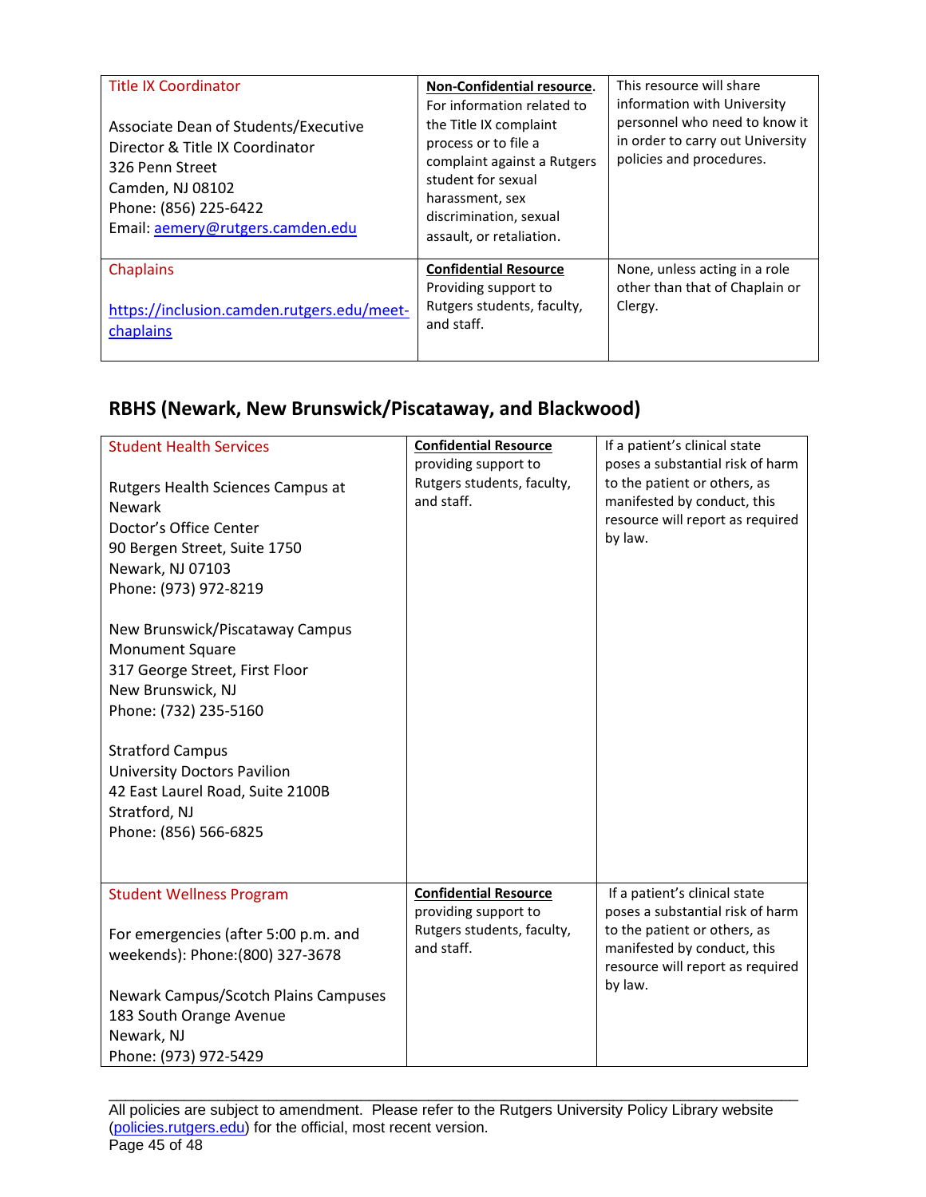| | | |
|---|---|---|
| Title IX Coordinator<br><br>Associate Dean of Students/Executive Director & Title IX Coordinator<br>326 Penn Street<br>Camden, NJ 08102<br>Phone: (856) 225-6422<br>Email: [aemery@rutgers.camden.edu](mailto:aemery@rutgers.camden.edu) | **Non-Confidential resource**. For information related to the Title IX complaint process or to file a complaint against a Rutgers student for sexual harassment, sex discrimination, sexual assault, or retaliation. | This resource will share information with University personnel who need to know it in order to carry out University policies and procedures. |
| Chaplains<br><br>[https://inclusion.camden.rutgers.edu/meet-chaplains](https://inclusion.camden.rutgers.edu/meet-chaplains) | **Confidential Resource** Providing support to Rutgers students, faculty, and staff. | None, unless acting in a role other than that of Chaplain or Clergy. |

## RBHS (Newark, New Brunswick/Piscataway, and Blackwood)

| | | |
|---|---|---|
| Student Health Services<br><br>Rutgers Health Sciences Campus at Newark<br>Doctor's Office Center<br>90 Bergen Street, Suite 1750<br>Newark, NJ 07103<br>Phone: (973) 972-8219<br><br>New Brunswick/Piscataway Campus<br>Monument Square<br>317 George Street, First Floor<br>New Brunswick, NJ<br>Phone: (732) 235-5160<br><br>Stratford Campus<br>University Doctors Pavilion<br>42 East Laurel Road, Suite 2100B<br>Stratford, NJ<br>Phone: (856) 566-6825 | **Confidential Resource** providing support to Rutgers students, faculty, and staff. | If a patient's clinical state poses a substantial risk of harm to the patient or others, as manifested by conduct, this resource will report as required by law. |
| Student Wellness Program<br><br>For emergencies (after 5:00 p.m. and weekends): Phone:(800) 327-3678<br><br>Newark Campus/Scotch Plains Campuses<br>183 South Orange Avenue<br>Newark, NJ<br>Phone: (973) 972-5429 | **Confidential Resource** providing support to Rutgers students, faculty, and staff. | If a patient's clinical state poses a substantial risk of harm to the patient or others, as manifested by conduct, this resource will report as required by law. |

All policies are subject to amendment. Please refer to the Rutgers University Policy Library website ([policies.rutgers.edu](https://policies.rutgers.edu)) for the official, most recent version.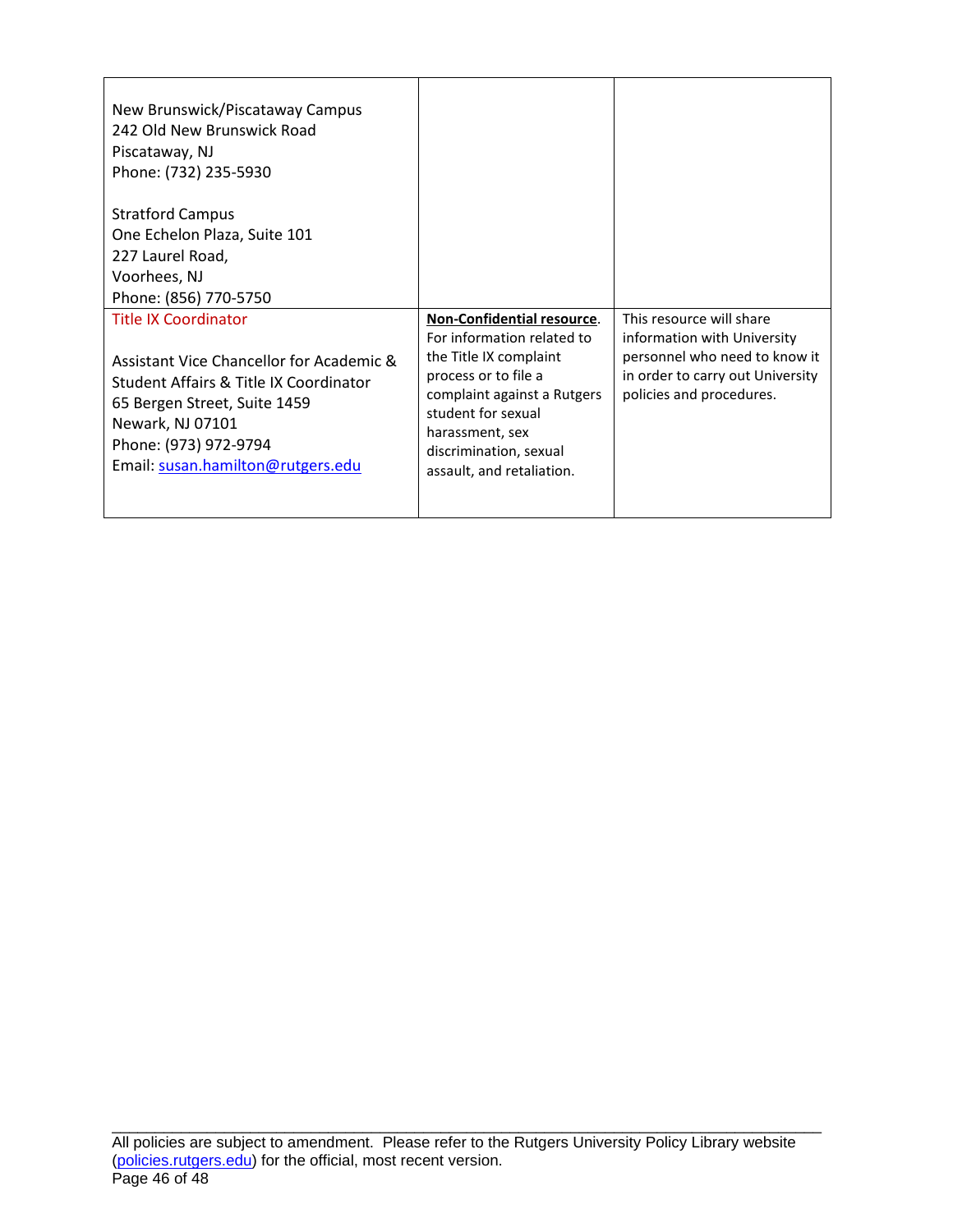| | | |
|---|---|---|
| New Brunswick/Piscataway Campus<br>242 Old New Brunswick Road<br>Piscataway, NJ<br>Phone: (732) 235-5930<br><br>Stratford Campus<br>One Echelon Plaza, Suite 101<br>227 Laurel Road,<br>Voorhees, NJ<br>Phone: (856) 770-5750 | | |
| Title IX Coordinator<br><br>Assistant Vice Chancellor for Academic & Student Affairs & Title IX Coordinator<br>65 Bergen Street, Suite 1459<br>Newark, NJ 07101<br>Phone: (973) 972-9794<br>Email: [susan.hamilton@rutgers.edu](mailto:susan.hamilton@rutgers.edu) | **Non-Confidential resource**. For information related to the Title IX complaint process or to file a complaint against a Rutgers student for sexual harassment, sex discrimination, sexual assault, and retaliation. | This resource will share information with University personnel who need to know it in order to carry out University policies and procedures. |

All policies are subject to amendment. Please refer to the Rutgers University Policy Library website ([policies.rutgers.edu](http://policies.rutgers.edu)) for the official, most recent version.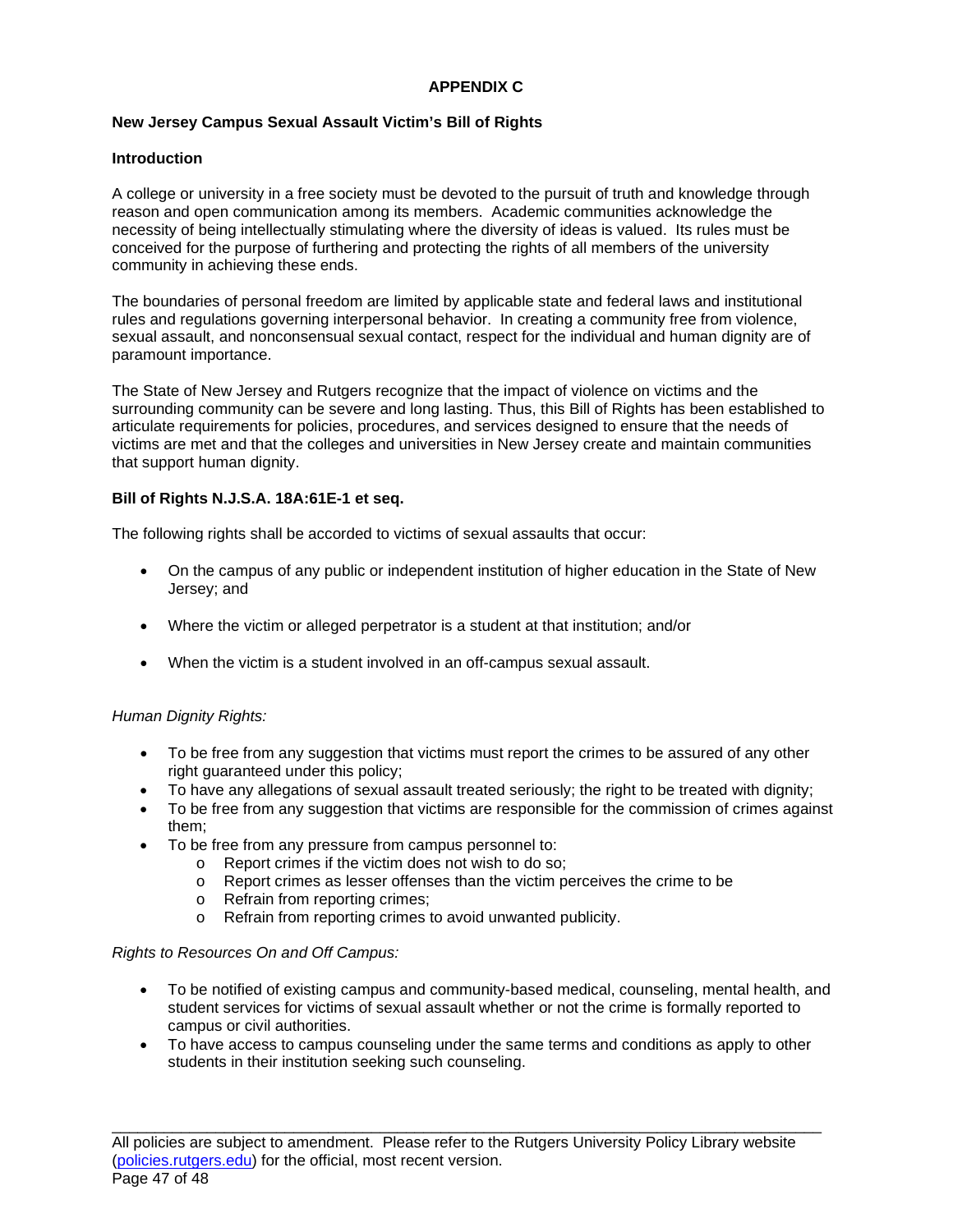## APPENDIX C

### New Jersey Campus Sexual Assault Victim's Bill of Rights

#### Introduction

A college or university in a free society must be devoted to the pursuit of truth and knowledge through reason and open communication among its members. Academic communities acknowledge the necessity of being intellectually stimulating where the diversity of ideas is valued. Its rules must be conceived for the purpose of furthering and protecting the rights of all members of the university community in achieving these ends.

The boundaries of personal freedom are limited by applicable state and federal laws and institutional rules and regulations governing interpersonal behavior. In creating a community free from violence, sexual assault, and nonconsensual sexual contact, respect for the individual and human dignity are of paramount importance.

The State of New Jersey and Rutgers recognize that the impact of violence on victims and the surrounding community can be severe and long lasting. Thus, this Bill of Rights has been established to articulate requirements for policies, procedures, and services designed to ensure that the needs of victims are met and that the colleges and universities in New Jersey create and maintain communities that support human dignity.

#### Bill of Rights N.J.S.A. 18A:61E-1 et seq.

The following rights shall be accorded to victims of sexual assaults that occur:

- On the campus of any public or independent institution of higher education in the State of New Jersey; and
- Where the victim or alleged perpetrator is a student at that institution; and/or
- When the victim is a student involved in an off-campus sexual assault.

*Human Dignity Rights:*

- To be free from any suggestion that victims must report the crimes to be assured of any other right guaranteed under this policy;
- To have any allegations of sexual assault treated seriously; the right to be treated with dignity;
- To be free from any suggestion that victims are responsible for the commission of crimes against them;
- To be free from any pressure from campus personnel to:
  - Report crimes if the victim does not wish to do so;
  - Report crimes as lesser offenses than the victim perceives the crime to be
  - Refrain from reporting crimes;
  - Refrain from reporting crimes to avoid unwanted publicity.

*Rights to Resources On and Off Campus:*

- To be notified of existing campus and community-based medical, counseling, mental health, and student services for victims of sexual assault whether or not the crime is formally reported to campus or civil authorities.
- To have access to campus counseling under the same terms and conditions as apply to other students in their institution seeking such counseling.

All policies are subject to amendment. Please refer to the Rutgers University Policy Library website (policies.rutgers.edu) for the official, most recent version.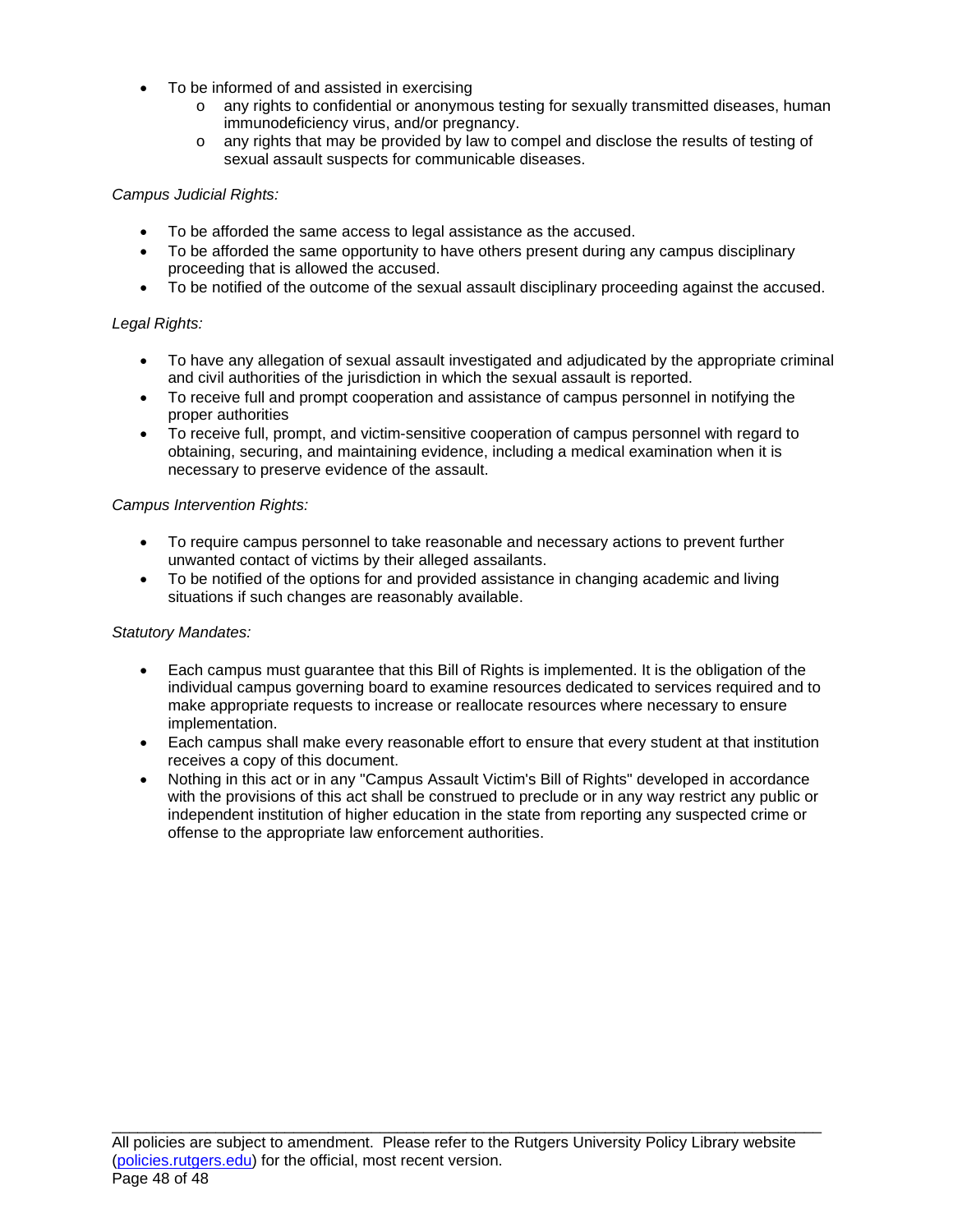- To be informed of and assisted in exercising
  - any rights to confidential or anonymous testing for sexually transmitted diseases, human immunodeficiency virus, and/or pregnancy.
  - any rights that may be provided by law to compel and disclose the results of testing of sexual assault suspects for communicable diseases.

*Campus Judicial Rights:*

- To be afforded the same access to legal assistance as the accused.
- To be afforded the same opportunity to have others present during any campus disciplinary proceeding that is allowed the accused.
- To be notified of the outcome of the sexual assault disciplinary proceeding against the accused.

*Legal Rights:*

- To have any allegation of sexual assault investigated and adjudicated by the appropriate criminal and civil authorities of the jurisdiction in which the sexual assault is reported.
- To receive full and prompt cooperation and assistance of campus personnel in notifying the proper authorities
- To receive full, prompt, and victim-sensitive cooperation of campus personnel with regard to obtaining, securing, and maintaining evidence, including a medical examination when it is necessary to preserve evidence of the assault.

*Campus Intervention Rights:*

- To require campus personnel to take reasonable and necessary actions to prevent further unwanted contact of victims by their alleged assailants.
- To be notified of the options for and provided assistance in changing academic and living situations if such changes are reasonably available.

*Statutory Mandates:*

- Each campus must guarantee that this Bill of Rights is implemented. It is the obligation of the individual campus governing board to examine resources dedicated to services required and to make appropriate requests to increase or reallocate resources where necessary to ensure implementation.
- Each campus shall make every reasonable effort to ensure that every student at that institution receives a copy of this document.
- Nothing in this act or in any "Campus Assault Victim's Bill of Rights" developed in accordance with the provisions of this act shall be construed to preclude or in any way restrict any public or independent institution of higher education in the state from reporting any suspected crime or offense to the appropriate law enforcement authorities.